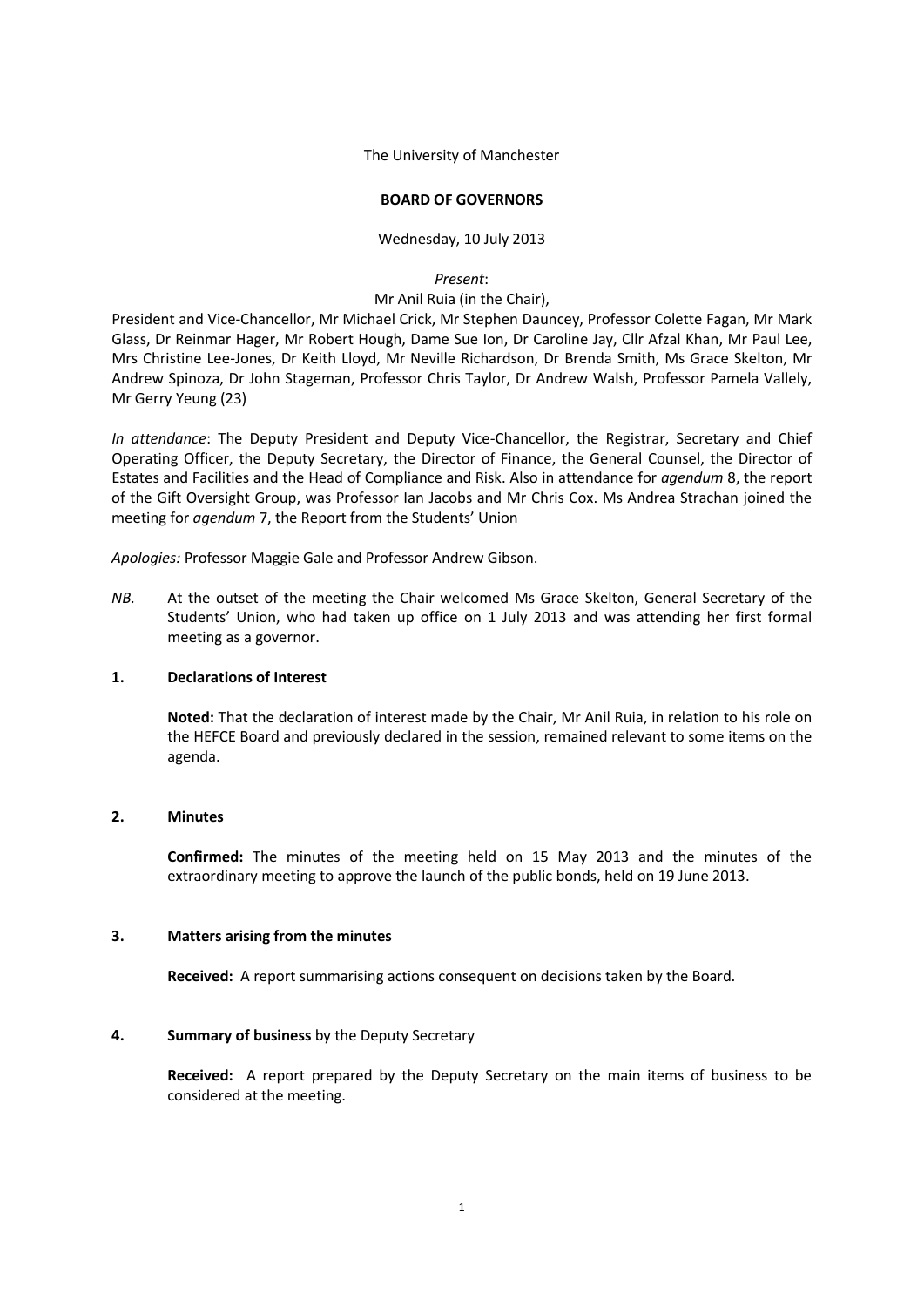The University of Manchester

**BOARD OF GOVERNORS**

Wednesday, 10 July 2013

*Present*:

Mr Anil Ruia (in the Chair),

President and Vice-Chancellor, Mr Michael Crick, Mr Stephen Dauncey, Professor Colette Fagan, Mr Mark Glass, Dr Reinmar Hager, Mr Robert Hough, Dame Sue Ion, Dr Caroline Jay, Cllr Afzal Khan, Mr Paul Lee, Mrs Christine Lee-Jones, Dr Keith Lloyd, Mr Neville Richardson, Dr Brenda Smith, Ms Grace Skelton, Mr Andrew Spinoza, Dr John Stageman, Professor Chris Taylor, Dr Andrew Walsh, Professor Pamela Vallely, Mr Gerry Yeung (23)

*In attendance*: The Deputy President and Deputy Vice-Chancellor, the Registrar, Secretary and Chief Operating Officer, the Deputy Secretary, the Director of Finance, the General Counsel, the Director of Estates and Facilities and the Head of Compliance and Risk. Also in attendance for *agendum* 8, the report of the Gift Oversight Group, was Professor Ian Jacobs and Mr Chris Cox. Ms Andrea Strachan joined the meeting for *agendum* 7, the Report from the Students' Union

*Apologies:* Professor Maggie Gale and Professor Andrew Gibson.

*NB.* At the outset of the meeting the Chair welcomed Ms Grace Skelton, General Secretary of the Students' Union, who had taken up office on 1 July 2013 and was attending her first formal meeting as a governor.

**1. Declarations of Interest**

**Noted:** That the declaration of interest made by the Chair, Mr Anil Ruia, in relation to his role on the HEFCE Board and previously declared in the session, remained relevant to some items on the agenda.

**2. Minutes**

**Confirmed:** The minutes of the meeting held on 15 May 2013 and the minutes of the extraordinary meeting to approve the launch of the public bonds, held on 19 June 2013.

**3. Matters arising from the minutes**

**Received:** A report summarising actions consequent on decisions taken by the Board.

**4. Summary of business** by the Deputy Secretary

**Received:** A report prepared by the Deputy Secretary on the main items of business to be considered at the meeting.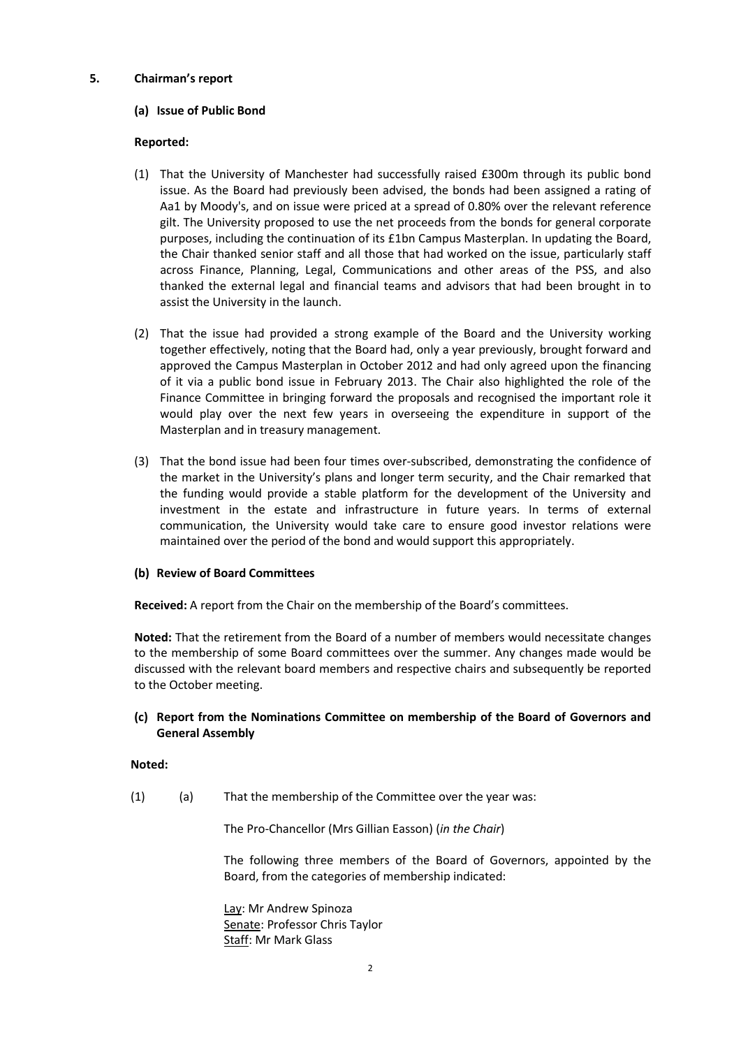## 5. Chairman's report

### (a) Issue of Public Bond

**Reported:**

(1) That the University of Manchester had successfully raised £300m through its public bond issue. As the Board had previously been advised, the bonds had been assigned a rating of Aa1 by Moody's, and on issue were priced at a spread of 0.80% over the relevant reference gilt. The University proposed to use the net proceeds from the bonds for general corporate purposes, including the continuation of its £1bn Campus Masterplan. In updating the Board, the Chair thanked senior staff and all those that had worked on the issue, particularly staff across Finance, Planning, Legal, Communications and other areas of the PSS, and also thanked the external legal and financial teams and advisors that had been brought in to assist the University in the launch.

(2) That the issue had provided a strong example of the Board and the University working together effectively, noting that the Board had, only a year previously, brought forward and approved the Campus Masterplan in October 2012 and had only agreed upon the financing of it via a public bond issue in February 2013. The Chair also highlighted the role of the Finance Committee in bringing forward the proposals and recognised the important role it would play over the next few years in overseeing the expenditure in support of the Masterplan and in treasury management.

(3) That the bond issue had been four times over-subscribed, demonstrating the confidence of the market in the University's plans and longer term security, and the Chair remarked that the funding would provide a stable platform for the development of the University and investment in the estate and infrastructure in future years. In terms of external communication, the University would take care to ensure good investor relations were maintained over the period of the bond and would support this appropriately.

### (b) Review of Board Committees

**Received:** A report from the Chair on the membership of the Board's committees.

**Noted:** That the retirement from the Board of a number of members would necessitate changes to the membership of some Board committees over the summer. Any changes made would be discussed with the relevant board members and respective chairs and subsequently be reported to the October meeting.

### (c) Report from the Nominations Committee on membership of the Board of Governors and General Assembly

**Noted:**

(1) (a) That the membership of the Committee over the year was:

The Pro-Chancellor (Mrs Gillian Easson) (*in the Chair*)

The following three members of the Board of Governors, appointed by the Board, from the categories of membership indicated:

Lay: Mr Andrew Spinoza
Senate: Professor Chris Taylor
Staff: Mr Mark Glass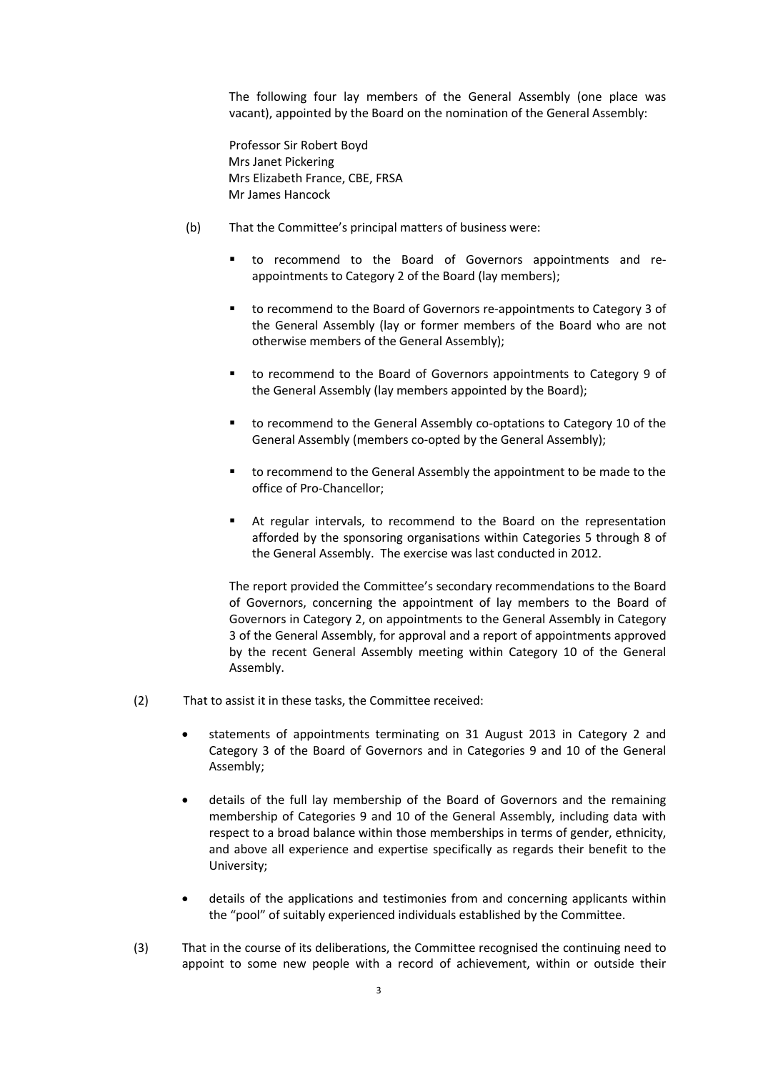The following four lay members of the General Assembly (one place was vacant), appointed by the Board on the nomination of the General Assembly:

Professor Sir Robert Boyd
Mrs Janet Pickering
Mrs Elizabeth France, CBE, FRSA
Mr James Hancock

(b) That the Committee's principal matters of business were:

- to recommend to the Board of Governors appointments and re-appointments to Category 2 of the Board (lay members);
- to recommend to the Board of Governors re-appointments to Category 3 of the General Assembly (lay or former members of the Board who are not otherwise members of the General Assembly);
- to recommend to the Board of Governors appointments to Category 9 of the General Assembly (lay members appointed by the Board);
- to recommend to the General Assembly co-optations to Category 10 of the General Assembly (members co-opted by the General Assembly);
- to recommend to the General Assembly the appointment to be made to the office of Pro-Chancellor;
- At regular intervals, to recommend to the Board on the representation afforded by the sponsoring organisations within Categories 5 through 8 of the General Assembly. The exercise was last conducted in 2012.

The report provided the Committee's secondary recommendations to the Board of Governors, concerning the appointment of lay members to the Board of Governors in Category 2, on appointments to the General Assembly in Category 3 of the General Assembly, for approval and a report of appointments approved by the recent General Assembly meeting within Category 10 of the General Assembly.

(2) That to assist it in these tasks, the Committee received:

- statements of appointments terminating on 31 August 2013 in Category 2 and Category 3 of the Board of Governors and in Categories 9 and 10 of the General Assembly;
- details of the full lay membership of the Board of Governors and the remaining membership of Categories 9 and 10 of the General Assembly, including data with respect to a broad balance within those memberships in terms of gender, ethnicity, and above all experience and expertise specifically as regards their benefit to the University;
- details of the applications and testimonies from and concerning applicants within the "pool" of suitably experienced individuals established by the Committee.

(3) That in the course of its deliberations, the Committee recognised the continuing need to appoint to some new people with a record of achievement, within or outside their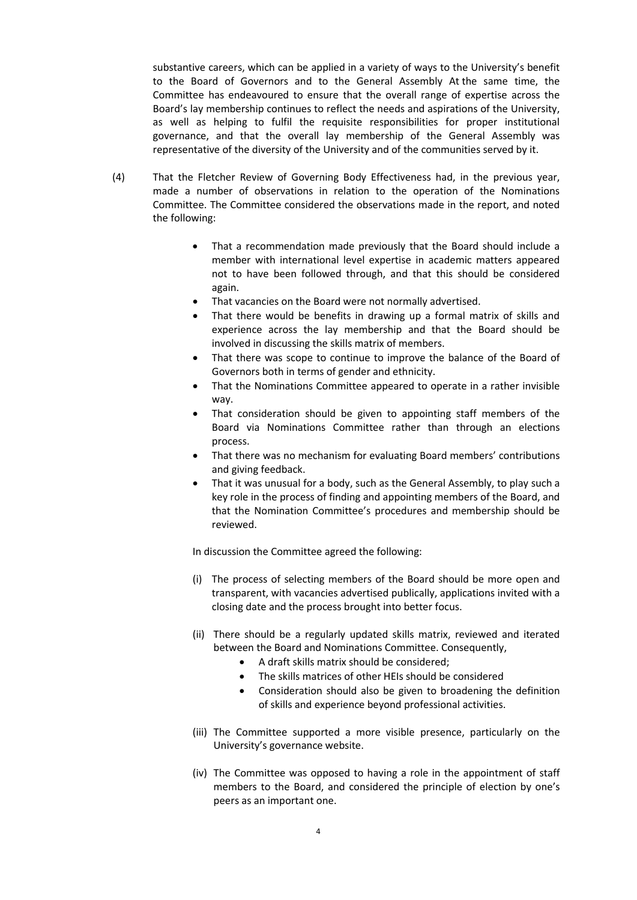substantive careers, which can be applied in a variety of ways to the University's benefit to the Board of Governors and to the General Assembly At the same time, the Committee has endeavoured to ensure that the overall range of expertise across the Board's lay membership continues to reflect the needs and aspirations of the University, as well as helping to fulfil the requisite responsibilities for proper institutional governance, and that the overall lay membership of the General Assembly was representative of the diversity of the University and of the communities served by it.

(4) That the Fletcher Review of Governing Body Effectiveness had, in the previous year, made a number of observations in relation to the operation of the Nominations Committee. The Committee considered the observations made in the report, and noted the following:

- That a recommendation made previously that the Board should include a member with international level expertise in academic matters appeared not to have been followed through, and that this should be considered again.
- That vacancies on the Board were not normally advertised.
- That there would be benefits in drawing up a formal matrix of skills and experience across the lay membership and that the Board should be involved in discussing the skills matrix of members.
- That there was scope to continue to improve the balance of the Board of Governors both in terms of gender and ethnicity.
- That the Nominations Committee appeared to operate in a rather invisible way.
- That consideration should be given to appointing staff members of the Board via Nominations Committee rather than through an elections process.
- That there was no mechanism for evaluating Board members' contributions and giving feedback.
- That it was unusual for a body, such as the General Assembly, to play such a key role in the process of finding and appointing members of the Board, and that the Nomination Committee's procedures and membership should be reviewed.

In discussion the Committee agreed the following:

(i) The process of selecting members of the Board should be more open and transparent, with vacancies advertised publically, applications invited with a closing date and the process brought into better focus.

(ii) There should be a regularly updated skills matrix, reviewed and iterated between the Board and Nominations Committee. Consequently,
   - A draft skills matrix should be considered;
   - The skills matrices of other HEIs should be considered
   - Consideration should also be given to broadening the definition of skills and experience beyond professional activities.

(iii) The Committee supported a more visible presence, particularly on the University's governance website.

(iv) The Committee was opposed to having a role in the appointment of staff members to the Board, and considered the principle of election by one's peers as an important one.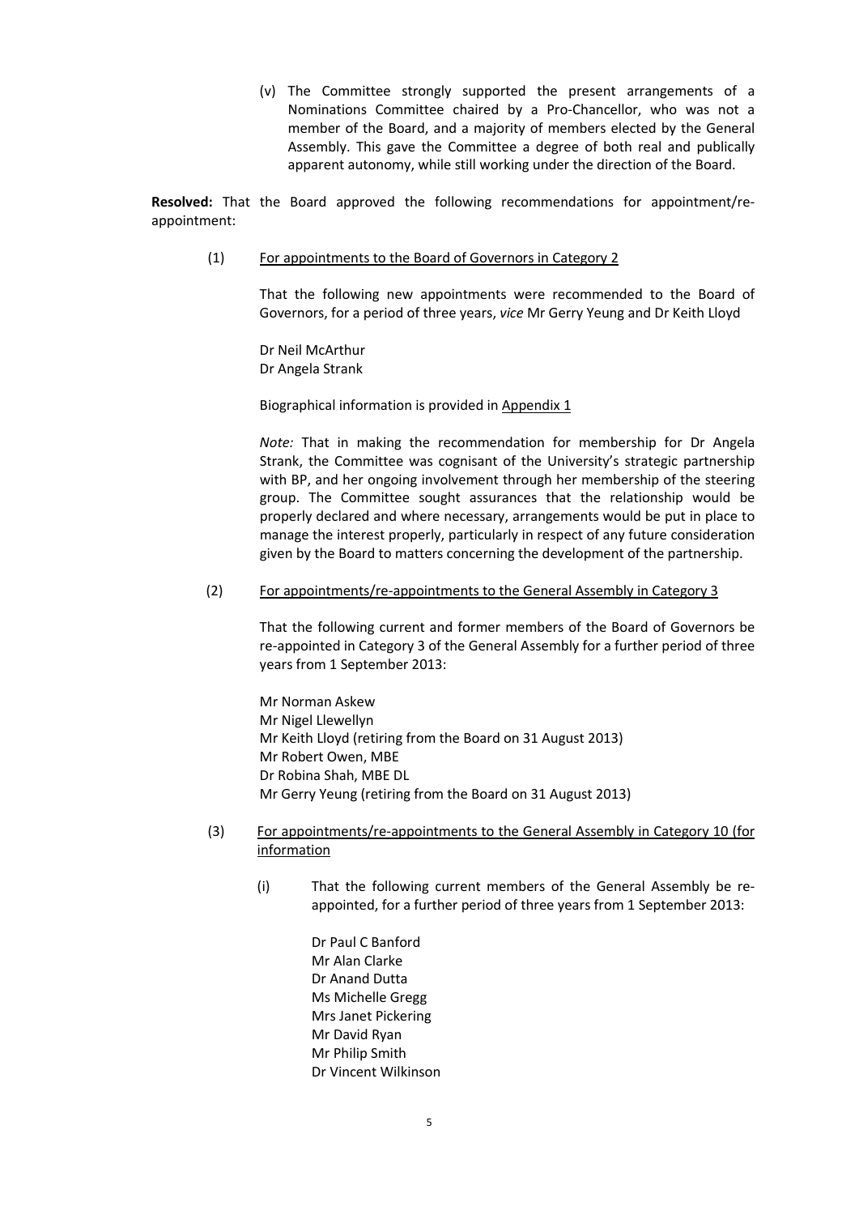(v) The Committee strongly supported the present arrangements of a Nominations Committee chaired by a Pro-Chancellor, who was not a member of the Board, and a majority of members elected by the General Assembly. This gave the Committee a degree of both real and publically apparent autonomy, while still working under the direction of the Board.

**Resolved:** That the Board approved the following recommendations for appointment/re-appointment:

(1) For appointments to the Board of Governors in Category 2

That the following new appointments were recommended to the Board of Governors, for a period of three years, *vice* Mr Gerry Yeung and Dr Keith Lloyd

Dr Neil McArthur
Dr Angela Strank

Biographical information is provided in Appendix 1

*Note:* That in making the recommendation for membership for Dr Angela Strank, the Committee was cognisant of the University's strategic partnership with BP, and her ongoing involvement through her membership of the steering group. The Committee sought assurances that the relationship would be properly declared and where necessary, arrangements would be put in place to manage the interest properly, particularly in respect of any future consideration given by the Board to matters concerning the development of the partnership.

(2) For appointments/re-appointments to the General Assembly in Category 3

That the following current and former members of the Board of Governors be re-appointed in Category 3 of the General Assembly for a further period of three years from 1 September 2013:

Mr Norman Askew
Mr Nigel Llewellyn
Mr Keith Lloyd (retiring from the Board on 31 August 2013)
Mr Robert Owen, MBE
Dr Robina Shah, MBE DL
Mr Gerry Yeung (retiring from the Board on 31 August 2013)

(3) For appointments/re-appointments to the General Assembly in Category 10 (for information

(i) That the following current members of the General Assembly be re-appointed, for a further period of three years from 1 September 2013:

Dr Paul C Banford
Mr Alan Clarke
Dr Anand Dutta
Ms Michelle Gregg
Mrs Janet Pickering
Mr David Ryan
Mr Philip Smith
Dr Vincent Wilkinson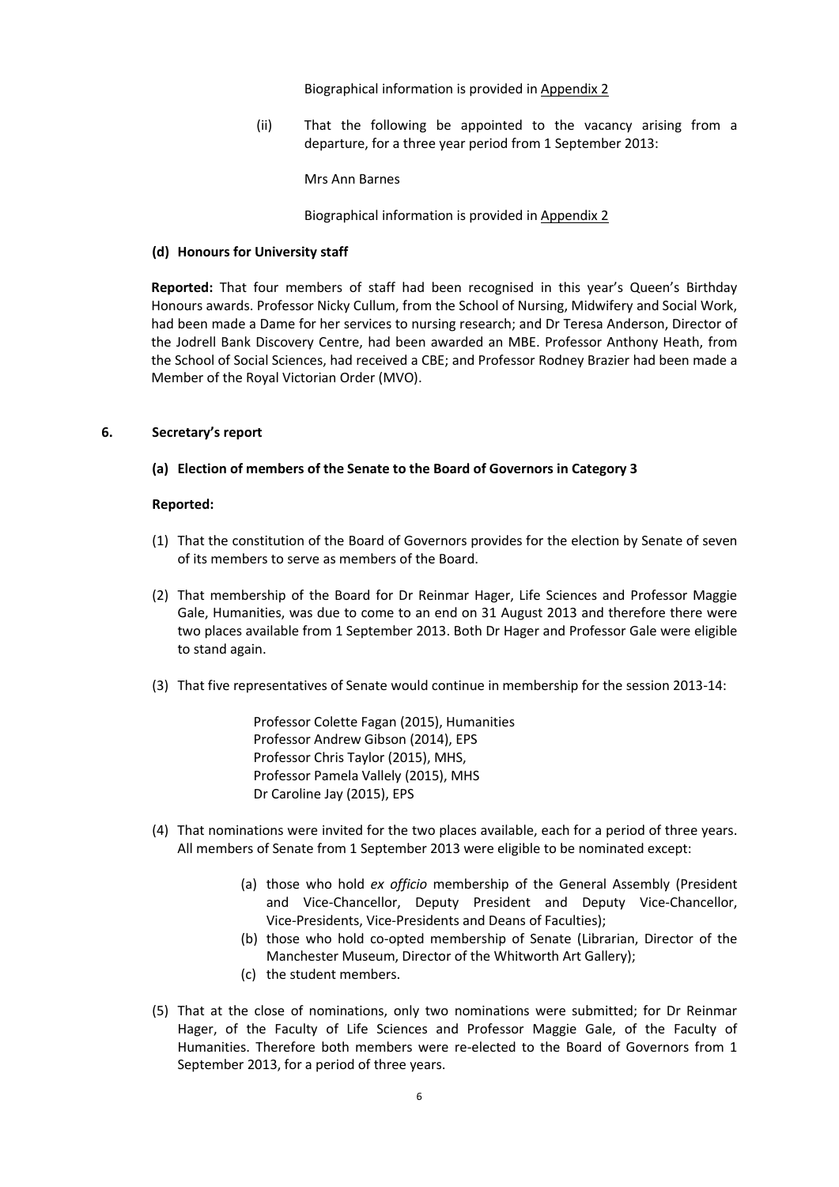Biographical information is provided in Appendix 2

(ii) That the following be appointed to the vacancy arising from a departure, for a three year period from 1 September 2013:

Mrs Ann Barnes

Biographical information is provided in Appendix 2

**(d) Honours for University staff**

**Reported:** That four members of staff had been recognised in this year's Queen's Birthday Honours awards. Professor Nicky Cullum, from the School of Nursing, Midwifery and Social Work, had been made a Dame for her services to nursing research; and Dr Teresa Anderson, Director of the Jodrell Bank Discovery Centre, had been awarded an MBE. Professor Anthony Heath, from the School of Social Sciences, had received a CBE; and Professor Rodney Brazier had been made a Member of the Royal Victorian Order (MVO).

## 6. Secretary's report

**(a) Election of members of the Senate to the Board of Governors in Category 3**

**Reported:**

(1) That the constitution of the Board of Governors provides for the election by Senate of seven of its members to serve as members of the Board.

(2) That membership of the Board for Dr Reinmar Hager, Life Sciences and Professor Maggie Gale, Humanities, was due to come to an end on 31 August 2013 and therefore there were two places available from 1 September 2013. Both Dr Hager and Professor Gale were eligible to stand again.

(3) That five representatives of Senate would continue in membership for the session 2013-14:

Professor Colette Fagan (2015), Humanities
Professor Andrew Gibson (2014), EPS
Professor Chris Taylor (2015), MHS,
Professor Pamela Vallely (2015), MHS
Dr Caroline Jay (2015), EPS

(4) That nominations were invited for the two places available, each for a period of three years. All members of Senate from 1 September 2013 were eligible to be nominated except:

(a) those who hold *ex officio* membership of the General Assembly (President and Vice-Chancellor, Deputy President and Deputy Vice-Chancellor, Vice-Presidents, Vice-Presidents and Deans of Faculties);
(b) those who hold co-opted membership of Senate (Librarian, Director of the Manchester Museum, Director of the Whitworth Art Gallery);
(c) the student members.

(5) That at the close of nominations, only two nominations were submitted; for Dr Reinmar Hager, of the Faculty of Life Sciences and Professor Maggie Gale, of the Faculty of Humanities. Therefore both members were re-elected to the Board of Governors from 1 September 2013, for a period of three years.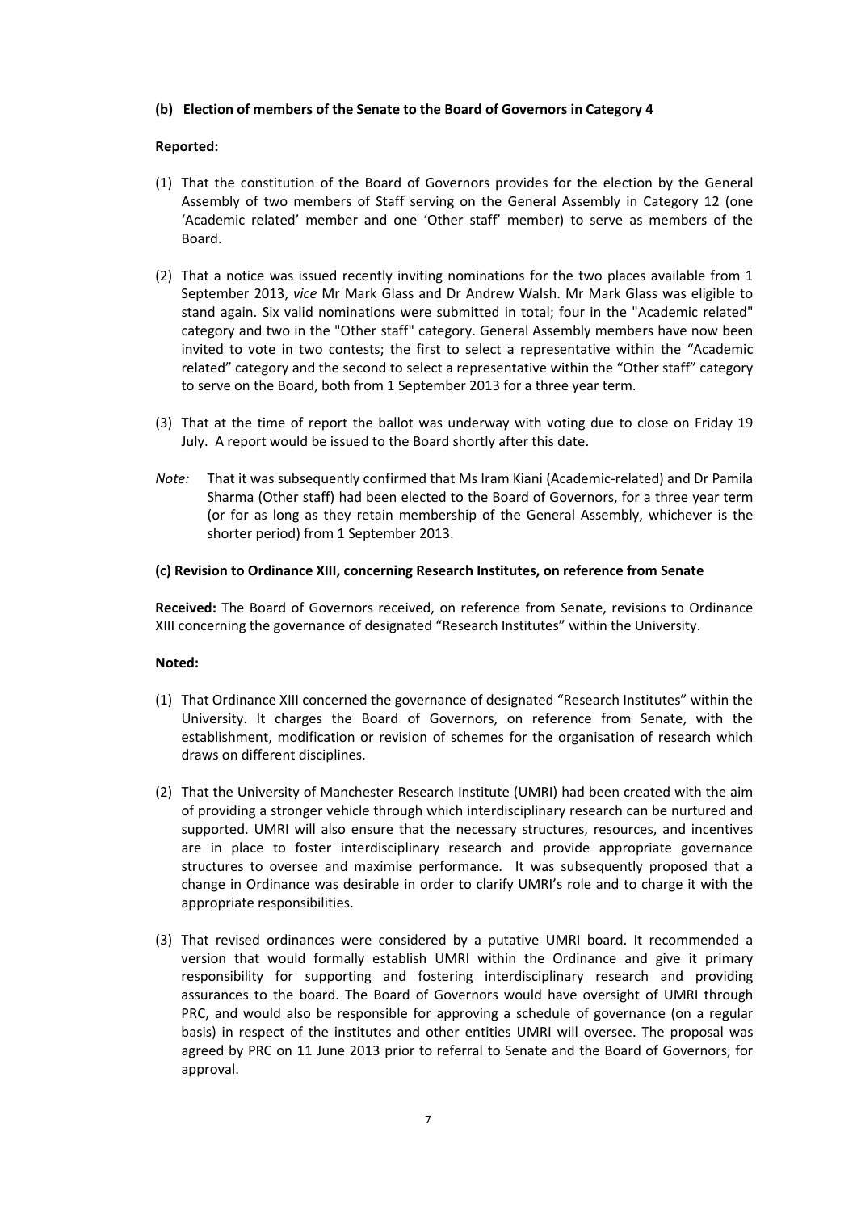**(b) Election of members of the Senate to the Board of Governors in Category 4**

**Reported:**

(1) That the constitution of the Board of Governors provides for the election by the General Assembly of two members of Staff serving on the General Assembly in Category 12 (one 'Academic related' member and one 'Other staff' member) to serve as members of the Board.

(2) That a notice was issued recently inviting nominations for the two places available from 1 September 2013, *vice* Mr Mark Glass and Dr Andrew Walsh. Mr Mark Glass was eligible to stand again. Six valid nominations were submitted in total; four in the "Academic related" category and two in the "Other staff" category. General Assembly members have now been invited to vote in two contests; the first to select a representative within the "Academic related" category and the second to select a representative within the "Other staff" category to serve on the Board, both from 1 September 2013 for a three year term.

(3) That at the time of report the ballot was underway with voting due to close on Friday 19 July. A report would be issued to the Board shortly after this date.

*Note:* That it was subsequently confirmed that Ms Iram Kiani (Academic-related) and Dr Pamila Sharma (Other staff) had been elected to the Board of Governors, for a three year term (or for as long as they retain membership of the General Assembly, whichever is the shorter period) from 1 September 2013.

**(c) Revision to Ordinance XIII, concerning Research Institutes, on reference from Senate**

**Received:** The Board of Governors received, on reference from Senate, revisions to Ordinance XIII concerning the governance of designated "Research Institutes" within the University.

**Noted:**

(1) That Ordinance XIII concerned the governance of designated "Research Institutes" within the University. It charges the Board of Governors, on reference from Senate, with the establishment, modification or revision of schemes for the organisation of research which draws on different disciplines.

(2) That the University of Manchester Research Institute (UMRI) had been created with the aim of providing a stronger vehicle through which interdisciplinary research can be nurtured and supported. UMRI will also ensure that the necessary structures, resources, and incentives are in place to foster interdisciplinary research and provide appropriate governance structures to oversee and maximise performance. It was subsequently proposed that a change in Ordinance was desirable in order to clarify UMRI's role and to charge it with the appropriate responsibilities.

(3) That revised ordinances were considered by a putative UMRI board. It recommended a version that would formally establish UMRI within the Ordinance and give it primary responsibility for supporting and fostering interdisciplinary research and providing assurances to the board. The Board of Governors would have oversight of UMRI through PRC, and would also be responsible for approving a schedule of governance (on a regular basis) in respect of the institutes and other entities UMRI will oversee. The proposal was agreed by PRC on 11 June 2013 prior to referral to Senate and the Board of Governors, for approval.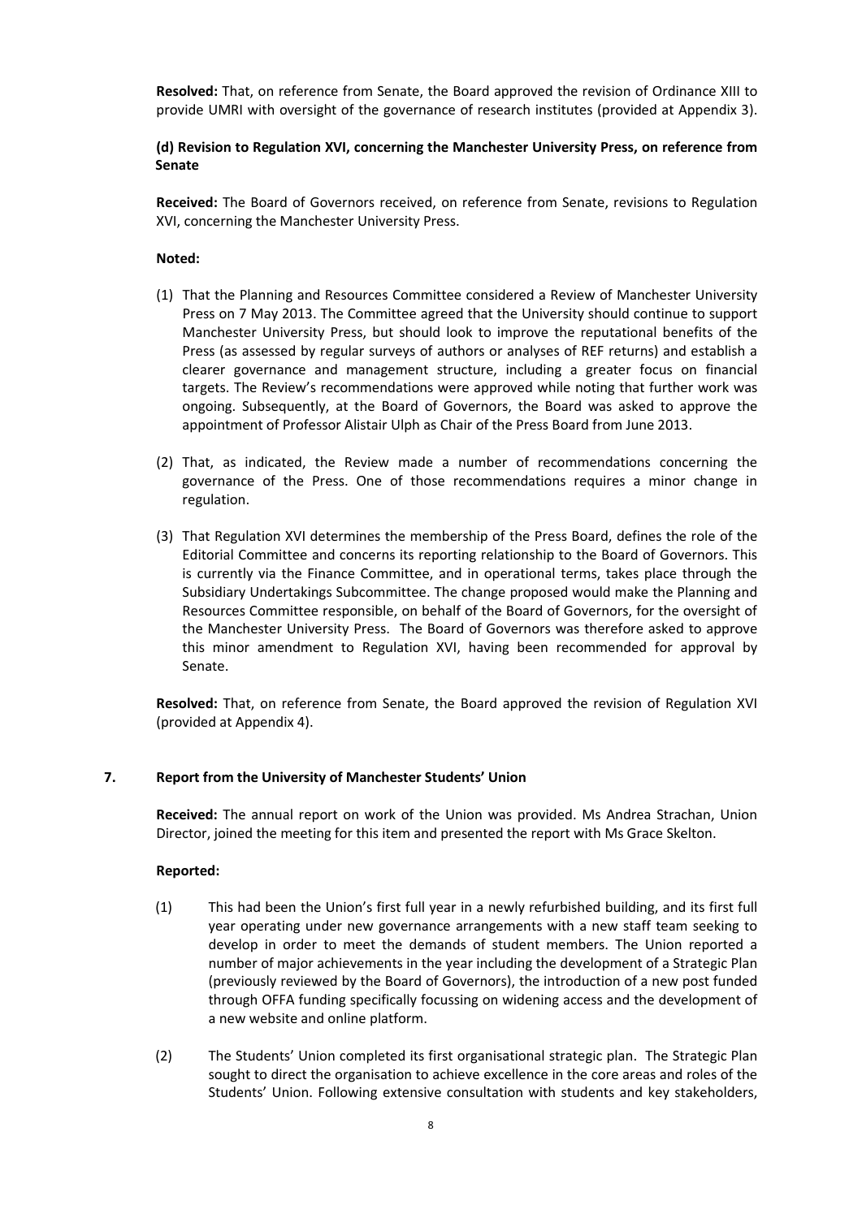**Resolved:** That, on reference from Senate, the Board approved the revision of Ordinance XIII to provide UMRI with oversight of the governance of research institutes (provided at Appendix 3).

**(d) Revision to Regulation XVI, concerning the Manchester University Press, on reference from Senate**

**Received:** The Board of Governors received, on reference from Senate, revisions to Regulation XVI, concerning the Manchester University Press.

**Noted:**

(1) That the Planning and Resources Committee considered a Review of Manchester University Press on 7 May 2013. The Committee agreed that the University should continue to support Manchester University Press, but should look to improve the reputational benefits of the Press (as assessed by regular surveys of authors or analyses of REF returns) and establish a clearer governance and management structure, including a greater focus on financial targets. The Review's recommendations were approved while noting that further work was ongoing. Subsequently, at the Board of Governors, the Board was asked to approve the appointment of Professor Alistair Ulph as Chair of the Press Board from June 2013.

(2) That, as indicated, the Review made a number of recommendations concerning the governance of the Press. One of those recommendations requires a minor change in regulation.

(3) That Regulation XVI determines the membership of the Press Board, defines the role of the Editorial Committee and concerns its reporting relationship to the Board of Governors. This is currently via the Finance Committee, and in operational terms, takes place through the Subsidiary Undertakings Subcommittee. The change proposed would make the Planning and Resources Committee responsible, on behalf of the Board of Governors, for the oversight of the Manchester University Press. The Board of Governors was therefore asked to approve this minor amendment to Regulation XVI, having been recommended for approval by Senate.

**Resolved:** That, on reference from Senate, the Board approved the revision of Regulation XVI (provided at Appendix 4).

## 7. Report from the University of Manchester Students' Union

**Received:** The annual report on work of the Union was provided. Ms Andrea Strachan, Union Director, joined the meeting for this item and presented the report with Ms Grace Skelton.

**Reported:**

(1) This had been the Union's first full year in a newly refurbished building, and its first full year operating under new governance arrangements with a new staff team seeking to develop in order to meet the demands of student members. The Union reported a number of major achievements in the year including the development of a Strategic Plan (previously reviewed by the Board of Governors), the introduction of a new post funded through OFFA funding specifically focussing on widening access and the development of a new website and online platform.

(2) The Students' Union completed its first organisational strategic plan. The Strategic Plan sought to direct the organisation to achieve excellence in the core areas and roles of the Students' Union. Following extensive consultation with students and key stakeholders,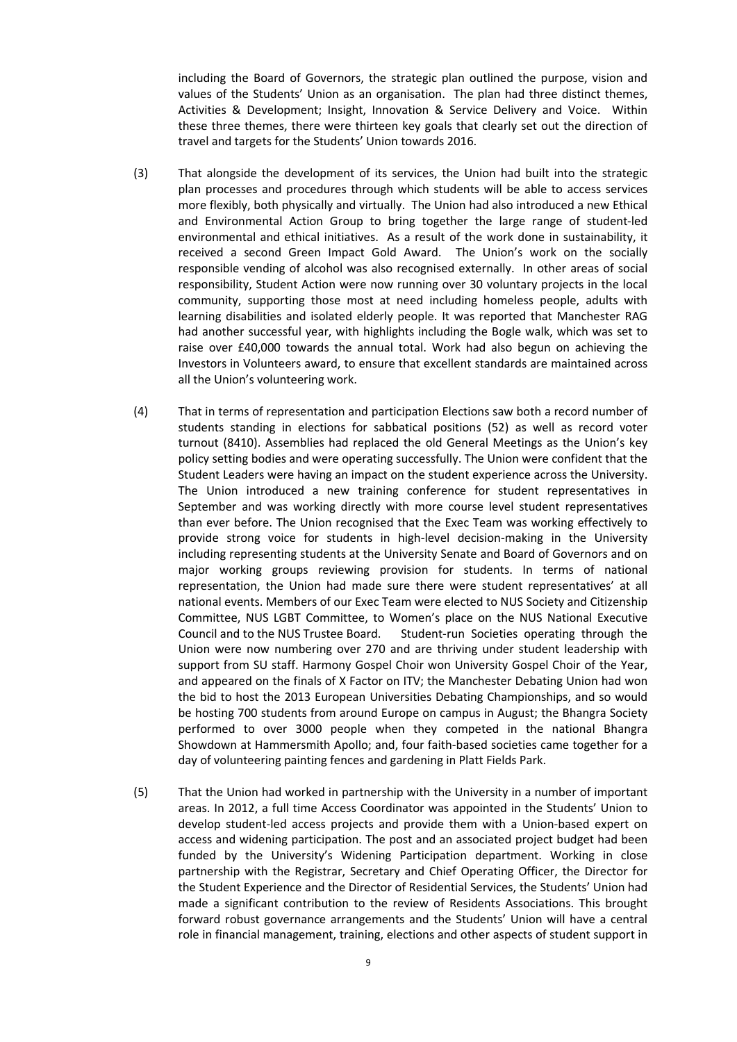including the Board of Governors, the strategic plan outlined the purpose, vision and values of the Students' Union as an organisation. The plan had three distinct themes, Activities & Development; Insight, Innovation & Service Delivery and Voice. Within these three themes, there were thirteen key goals that clearly set out the direction of travel and targets for the Students' Union towards 2016.

(3) That alongside the development of its services, the Union had built into the strategic plan processes and procedures through which students will be able to access services more flexibly, both physically and virtually. The Union had also introduced a new Ethical and Environmental Action Group to bring together the large range of student-led environmental and ethical initiatives. As a result of the work done in sustainability, it received a second Green Impact Gold Award. The Union's work on the socially responsible vending of alcohol was also recognised externally. In other areas of social responsibility, Student Action were now running over 30 voluntary projects in the local community, supporting those most at need including homeless people, adults with learning disabilities and isolated elderly people. It was reported that Manchester RAG had another successful year, with highlights including the Bogle walk, which was set to raise over £40,000 towards the annual total. Work had also begun on achieving the Investors in Volunteers award, to ensure that excellent standards are maintained across all the Union's volunteering work.

(4) That in terms of representation and participation Elections saw both a record number of students standing in elections for sabbatical positions (52) as well as record voter turnout (8410). Assemblies had replaced the old General Meetings as the Union's key policy setting bodies and were operating successfully. The Union were confident that the Student Leaders were having an impact on the student experience across the University. The Union introduced a new training conference for student representatives in September and was working directly with more course level student representatives than ever before. The Union recognised that the Exec Team was working effectively to provide strong voice for students in high-level decision-making in the University including representing students at the University Senate and Board of Governors and on major working groups reviewing provision for students. In terms of national representation, the Union had made sure there were student representatives' at all national events. Members of our Exec Team were elected to NUS Society and Citizenship Committee, NUS LGBT Committee, to Women's place on the NUS National Executive Council and to the NUS Trustee Board. Student-run Societies operating through the Union were now numbering over 270 and are thriving under student leadership with support from SU staff. Harmony Gospel Choir won University Gospel Choir of the Year, and appeared on the finals of X Factor on ITV; the Manchester Debating Union had won the bid to host the 2013 European Universities Debating Championships, and so would be hosting 700 students from around Europe on campus in August; the Bhangra Society performed to over 3000 people when they competed in the national Bhangra Showdown at Hammersmith Apollo; and, four faith-based societies came together for a day of volunteering painting fences and gardening in Platt Fields Park.

(5) That the Union had worked in partnership with the University in a number of important areas. In 2012, a full time Access Coordinator was appointed in the Students' Union to develop student-led access projects and provide them with a Union-based expert on access and widening participation. The post and an associated project budget had been funded by the University's Widening Participation department. Working in close partnership with the Registrar, Secretary and Chief Operating Officer, the Director for the Student Experience and the Director of Residential Services, the Students' Union had made a significant contribution to the review of Residents Associations. This brought forward robust governance arrangements and the Students' Union will have a central role in financial management, training, elections and other aspects of student support in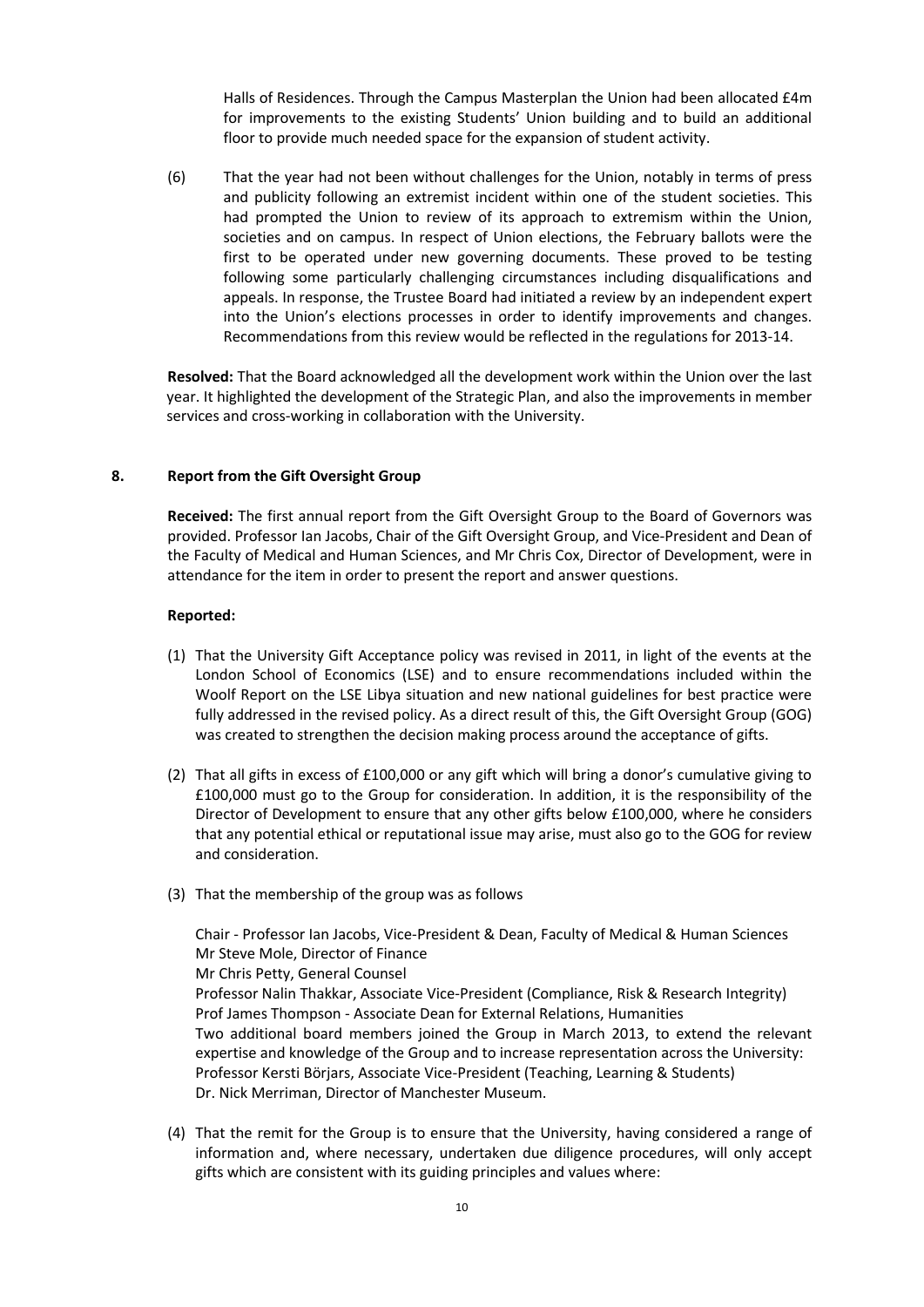Halls of Residences. Through the Campus Masterplan the Union had been allocated £4m for improvements to the existing Students' Union building and to build an additional floor to provide much needed space for the expansion of student activity.

(6) That the year had not been without challenges for the Union, notably in terms of press and publicity following an extremist incident within one of the student societies. This had prompted the Union to review of its approach to extremism within the Union, societies and on campus. In respect of Union elections, the February ballots were the first to be operated under new governing documents. These proved to be testing following some particularly challenging circumstances including disqualifications and appeals. In response, the Trustee Board had initiated a review by an independent expert into the Union's elections processes in order to identify improvements and changes. Recommendations from this review would be reflected in the regulations for 2013-14.

**Resolved:** That the Board acknowledged all the development work within the Union over the last year. It highlighted the development of the Strategic Plan, and also the improvements in member services and cross-working in collaboration with the University.

## 8. Report from the Gift Oversight Group

**Received:** The first annual report from the Gift Oversight Group to the Board of Governors was provided. Professor Ian Jacobs, Chair of the Gift Oversight Group, and Vice-President and Dean of the Faculty of Medical and Human Sciences, and Mr Chris Cox, Director of Development, were in attendance for the item in order to present the report and answer questions.

**Reported:**

(1) That the University Gift Acceptance policy was revised in 2011, in light of the events at the London School of Economics (LSE) and to ensure recommendations included within the Woolf Report on the LSE Libya situation and new national guidelines for best practice were fully addressed in the revised policy. As a direct result of this, the Gift Oversight Group (GOG) was created to strengthen the decision making process around the acceptance of gifts.

(2) That all gifts in excess of £100,000 or any gift which will bring a donor's cumulative giving to £100,000 must go to the Group for consideration. In addition, it is the responsibility of the Director of Development to ensure that any other gifts below £100,000, where he considers that any potential ethical or reputational issue may arise, must also go to the GOG for review and consideration.

(3) That the membership of the group was as follows

Chair - Professor Ian Jacobs, Vice-President & Dean, Faculty of Medical & Human Sciences
Mr Steve Mole, Director of Finance
Mr Chris Petty, General Counsel
Professor Nalin Thakkar, Associate Vice-President (Compliance, Risk & Research Integrity)
Prof James Thompson - Associate Dean for External Relations, Humanities
Two additional board members joined the Group in March 2013, to extend the relevant expertise and knowledge of the Group and to increase representation across the University:
Professor Kersti Börjars, Associate Vice-President (Teaching, Learning & Students)
Dr. Nick Merriman, Director of Manchester Museum.

(4) That the remit for the Group is to ensure that the University, having considered a range of information and, where necessary, undertaken due diligence procedures, will only accept gifts which are consistent with its guiding principles and values where: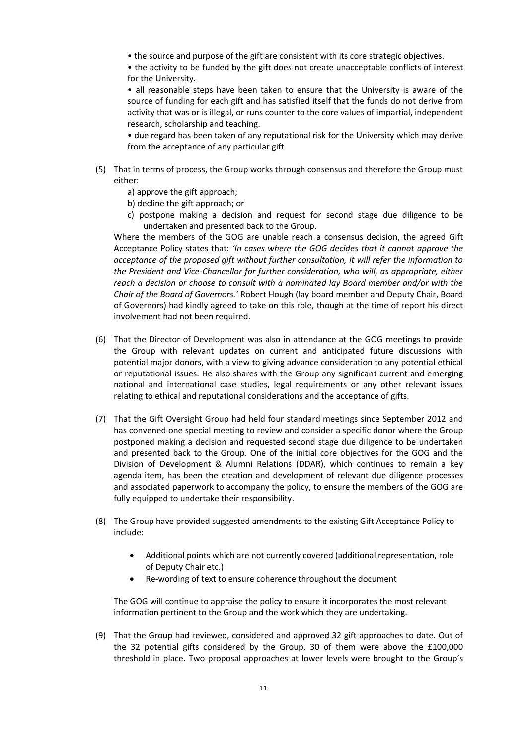• the source and purpose of the gift are consistent with its core strategic objectives.

• the activity to be funded by the gift does not create unacceptable conflicts of interest for the University.

• all reasonable steps have been taken to ensure that the University is aware of the source of funding for each gift and has satisfied itself that the funds do not derive from activity that was or is illegal, or runs counter to the core values of impartial, independent research, scholarship and teaching.

• due regard has been taken of any reputational risk for the University which may derive from the acceptance of any particular gift.

(5) That in terms of process, the Group works through consensus and therefore the Group must either:

   a) approve the gift approach;
   b) decline the gift approach; or
   c) postpone making a decision and request for second stage due diligence to be undertaken and presented back to the Group.

   Where the members of the GOG are unable reach a consensus decision, the agreed Gift Acceptance Policy states that: *'In cases where the GOG decides that it cannot approve the acceptance of the proposed gift without further consultation, it will refer the information to the President and Vice-Chancellor for further consideration, who will, as appropriate, either reach a decision or choose to consult with a nominated lay Board member and/or with the Chair of the Board of Governors.'* Robert Hough (lay board member and Deputy Chair, Board of Governors) had kindly agreed to take on this role, though at the time of report his direct involvement had not been required.

(6) That the Director of Development was also in attendance at the GOG meetings to provide the Group with relevant updates on current and anticipated future discussions with potential major donors, with a view to giving advance consideration to any potential ethical or reputational issues. He also shares with the Group any significant current and emerging national and international case studies, legal requirements or any other relevant issues relating to ethical and reputational considerations and the acceptance of gifts.

(7) That the Gift Oversight Group had held four standard meetings since September 2012 and has convened one special meeting to review and consider a specific donor where the Group postponed making a decision and requested second stage due diligence to be undertaken and presented back to the Group. One of the initial core objectives for the GOG and the Division of Development & Alumni Relations (DDAR), which continues to remain a key agenda item, has been the creation and development of relevant due diligence processes and associated paperwork to accompany the policy, to ensure the members of the GOG are fully equipped to undertake their responsibility.

(8) The Group have provided suggested amendments to the existing Gift Acceptance Policy to include:

   - Additional points which are not currently covered (additional representation, role of Deputy Chair etc.)
   - Re-wording of text to ensure coherence throughout the document

   The GOG will continue to appraise the policy to ensure it incorporates the most relevant information pertinent to the Group and the work which they are undertaking.

(9) That the Group had reviewed, considered and approved 32 gift approaches to date. Out of the 32 potential gifts considered by the Group, 30 of them were above the £100,000 threshold in place. Two proposal approaches at lower levels were brought to the Group's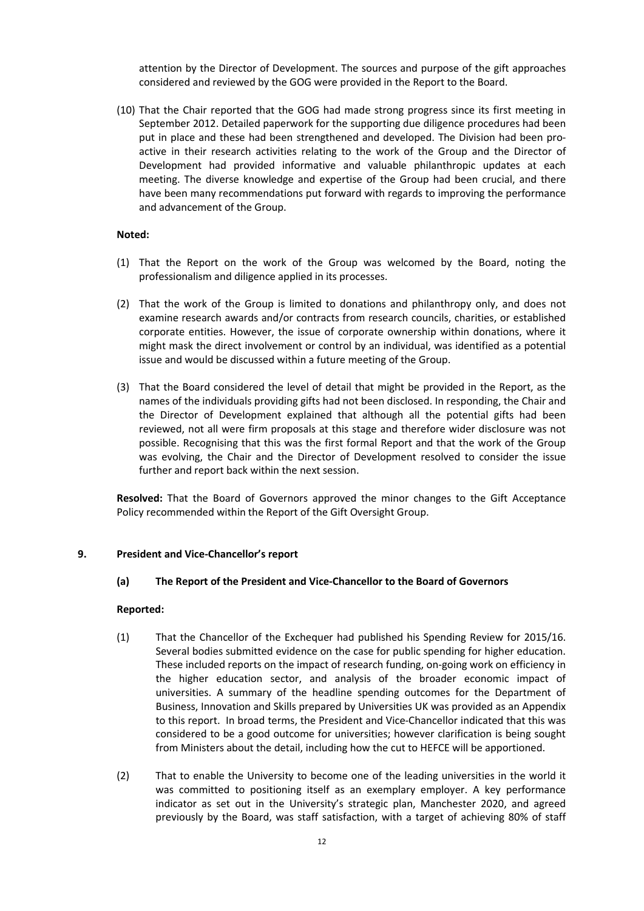attention by the Director of Development. The sources and purpose of the gift approaches considered and reviewed by the GOG were provided in the Report to the Board.

(10) That the Chair reported that the GOG had made strong progress since its first meeting in September 2012. Detailed paperwork for the supporting due diligence procedures had been put in place and these had been strengthened and developed. The Division had been pro-active in their research activities relating to the work of the Group and the Director of Development had provided informative and valuable philanthropic updates at each meeting. The diverse knowledge and expertise of the Group had been crucial, and there have been many recommendations put forward with regards to improving the performance and advancement of the Group.

**Noted:**

(1) That the Report on the work of the Group was welcomed by the Board, noting the professionalism and diligence applied in its processes.

(2) That the work of the Group is limited to donations and philanthropy only, and does not examine research awards and/or contracts from research councils, charities, or established corporate entities. However, the issue of corporate ownership within donations, where it might mask the direct involvement or control by an individual, was identified as a potential issue and would be discussed within a future meeting of the Group.

(3) That the Board considered the level of detail that might be provided in the Report, as the names of the individuals providing gifts had not been disclosed. In responding, the Chair and the Director of Development explained that although all the potential gifts had been reviewed, not all were firm proposals at this stage and therefore wider disclosure was not possible. Recognising that this was the first formal Report and that the work of the Group was evolving, the Chair and the Director of Development resolved to consider the issue further and report back within the next session.

**Resolved:** That the Board of Governors approved the minor changes to the Gift Acceptance Policy recommended within the Report of the Gift Oversight Group.

## 9. President and Vice-Chancellor's report

### (a) The Report of the President and Vice-Chancellor to the Board of Governors

**Reported:**

(1) That the Chancellor of the Exchequer had published his Spending Review for 2015/16. Several bodies submitted evidence on the case for public spending for higher education. These included reports on the impact of research funding, on-going work on efficiency in the higher education sector, and analysis of the broader economic impact of universities. A summary of the headline spending outcomes for the Department of Business, Innovation and Skills prepared by Universities UK was provided as an Appendix to this report. In broad terms, the President and Vice-Chancellor indicated that this was considered to be a good outcome for universities; however clarification is being sought from Ministers about the detail, including how the cut to HEFCE will be apportioned.

(2) That to enable the University to become one of the leading universities in the world it was committed to positioning itself as an exemplary employer. A key performance indicator as set out in the University's strategic plan, Manchester 2020, and agreed previously by the Board, was staff satisfaction, with a target of achieving 80% of staff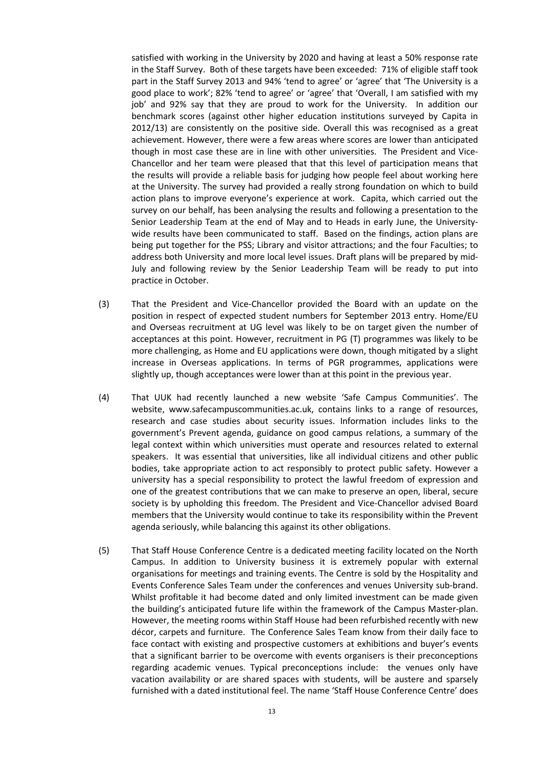satisfied with working in the University by 2020 and having at least a 50% response rate in the Staff Survey. Both of these targets have been exceeded: 71% of eligible staff took part in the Staff Survey 2013 and 94% 'tend to agree' or 'agree' that 'The University is a good place to work'; 82% 'tend to agree' or 'agree' that 'Overall, I am satisfied with my job' and 92% say that they are proud to work for the University. In addition our benchmark scores (against other higher education institutions surveyed by Capita in 2012/13) are consistently on the positive side. Overall this was recognised as a great achievement. However, there were a few areas where scores are lower than anticipated though in most case these are in line with other universities. The President and Vice-Chancellor and her team were pleased that that this level of participation means that the results will provide a reliable basis for judging how people feel about working here at the University. The survey had provided a really strong foundation on which to build action plans to improve everyone's experience at work. Capita, which carried out the survey on our behalf, has been analysing the results and following a presentation to the Senior Leadership Team at the end of May and to Heads in early June, the University-wide results have been communicated to staff. Based on the findings, action plans are being put together for the PSS; Library and visitor attractions; and the four Faculties; to address both University and more local level issues. Draft plans will be prepared by mid-July and following review by the Senior Leadership Team will be ready to put into practice in October.

(3) That the President and Vice-Chancellor provided the Board with an update on the position in respect of expected student numbers for September 2013 entry. Home/EU and Overseas recruitment at UG level was likely to be on target given the number of acceptances at this point. However, recruitment in PG (T) programmes was likely to be more challenging, as Home and EU applications were down, though mitigated by a slight increase in Overseas applications. In terms of PGR programmes, applications were slightly up, though acceptances were lower than at this point in the previous year.

(4) That UUK had recently launched a new website 'Safe Campus Communities'. The website, www.safecampuscommunities.ac.uk, contains links to a range of resources, research and case studies about security issues. Information includes links to the government's Prevent agenda, guidance on good campus relations, a summary of the legal context within which universities must operate and resources related to external speakers. It was essential that universities, like all individual citizens and other public bodies, take appropriate action to act responsibly to protect public safety. However a university has a special responsibility to protect the lawful freedom of expression and one of the greatest contributions that we can make to preserve an open, liberal, secure society is by upholding this freedom. The President and Vice-Chancellor advised Board members that the University would continue to take its responsibility within the Prevent agenda seriously, while balancing this against its other obligations.

(5) That Staff House Conference Centre is a dedicated meeting facility located on the North Campus. In addition to University business it is extremely popular with external organisations for meetings and training events. The Centre is sold by the Hospitality and Events Conference Sales Team under the conferences and venues University sub-brand. Whilst profitable it had become dated and only limited investment can be made given the building's anticipated future life within the framework of the Campus Master-plan. However, the meeting rooms within Staff House had been refurbished recently with new décor, carpets and furniture. The Conference Sales Team know from their daily face to face contact with existing and prospective customers at exhibitions and buyer's events that a significant barrier to be overcome with events organisers is their preconceptions regarding academic venues. Typical preconceptions include: the venues only have vacation availability or are shared spaces with students, will be austere and sparsely furnished with a dated institutional feel. The name 'Staff House Conference Centre' does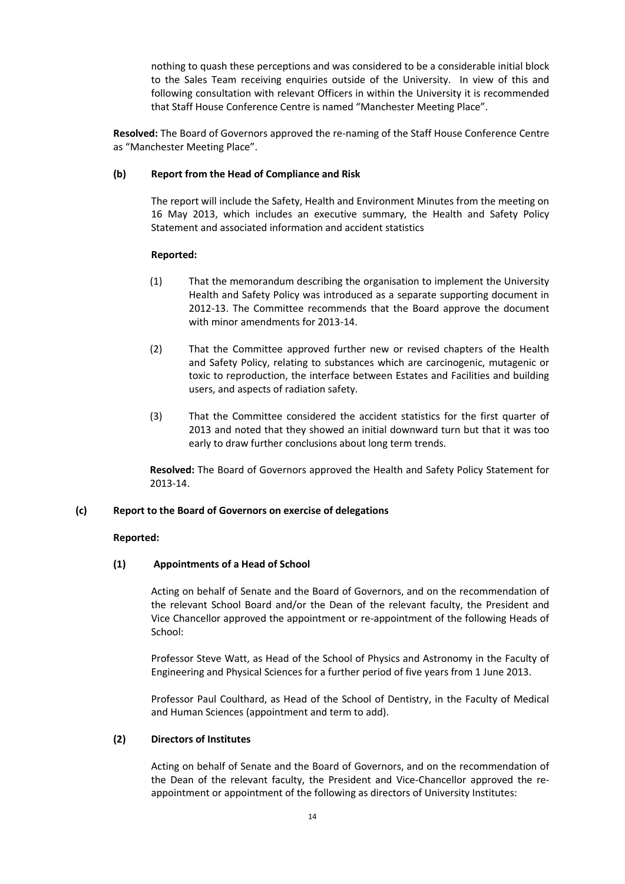nothing to quash these perceptions and was considered to be a considerable initial block to the Sales Team receiving enquiries outside of the University. In view of this and following consultation with relevant Officers in within the University it is recommended that Staff House Conference Centre is named "Manchester Meeting Place".

**Resolved:** The Board of Governors approved the re-naming of the Staff House Conference Centre as "Manchester Meeting Place".

**(b) Report from the Head of Compliance and Risk**

The report will include the Safety, Health and Environment Minutes from the meeting on 16 May 2013, which includes an executive summary, the Health and Safety Policy Statement and associated information and accident statistics

**Reported:**

(1) That the memorandum describing the organisation to implement the University Health and Safety Policy was introduced as a separate supporting document in 2012-13. The Committee recommends that the Board approve the document with minor amendments for 2013-14.

(2) That the Committee approved further new or revised chapters of the Health and Safety Policy, relating to substances which are carcinogenic, mutagenic or toxic to reproduction, the interface between Estates and Facilities and building users, and aspects of radiation safety.

(3) That the Committee considered the accident statistics for the first quarter of 2013 and noted that they showed an initial downward turn but that it was too early to draw further conclusions about long term trends.

**Resolved:** The Board of Governors approved the Health and Safety Policy Statement for 2013-14.

**(c) Report to the Board of Governors on exercise of delegations**

**Reported:**

**(1) Appointments of a Head of School**

Acting on behalf of Senate and the Board of Governors, and on the recommendation of the relevant School Board and/or the Dean of the relevant faculty, the President and Vice Chancellor approved the appointment or re-appointment of the following Heads of School:

Professor Steve Watt, as Head of the School of Physics and Astronomy in the Faculty of Engineering and Physical Sciences for a further period of five years from 1 June 2013.

Professor Paul Coulthard, as Head of the School of Dentistry, in the Faculty of Medical and Human Sciences (appointment and term to add).

**(2) Directors of Institutes**

Acting on behalf of Senate and the Board of Governors, and on the recommendation of the Dean of the relevant faculty, the President and Vice-Chancellor approved the re-appointment or appointment of the following as directors of University Institutes: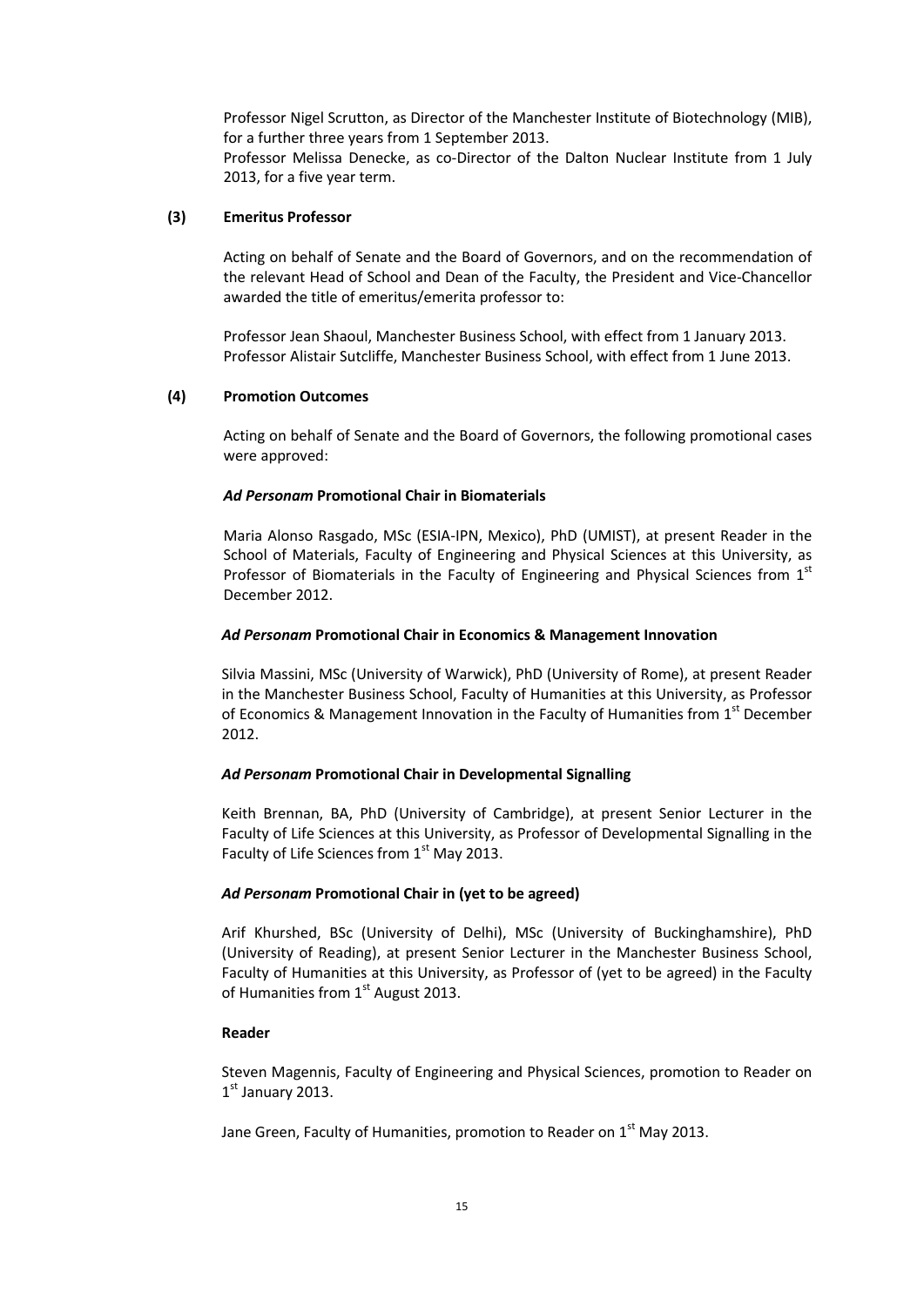Professor Nigel Scrutton, as Director of the Manchester Institute of Biotechnology (MIB), for a further three years from 1 September 2013.

Professor Melissa Denecke, as co-Director of the Dalton Nuclear Institute from 1 July 2013, for a five year term.

**(3) Emeritus Professor**

Acting on behalf of Senate and the Board of Governors, and on the recommendation of the relevant Head of School and Dean of the Faculty, the President and Vice-Chancellor awarded the title of emeritus/emerita professor to:

Professor Jean Shaoul, Manchester Business School, with effect from 1 January 2013.

Professor Alistair Sutcliffe, Manchester Business School, with effect from 1 June 2013.

**(4) Promotion Outcomes**

Acting on behalf of Senate and the Board of Governors, the following promotional cases were approved:

***Ad Personam* Promotional Chair in Biomaterials**

Maria Alonso Rasgado, MSc (ESIA-IPN, Mexico), PhD (UMIST), at present Reader in the School of Materials, Faculty of Engineering and Physical Sciences at this University, as Professor of Biomaterials in the Faculty of Engineering and Physical Sciences from 1st December 2012.

***Ad Personam* Promotional Chair in Economics & Management Innovation**

Silvia Massini, MSc (University of Warwick), PhD (University of Rome), at present Reader in the Manchester Business School, Faculty of Humanities at this University, as Professor of Economics & Management Innovation in the Faculty of Humanities from 1st December 2012.

***Ad Personam* Promotional Chair in Developmental Signalling**

Keith Brennan, BA, PhD (University of Cambridge), at present Senior Lecturer in the Faculty of Life Sciences at this University, as Professor of Developmental Signalling in the Faculty of Life Sciences from 1st May 2013.

***Ad Personam* Promotional Chair in (yet to be agreed)**

Arif Khurshed, BSc (University of Delhi), MSc (University of Buckinghamshire), PhD (University of Reading), at present Senior Lecturer in the Manchester Business School, Faculty of Humanities at this University, as Professor of (yet to be agreed) in the Faculty of Humanities from 1st August 2013.

**Reader**

Steven Magennis, Faculty of Engineering and Physical Sciences, promotion to Reader on 1st January 2013.

Jane Green, Faculty of Humanities, promotion to Reader on 1st May 2013.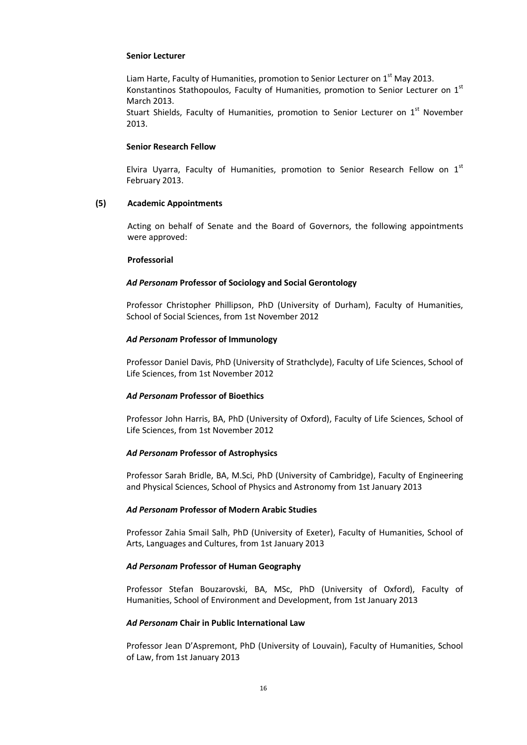**Senior Lecturer**

Liam Harte, Faculty of Humanities, promotion to Senior Lecturer on 1st May 2013.
Konstantinos Stathopoulos, Faculty of Humanities, promotion to Senior Lecturer on 1st March 2013.
Stuart Shields, Faculty of Humanities, promotion to Senior Lecturer on 1st November 2013.

**Senior Research Fellow**

Elvira Uyarra, Faculty of Humanities, promotion to Senior Research Fellow on 1st February 2013.

**(5) Academic Appointments**

Acting on behalf of Senate and the Board of Governors, the following appointments were approved:

**Professorial**

***Ad Personam* Professor of Sociology and Social Gerontology**

Professor Christopher Phillipson, PhD (University of Durham), Faculty of Humanities, School of Social Sciences, from 1st November 2012

***Ad Personam* Professor of Immunology**

Professor Daniel Davis, PhD (University of Strathclyde), Faculty of Life Sciences, School of Life Sciences, from 1st November 2012

***Ad Personam* Professor of Bioethics**

Professor John Harris, BA, PhD (University of Oxford), Faculty of Life Sciences, School of Life Sciences, from 1st November 2012

***Ad Personam* Professor of Astrophysics**

Professor Sarah Bridle, BA, M.Sci, PhD (University of Cambridge), Faculty of Engineering and Physical Sciences, School of Physics and Astronomy from 1st January 2013

***Ad Personam* Professor of Modern Arabic Studies**

Professor Zahia Smail Salh, PhD (University of Exeter), Faculty of Humanities, School of Arts, Languages and Cultures, from 1st January 2013

***Ad Personam* Professor of Human Geography**

Professor Stefan Bouzarovski, BA, MSc, PhD (University of Oxford), Faculty of Humanities, School of Environment and Development, from 1st January 2013

***Ad Personam* Chair in Public International Law**

Professor Jean D'Aspremont, PhD (University of Louvain), Faculty of Humanities, School of Law, from 1st January 2013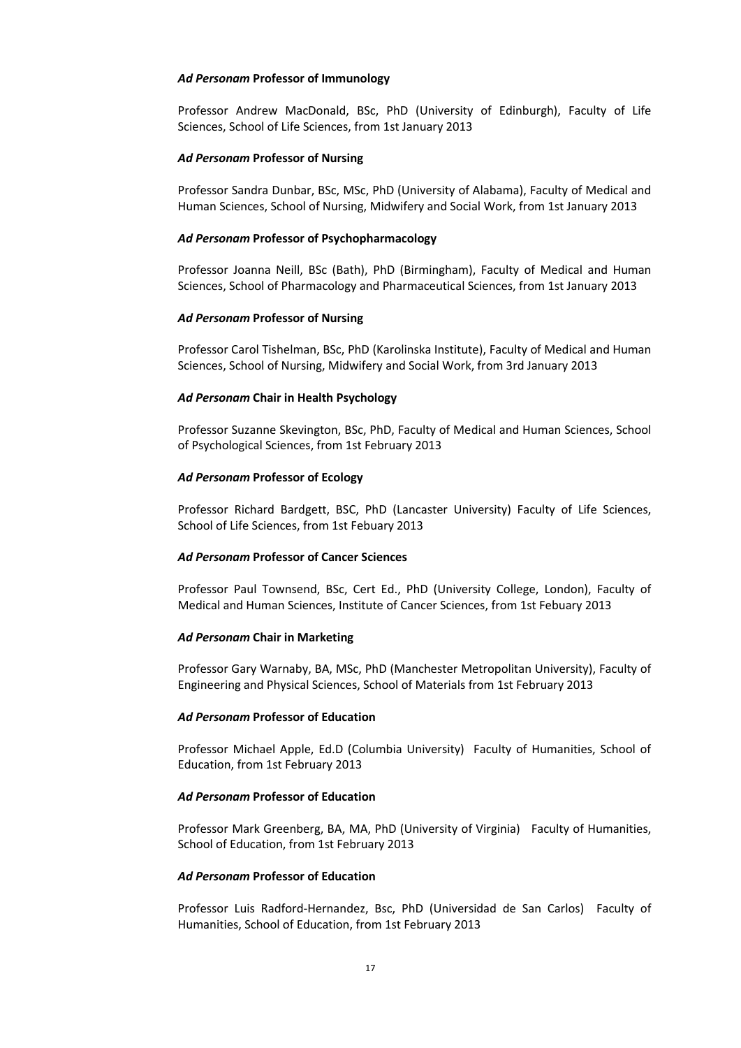#### *Ad Personam* **Professor of Immunology**

Professor Andrew MacDonald, BSc, PhD (University of Edinburgh), Faculty of Life Sciences, School of Life Sciences, from 1st January 2013

#### *Ad Personam* **Professor of Nursing**

Professor Sandra Dunbar, BSc, MSc, PhD (University of Alabama), Faculty of Medical and Human Sciences, School of Nursing, Midwifery and Social Work, from 1st January 2013

#### *Ad Personam* **Professor of Psychopharmacology**

Professor Joanna Neill, BSc (Bath), PhD (Birmingham), Faculty of Medical and Human Sciences, School of Pharmacology and Pharmaceutical Sciences, from 1st January 2013

#### *Ad Personam* **Professor of Nursing**

Professor Carol Tishelman, BSc, PhD (Karolinska Institute), Faculty of Medical and Human Sciences, School of Nursing, Midwifery and Social Work, from 3rd January 2013

#### *Ad Personam* **Chair in Health Psychology**

Professor Suzanne Skevington, BSc, PhD, Faculty of Medical and Human Sciences, School of Psychological Sciences, from 1st February 2013

#### *Ad Personam* **Professor of Ecology**

Professor Richard Bardgett, BSC, PhD (Lancaster University) Faculty of Life Sciences, School of Life Sciences, from 1st Febuary 2013

#### *Ad Personam* **Professor of Cancer Sciences**

Professor Paul Townsend, BSc, Cert Ed., PhD (University College, London), Faculty of Medical and Human Sciences, Institute of Cancer Sciences, from 1st Febuary 2013

#### *Ad Personam* **Chair in Marketing**

Professor Gary Warnaby, BA, MSc, PhD (Manchester Metropolitan University), Faculty of Engineering and Physical Sciences, School of Materials from 1st February 2013

#### *Ad Personam* **Professor of Education**

Professor Michael Apple, Ed.D (Columbia University) Faculty of Humanities, School of Education, from 1st February 2013

#### *Ad Personam* **Professor of Education**

Professor Mark Greenberg, BA, MA, PhD (University of Virginia) Faculty of Humanities, School of Education, from 1st February 2013

#### *Ad Personam* **Professor of Education**

Professor Luis Radford-Hernandez, Bsc, PhD (Universidad de San Carlos) Faculty of Humanities, School of Education, from 1st February 2013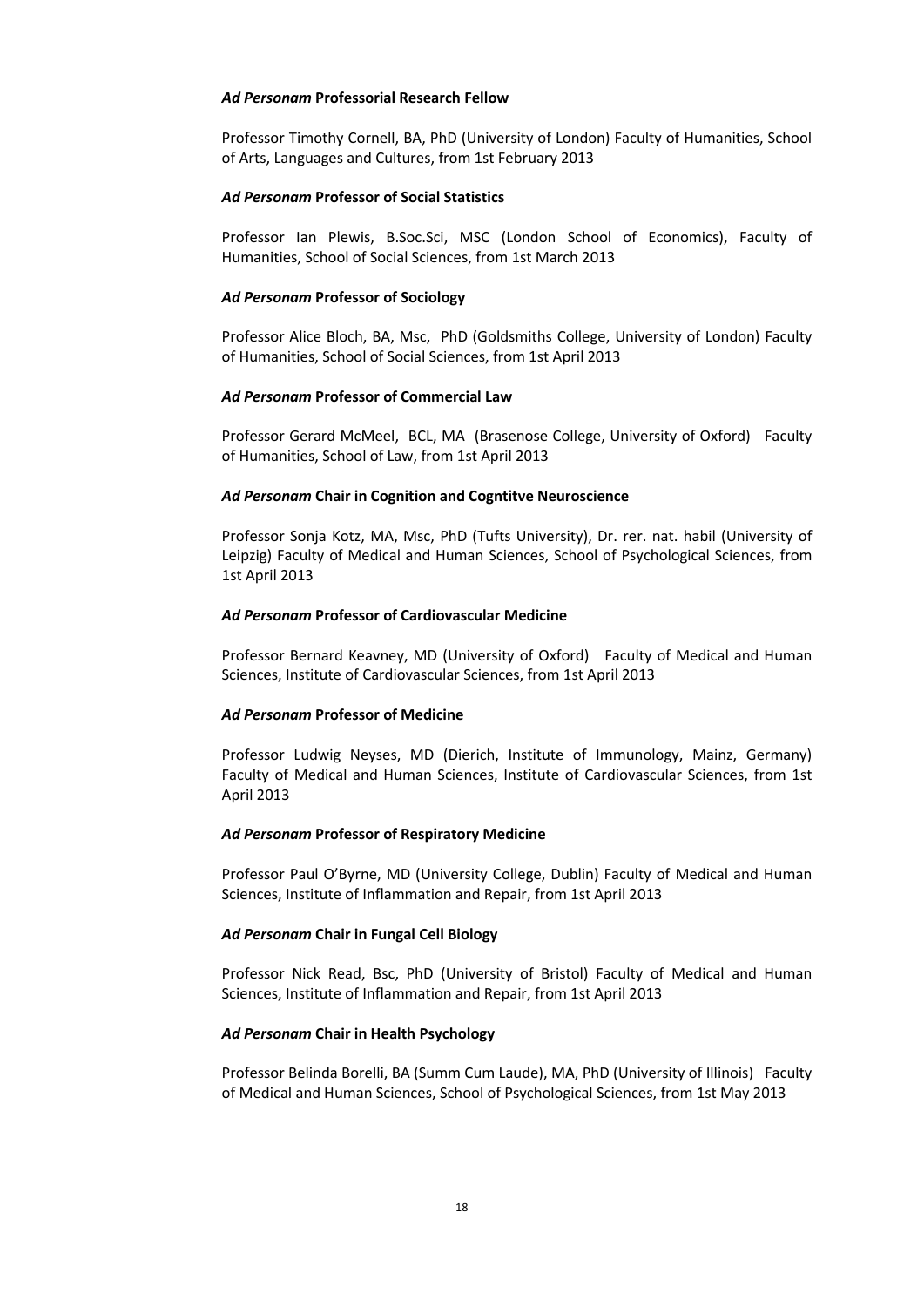***Ad Personam* Professorial Research Fellow**

Professor Timothy Cornell, BA, PhD (University of London) Faculty of Humanities, School of Arts, Languages and Cultures, from 1st February 2013

***Ad Personam* Professor of Social Statistics**

Professor Ian Plewis, B.Soc.Sci, MSC (London School of Economics), Faculty of Humanities, School of Social Sciences, from 1st March 2013

***Ad Personam* Professor of Sociology**

Professor Alice Bloch, BA, Msc, PhD (Goldsmiths College, University of London) Faculty of Humanities, School of Social Sciences, from 1st April 2013

***Ad Personam* Professor of Commercial Law**

Professor Gerard McMeel, BCL, MA (Brasenose College, University of Oxford) Faculty of Humanities, School of Law, from 1st April 2013

***Ad Personam* Chair in Cognition and Cogntitve Neuroscience**

Professor Sonja Kotz, MA, Msc, PhD (Tufts University), Dr. rer. nat. habil (University of Leipzig) Faculty of Medical and Human Sciences, School of Psychological Sciences, from 1st April 2013

***Ad Personam* Professor of Cardiovascular Medicine**

Professor Bernard Keavney, MD (University of Oxford) Faculty of Medical and Human Sciences, Institute of Cardiovascular Sciences, from 1st April 2013

***Ad Personam* Professor of Medicine**

Professor Ludwig Neyses, MD (Dierich, Institute of Immunology, Mainz, Germany) Faculty of Medical and Human Sciences, Institute of Cardiovascular Sciences, from 1st April 2013

***Ad Personam* Professor of Respiratory Medicine**

Professor Paul O'Byrne, MD (University College, Dublin) Faculty of Medical and Human Sciences, Institute of Inflammation and Repair, from 1st April 2013

***Ad Personam* Chair in Fungal Cell Biology**

Professor Nick Read, Bsc, PhD (University of Bristol) Faculty of Medical and Human Sciences, Institute of Inflammation and Repair, from 1st April 2013

***Ad Personam* Chair in Health Psychology**

Professor Belinda Borelli, BA (Summ Cum Laude), MA, PhD (University of Illinois) Faculty of Medical and Human Sciences, School of Psychological Sciences, from 1st May 2013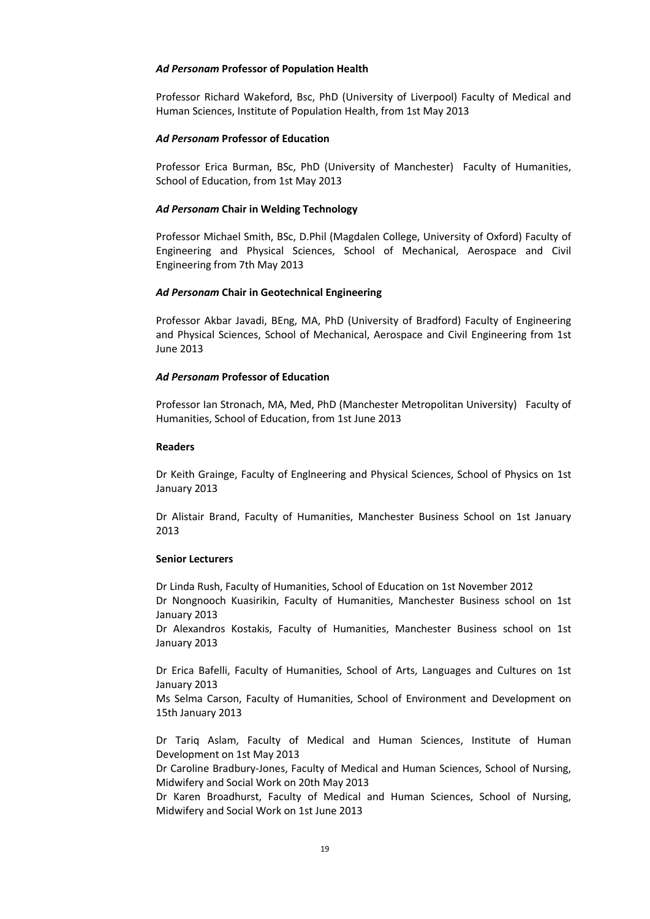### *Ad Personam* Professor of Population Health

Professor Richard Wakeford, Bsc, PhD (University of Liverpool) Faculty of Medical and Human Sciences, Institute of Population Health, from 1st May 2013

### *Ad Personam* Professor of Education

Professor Erica Burman, BSc, PhD (University of Manchester) Faculty of Humanities, School of Education, from 1st May 2013

### *Ad Personam* Chair in Welding Technology

Professor Michael Smith, BSc, D.Phil (Magdalen College, University of Oxford) Faculty of Engineering and Physical Sciences, School of Mechanical, Aerospace and Civil Engineering from 7th May 2013

### *Ad Personam* Chair in Geotechnical Engineering

Professor Akbar Javadi, BEng, MA, PhD (University of Bradford) Faculty of Engineering and Physical Sciences, School of Mechanical, Aerospace and Civil Engineering from 1st June 2013

### *Ad Personam* Professor of Education

Professor Ian Stronach, MA, Med, PhD (Manchester Metropolitan University) Faculty of Humanities, School of Education, from 1st June 2013

### Readers

Dr Keith Grainge, Faculty of Englneering and Physical Sciences, School of Physics on 1st January 2013

Dr Alistair Brand, Faculty of Humanities, Manchester Business School on 1st January 2013

### Senior Lecturers

Dr Linda Rush, Faculty of Humanities, School of Education on 1st November 2012
Dr Nongnooch Kuasirikin, Faculty of Humanities, Manchester Business school on 1st January 2013
Dr Alexandros Kostakis, Faculty of Humanities, Manchester Business school on 1st January 2013

Dr Erica Bafelli, Faculty of Humanities, School of Arts, Languages and Cultures on 1st January 2013
Ms Selma Carson, Faculty of Humanities, School of Environment and Development on 15th January 2013

Dr Tariq Aslam, Faculty of Medical and Human Sciences, Institute of Human Development on 1st May 2013
Dr Caroline Bradbury-Jones, Faculty of Medical and Human Sciences, School of Nursing, Midwifery and Social Work on 20th May 2013
Dr Karen Broadhurst, Faculty of Medical and Human Sciences, School of Nursing, Midwifery and Social Work on 1st June 2013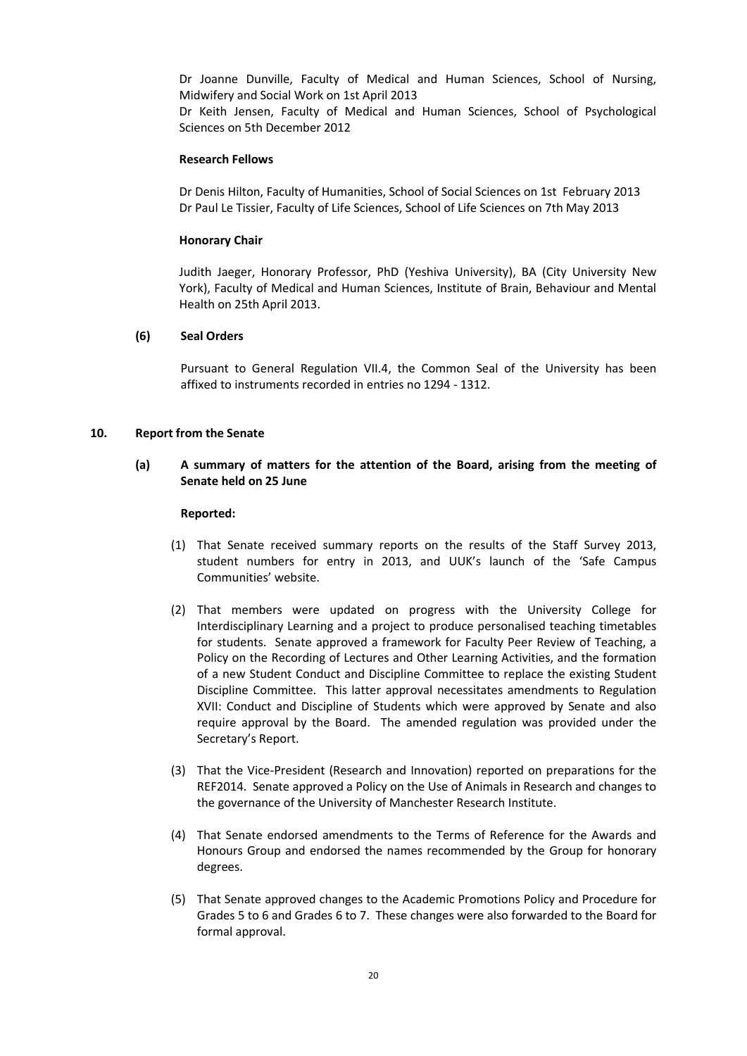Dr Joanne Dunville, Faculty of Medical and Human Sciences, School of Nursing, Midwifery and Social Work on 1st April 2013

Dr Keith Jensen, Faculty of Medical and Human Sciences, School of Psychological Sciences on 5th December 2012

**Research Fellows**

Dr Denis Hilton, Faculty of Humanities, School of Social Sciences on 1st February 2013

Dr Paul Le Tissier, Faculty of Life Sciences, School of Life Sciences on 7th May 2013

**Honorary Chair**

Judith Jaeger, Honorary Professor, PhD (Yeshiva University), BA (City University New York), Faculty of Medical and Human Sciences, Institute of Brain, Behaviour and Mental Health on 25th April 2013.

**(6) Seal Orders**

Pursuant to General Regulation VII.4, the Common Seal of the University has been affixed to instruments recorded in entries no 1294 - 1312.

## 10. Report from the Senate

### (a) A summary of matters for the attention of the Board, arising from the meeting of Senate held on 25 June

**Reported:**

(1) That Senate received summary reports on the results of the Staff Survey 2013, student numbers for entry in 2013, and UUK's launch of the 'Safe Campus Communities' website.

(2) That members were updated on progress with the University College for Interdisciplinary Learning and a project to produce personalised teaching timetables for students. Senate approved a framework for Faculty Peer Review of Teaching, a Policy on the Recording of Lectures and Other Learning Activities, and the formation of a new Student Conduct and Discipline Committee to replace the existing Student Discipline Committee. This latter approval necessitates amendments to Regulation XVII: Conduct and Discipline of Students which were approved by Senate and also require approval by the Board. The amended regulation was provided under the Secretary's Report.

(3) That the Vice-President (Research and Innovation) reported on preparations for the REF2014. Senate approved a Policy on the Use of Animals in Research and changes to the governance of the University of Manchester Research Institute.

(4) That Senate endorsed amendments to the Terms of Reference for the Awards and Honours Group and endorsed the names recommended by the Group for honorary degrees.

(5) That Senate approved changes to the Academic Promotions Policy and Procedure for Grades 5 to 6 and Grades 6 to 7. These changes were also forwarded to the Board for formal approval.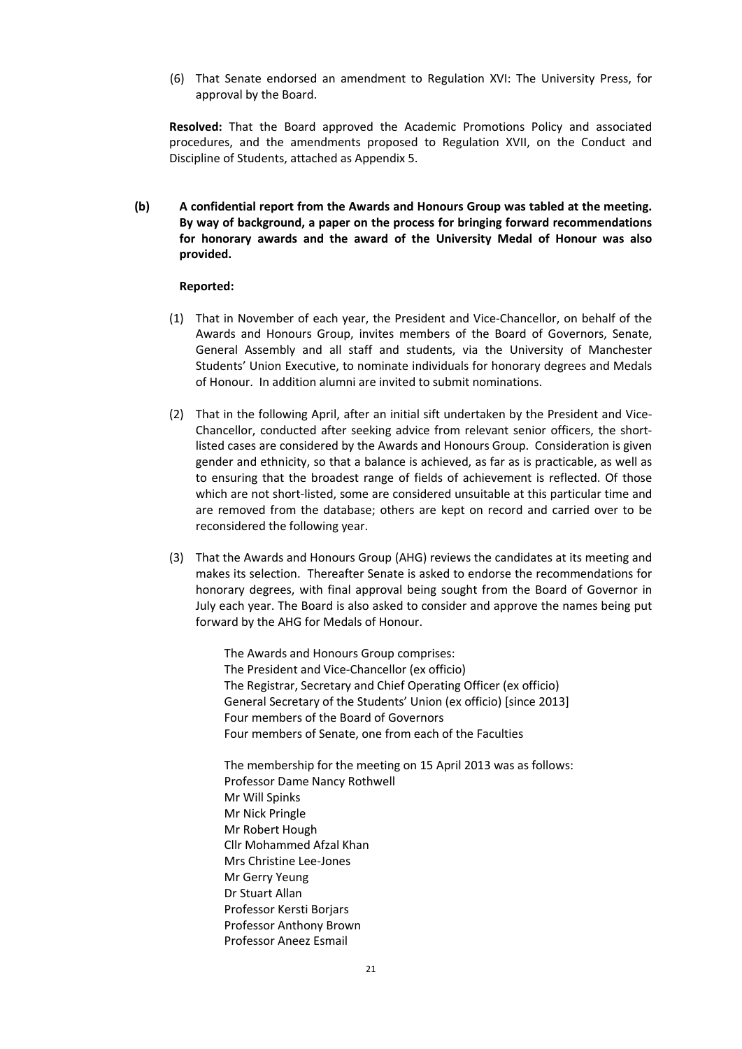(6) That Senate endorsed an amendment to Regulation XVI: The University Press, for approval by the Board.

**Resolved:** That the Board approved the Academic Promotions Policy and associated procedures, and the amendments proposed to Regulation XVII, on the Conduct and Discipline of Students, attached as Appendix 5.

**(b) A confidential report from the Awards and Honours Group was tabled at the meeting. By way of background, a paper on the process for bringing forward recommendations for honorary awards and the award of the University Medal of Honour was also provided.**

**Reported:**

(1) That in November of each year, the President and Vice-Chancellor, on behalf of the Awards and Honours Group, invites members of the Board of Governors, Senate, General Assembly and all staff and students, via the University of Manchester Students' Union Executive, to nominate individuals for honorary degrees and Medals of Honour. In addition alumni are invited to submit nominations.

(2) That in the following April, after an initial sift undertaken by the President and Vice-Chancellor, conducted after seeking advice from relevant senior officers, the short-listed cases are considered by the Awards and Honours Group. Consideration is given gender and ethnicity, so that a balance is achieved, as far as is practicable, as well as to ensuring that the broadest range of fields of achievement is reflected. Of those which are not short-listed, some are considered unsuitable at this particular time and are removed from the database; others are kept on record and carried over to be reconsidered the following year.

(3) That the Awards and Honours Group (AHG) reviews the candidates at its meeting and makes its selection. Thereafter Senate is asked to endorse the recommendations for honorary degrees, with final approval being sought from the Board of Governor in July each year. The Board is also asked to consider and approve the names being put forward by the AHG for Medals of Honour.

The Awards and Honours Group comprises:
The President and Vice-Chancellor (ex officio)
The Registrar, Secretary and Chief Operating Officer (ex officio)
General Secretary of the Students' Union (ex officio) [since 2013]
Four members of the Board of Governors
Four members of Senate, one from each of the Faculties

The membership for the meeting on 15 April 2013 was as follows:
Professor Dame Nancy Rothwell
Mr Will Spinks
Mr Nick Pringle
Mr Robert Hough
Cllr Mohammed Afzal Khan
Mrs Christine Lee-Jones
Mr Gerry Yeung
Dr Stuart Allan
Professor Kersti Borjars
Professor Anthony Brown
Professor Aneez Esmail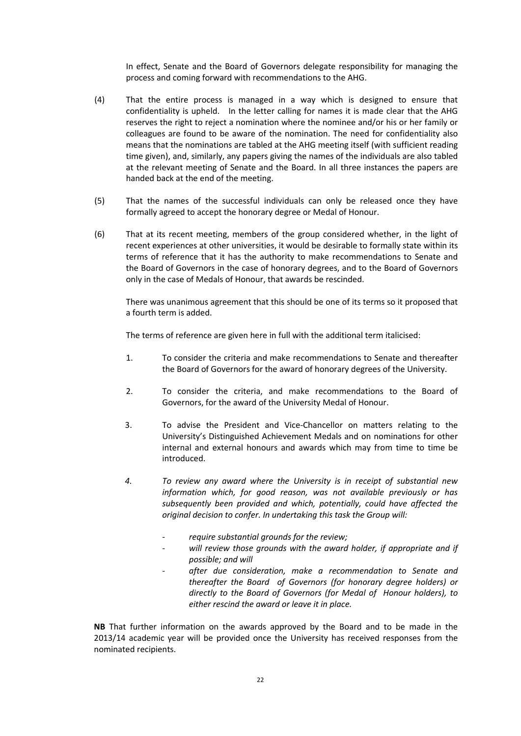In effect, Senate and the Board of Governors delegate responsibility for managing the process and coming forward with recommendations to the AHG.

(4) That the entire process is managed in a way which is designed to ensure that confidentiality is upheld. In the letter calling for names it is made clear that the AHG reserves the right to reject a nomination where the nominee and/or his or her family or colleagues are found to be aware of the nomination. The need for confidentiality also means that the nominations are tabled at the AHG meeting itself (with sufficient reading time given), and, similarly, any papers giving the names of the individuals are also tabled at the relevant meeting of Senate and the Board. In all three instances the papers are handed back at the end of the meeting.

(5) That the names of the successful individuals can only be released once they have formally agreed to accept the honorary degree or Medal of Honour.

(6) That at its recent meeting, members of the group considered whether, in the light of recent experiences at other universities, it would be desirable to formally state within its terms of reference that it has the authority to make recommendations to Senate and the Board of Governors in the case of honorary degrees, and to the Board of Governors only in the case of Medals of Honour, that awards be rescinded.

There was unanimous agreement that this should be one of its terms so it proposed that a fourth term is added.

The terms of reference are given here in full with the additional term italicised:

1. To consider the criteria and make recommendations to Senate and thereafter the Board of Governors for the award of honorary degrees of the University.

2. To consider the criteria, and make recommendations to the Board of Governors, for the award of the University Medal of Honour.

3. To advise the President and Vice-Chancellor on matters relating to the University's Distinguished Achievement Medals and on nominations for other internal and external honours and awards which may from time to time be introduced.

4. *To review any award where the University is in receipt of substantial new information which, for good reason, was not available previously or has subsequently been provided and which, potentially, could have affected the original decision to confer. In undertaking this task the Group will:*

   - *require substantial grounds for the review;*
   - *will review those grounds with the award holder, if appropriate and if possible; and will*
   - *after due consideration, make a recommendation to Senate and thereafter the Board of Governors (for honorary degree holders) or directly to the Board of Governors (for Medal of Honour holders), to either rescind the award or leave it in place.*

**NB** That further information on the awards approved by the Board and to be made in the 2013/14 academic year will be provided once the University has received responses from the nominated recipients.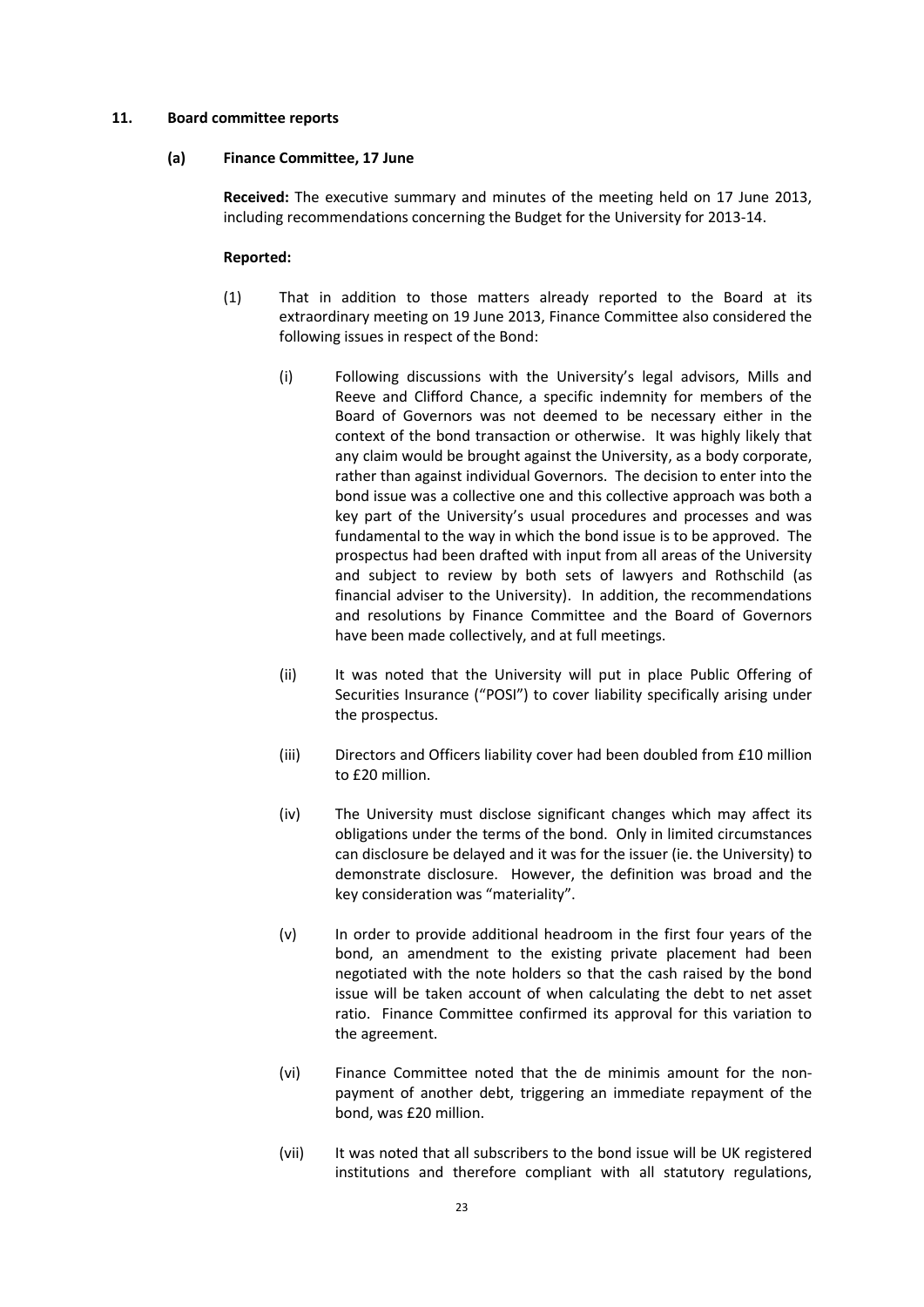## 11. Board committee reports

### (a) Finance Committee, 17 June

**Received:** The executive summary and minutes of the meeting held on 17 June 2013, including recommendations concerning the Budget for the University for 2013-14.

**Reported:**

(1) That in addition to those matters already reported to the Board at its extraordinary meeting on 19 June 2013, Finance Committee also considered the following issues in respect of the Bond:

(i) Following discussions with the University's legal advisors, Mills and Reeve and Clifford Chance, a specific indemnity for members of the Board of Governors was not deemed to be necessary either in the context of the bond transaction or otherwise. It was highly likely that any claim would be brought against the University, as a body corporate, rather than against individual Governors. The decision to enter into the bond issue was a collective one and this collective approach was both a key part of the University's usual procedures and processes and was fundamental to the way in which the bond issue is to be approved. The prospectus had been drafted with input from all areas of the University and subject to review by both sets of lawyers and Rothschild (as financial adviser to the University). In addition, the recommendations and resolutions by Finance Committee and the Board of Governors have been made collectively, and at full meetings.

(ii) It was noted that the University will put in place Public Offering of Securities Insurance ("POSI") to cover liability specifically arising under the prospectus.

(iii) Directors and Officers liability cover had been doubled from £10 million to £20 million.

(iv) The University must disclose significant changes which may affect its obligations under the terms of the bond. Only in limited circumstances can disclosure be delayed and it was for the issuer (ie. the University) to demonstrate disclosure. However, the definition was broad and the key consideration was "materiality".

(v) In order to provide additional headroom in the first four years of the bond, an amendment to the existing private placement had been negotiated with the note holders so that the cash raised by the bond issue will be taken account of when calculating the debt to net asset ratio. Finance Committee confirmed its approval for this variation to the agreement.

(vi) Finance Committee noted that the de minimis amount for the non-payment of another debt, triggering an immediate repayment of the bond, was £20 million.

(vii) It was noted that all subscribers to the bond issue will be UK registered institutions and therefore compliant with all statutory regulations,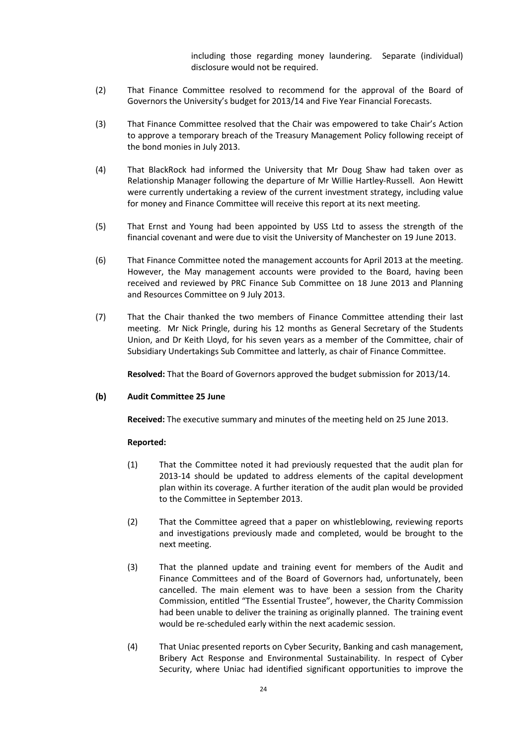including those regarding money laundering. Separate (individual) disclosure would not be required.

(2) That Finance Committee resolved to recommend for the approval of the Board of Governors the University's budget for 2013/14 and Five Year Financial Forecasts.

(3) That Finance Committee resolved that the Chair was empowered to take Chair's Action to approve a temporary breach of the Treasury Management Policy following receipt of the bond monies in July 2013.

(4) That BlackRock had informed the University that Mr Doug Shaw had taken over as Relationship Manager following the departure of Mr Willie Hartley-Russell. Aon Hewitt were currently undertaking a review of the current investment strategy, including value for money and Finance Committee will receive this report at its next meeting.

(5) That Ernst and Young had been appointed by USS Ltd to assess the strength of the financial covenant and were due to visit the University of Manchester on 19 June 2013.

(6) That Finance Committee noted the management accounts for April 2013 at the meeting. However, the May management accounts were provided to the Board, having been received and reviewed by PRC Finance Sub Committee on 18 June 2013 and Planning and Resources Committee on 9 July 2013.

(7) That the Chair thanked the two members of Finance Committee attending their last meeting. Mr Nick Pringle, during his 12 months as General Secretary of the Students Union, and Dr Keith Lloyd, for his seven years as a member of the Committee, chair of Subsidiary Undertakings Sub Committee and latterly, as chair of Finance Committee.

**Resolved:** That the Board of Governors approved the budget submission for 2013/14.

**(b) Audit Committee 25 June**

**Received:** The executive summary and minutes of the meeting held on 25 June 2013.

**Reported:**

(1) That the Committee noted it had previously requested that the audit plan for 2013-14 should be updated to address elements of the capital development plan within its coverage. A further iteration of the audit plan would be provided to the Committee in September 2013.

(2) That the Committee agreed that a paper on whistleblowing, reviewing reports and investigations previously made and completed, would be brought to the next meeting.

(3) That the planned update and training event for members of the Audit and Finance Committees and of the Board of Governors had, unfortunately, been cancelled. The main element was to have been a session from the Charity Commission, entitled "The Essential Trustee", however, the Charity Commission had been unable to deliver the training as originally planned. The training event would be re-scheduled early within the next academic session.

(4) That Uniac presented reports on Cyber Security, Banking and cash management, Bribery Act Response and Environmental Sustainability. In respect of Cyber Security, where Uniac had identified significant opportunities to improve the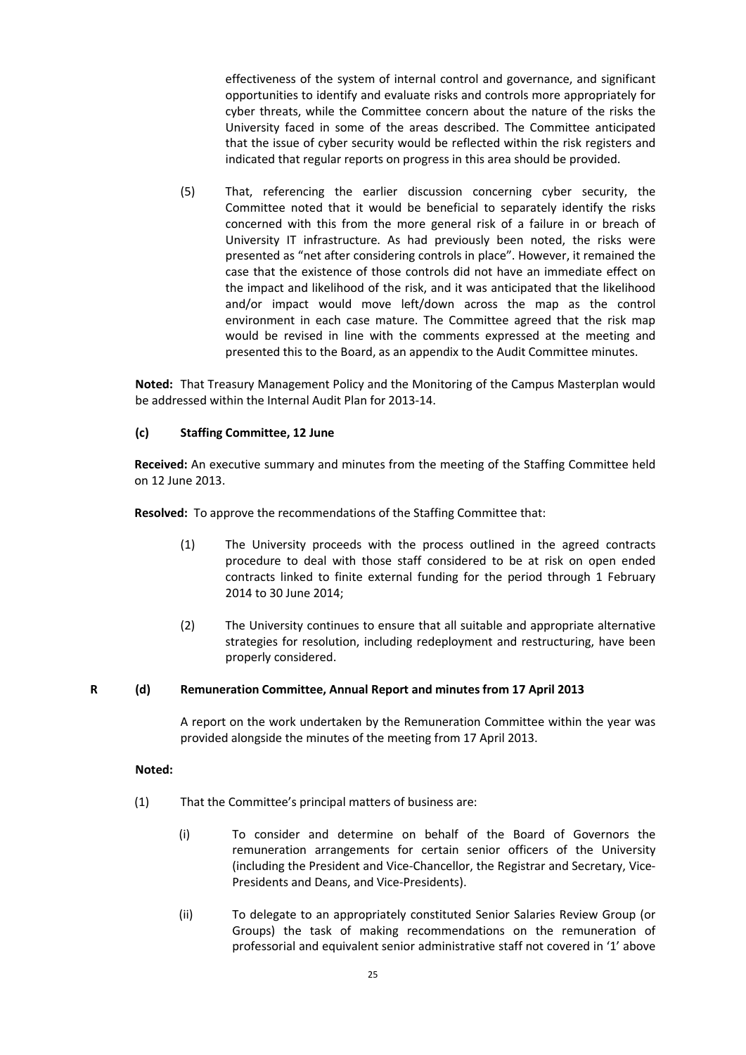effectiveness of the system of internal control and governance, and significant opportunities to identify and evaluate risks and controls more appropriately for cyber threats, while the Committee concern about the nature of the risks the University faced in some of the areas described. The Committee anticipated that the issue of cyber security would be reflected within the risk registers and indicated that regular reports on progress in this area should be provided.

(5) That, referencing the earlier discussion concerning cyber security, the Committee noted that it would be beneficial to separately identify the risks concerned with this from the more general risk of a failure in or breach of University IT infrastructure. As had previously been noted, the risks were presented as "net after considering controls in place". However, it remained the case that the existence of those controls did not have an immediate effect on the impact and likelihood of the risk, and it was anticipated that the likelihood and/or impact would move left/down across the map as the control environment in each case mature. The Committee agreed that the risk map would be revised in line with the comments expressed at the meeting and presented this to the Board, as an appendix to the Audit Committee minutes.

**Noted:** That Treasury Management Policy and the Monitoring of the Campus Masterplan would be addressed within the Internal Audit Plan for 2013-14.

**(c) Staffing Committee, 12 June**

**Received:** An executive summary and minutes from the meeting of the Staffing Committee held on 12 June 2013.

**Resolved:** To approve the recommendations of the Staffing Committee that:

(1) The University proceeds with the process outlined in the agreed contracts procedure to deal with those staff considered to be at risk on open ended contracts linked to finite external funding for the period through 1 February 2014 to 30 June 2014;

(2) The University continues to ensure that all suitable and appropriate alternative strategies for resolution, including redeployment and restructuring, have been properly considered.

**R (d) Remuneration Committee, Annual Report and minutes from 17 April 2013**

A report on the work undertaken by the Remuneration Committee within the year was provided alongside the minutes of the meeting from 17 April 2013.

**Noted:**

(1) That the Committee's principal matters of business are:

(i) To consider and determine on behalf of the Board of Governors the remuneration arrangements for certain senior officers of the University (including the President and Vice-Chancellor, the Registrar and Secretary, Vice-Presidents and Deans, and Vice-Presidents).

(ii) To delegate to an appropriately constituted Senior Salaries Review Group (or Groups) the task of making recommendations on the remuneration of professorial and equivalent senior administrative staff not covered in '1' above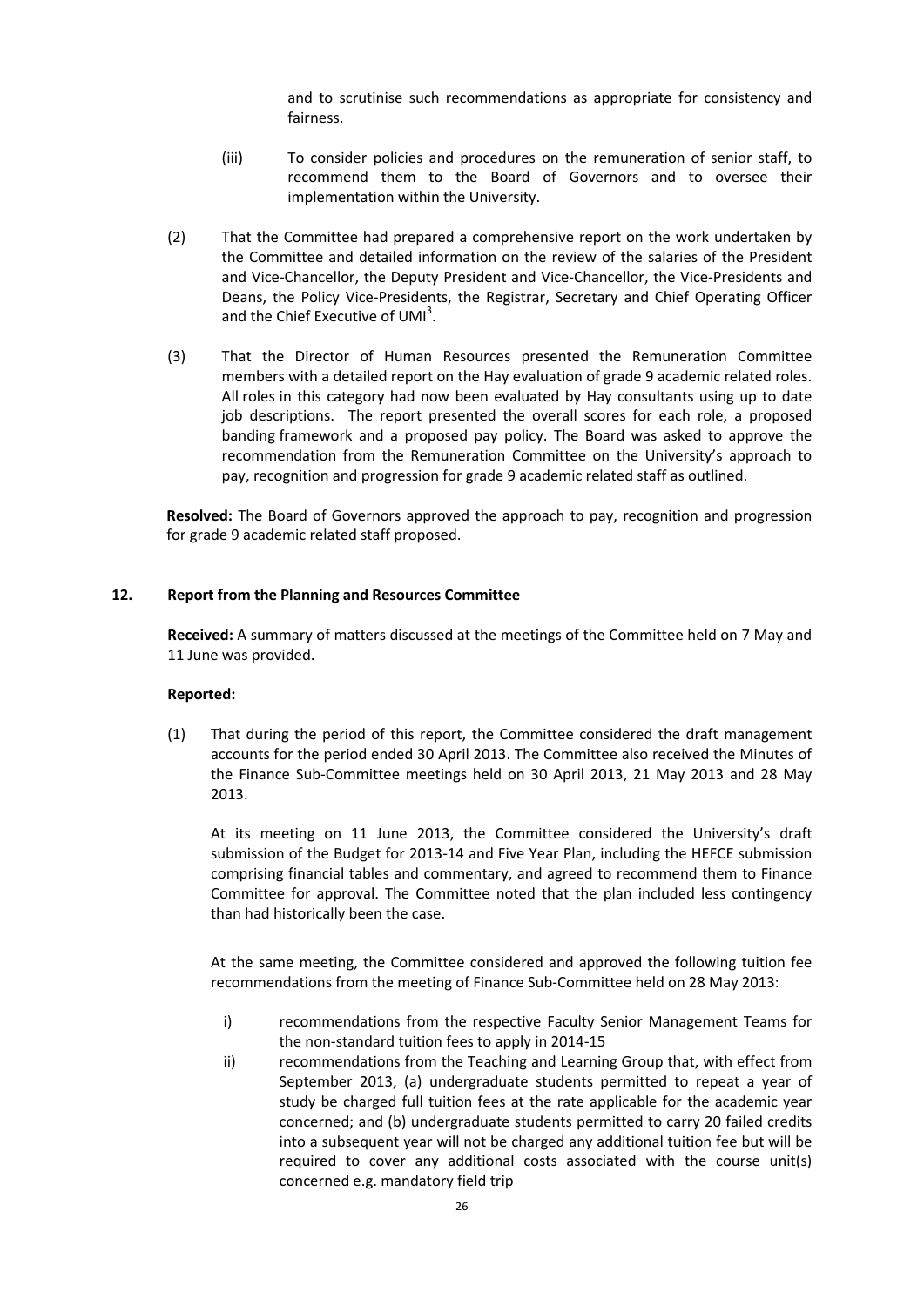and to scrutinise such recommendations as appropriate for consistency and fairness.

(iii) To consider policies and procedures on the remuneration of senior staff, to recommend them to the Board of Governors and to oversee their implementation within the University.

(2) That the Committee had prepared a comprehensive report on the work undertaken by the Committee and detailed information on the review of the salaries of the President and Vice-Chancellor, the Deputy President and Vice-Chancellor, the Vice-Presidents and Deans, the Policy Vice-Presidents, the Registrar, Secretary and Chief Operating Officer and the Chief Executive of UMI[3].

(3) That the Director of Human Resources presented the Remuneration Committee members with a detailed report on the Hay evaluation of grade 9 academic related roles. All roles in this category had now been evaluated by Hay consultants using up to date job descriptions. The report presented the overall scores for each role, a proposed banding framework and a proposed pay policy. The Board was asked to approve the recommendation from the Remuneration Committee on the University's approach to pay, recognition and progression for grade 9 academic related staff as outlined.

**Resolved:** The Board of Governors approved the approach to pay, recognition and progression for grade 9 academic related staff proposed.

## 12. Report from the Planning and Resources Committee

**Received:** A summary of matters discussed at the meetings of the Committee held on 7 May and 11 June was provided.

**Reported:**

(1) That during the period of this report, the Committee considered the draft management accounts for the period ended 30 April 2013. The Committee also received the Minutes of the Finance Sub-Committee meetings held on 30 April 2013, 21 May 2013 and 28 May 2013.

At its meeting on 11 June 2013, the Committee considered the University's draft submission of the Budget for 2013-14 and Five Year Plan, including the HEFCE submission comprising financial tables and commentary, and agreed to recommend them to Finance Committee for approval. The Committee noted that the plan included less contingency than had historically been the case.

At the same meeting, the Committee considered and approved the following tuition fee recommendations from the meeting of Finance Sub-Committee held on 28 May 2013:

i) recommendations from the respective Faculty Senior Management Teams for the non-standard tuition fees to apply in 2014-15

ii) recommendations from the Teaching and Learning Group that, with effect from September 2013, (a) undergraduate students permitted to repeat a year of study be charged full tuition fees at the rate applicable for the academic year concerned; and (b) undergraduate students permitted to carry 20 failed credits into a subsequent year will not be charged any additional tuition fee but will be required to cover any additional costs associated with the course unit(s) concerned e.g. mandatory field trip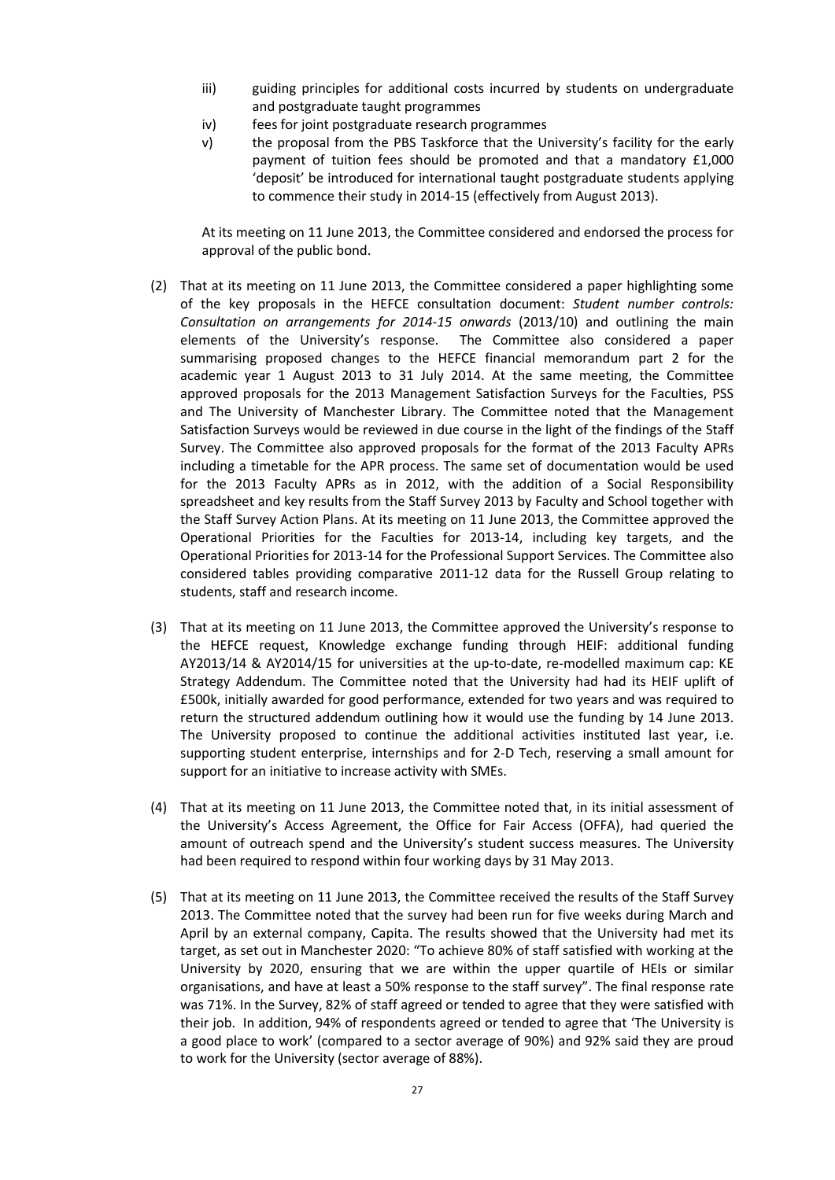iii) guiding principles for additional costs incurred by students on undergraduate and postgraduate taught programmes

iv) fees for joint postgraduate research programmes

v) the proposal from the PBS Taskforce that the University's facility for the early payment of tuition fees should be promoted and that a mandatory £1,000 'deposit' be introduced for international taught postgraduate students applying to commence their study in 2014-15 (effectively from August 2013).

At its meeting on 11 June 2013, the Committee considered and endorsed the process for approval of the public bond.

(2) That at its meeting on 11 June 2013, the Committee considered a paper highlighting some of the key proposals in the HEFCE consultation document: *Student number controls: Consultation on arrangements for 2014-15 onwards* (2013/10) and outlining the main elements of the University's response. The Committee also considered a paper summarising proposed changes to the HEFCE financial memorandum part 2 for the academic year 1 August 2013 to 31 July 2014. At the same meeting, the Committee approved proposals for the 2013 Management Satisfaction Surveys for the Faculties, PSS and The University of Manchester Library. The Committee noted that the Management Satisfaction Surveys would be reviewed in due course in the light of the findings of the Staff Survey. The Committee also approved proposals for the format of the 2013 Faculty APRs including a timetable for the APR process. The same set of documentation would be used for the 2013 Faculty APRs as in 2012, with the addition of a Social Responsibility spreadsheet and key results from the Staff Survey 2013 by Faculty and School together with the Staff Survey Action Plans. At its meeting on 11 June 2013, the Committee approved the Operational Priorities for the Faculties for 2013-14, including key targets, and the Operational Priorities for 2013-14 for the Professional Support Services. The Committee also considered tables providing comparative 2011-12 data for the Russell Group relating to students, staff and research income.

(3) That at its meeting on 11 June 2013, the Committee approved the University's response to the HEFCE request, Knowledge exchange funding through HEIF: additional funding AY2013/14 & AY2014/15 for universities at the up-to-date, re-modelled maximum cap: KE Strategy Addendum. The Committee noted that the University had had its HEIF uplift of £500k, initially awarded for good performance, extended for two years and was required to return the structured addendum outlining how it would use the funding by 14 June 2013. The University proposed to continue the additional activities instituted last year, i.e. supporting student enterprise, internships and for 2-D Tech, reserving a small amount for support for an initiative to increase activity with SMEs.

(4) That at its meeting on 11 June 2013, the Committee noted that, in its initial assessment of the University's Access Agreement, the Office for Fair Access (OFFA), had queried the amount of outreach spend and the University's student success measures. The University had been required to respond within four working days by 31 May 2013.

(5) That at its meeting on 11 June 2013, the Committee received the results of the Staff Survey 2013. The Committee noted that the survey had been run for five weeks during March and April by an external company, Capita. The results showed that the University had met its target, as set out in Manchester 2020: "To achieve 80% of staff satisfied with working at the University by 2020, ensuring that we are within the upper quartile of HEIs or similar organisations, and have at least a 50% response to the staff survey". The final response rate was 71%. In the Survey, 82% of staff agreed or tended to agree that they were satisfied with their job. In addition, 94% of respondents agreed or tended to agree that 'The University is a good place to work' (compared to a sector average of 90%) and 92% said they are proud to work for the University (sector average of 88%).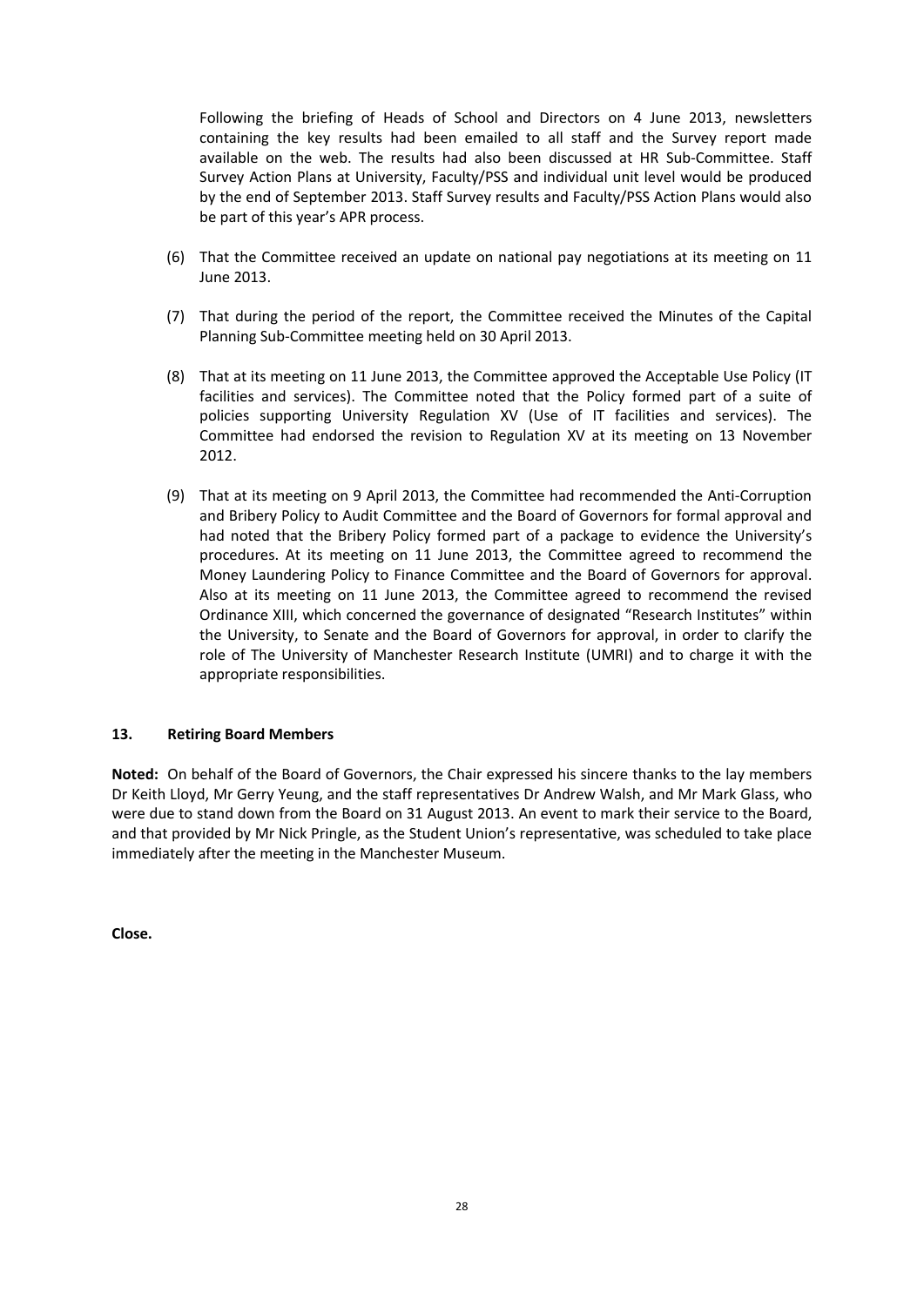Following the briefing of Heads of School and Directors on 4 June 2013, newsletters containing the key results had been emailed to all staff and the Survey report made available on the web. The results had also been discussed at HR Sub-Committee. Staff Survey Action Plans at University, Faculty/PSS and individual unit level would be produced by the end of September 2013. Staff Survey results and Faculty/PSS Action Plans would also be part of this year's APR process.

(6) That the Committee received an update on national pay negotiations at its meeting on 11 June 2013.

(7) That during the period of the report, the Committee received the Minutes of the Capital Planning Sub-Committee meeting held on 30 April 2013.

(8) That at its meeting on 11 June 2013, the Committee approved the Acceptable Use Policy (IT facilities and services). The Committee noted that the Policy formed part of a suite of policies supporting University Regulation XV (Use of IT facilities and services). The Committee had endorsed the revision to Regulation XV at its meeting on 13 November 2012.

(9) That at its meeting on 9 April 2013, the Committee had recommended the Anti-Corruption and Bribery Policy to Audit Committee and the Board of Governors for formal approval and had noted that the Bribery Policy formed part of a package to evidence the University's procedures. At its meeting on 11 June 2013, the Committee agreed to recommend the Money Laundering Policy to Finance Committee and the Board of Governors for approval. Also at its meeting on 11 June 2013, the Committee agreed to recommend the revised Ordinance XIII, which concerned the governance of designated "Research Institutes" within the University, to Senate and the Board of Governors for approval, in order to clarify the role of The University of Manchester Research Institute (UMRI) and to charge it with the appropriate responsibilities.

**13. Retiring Board Members**

**Noted:** On behalf of the Board of Governors, the Chair expressed his sincere thanks to the lay members Dr Keith Lloyd, Mr Gerry Yeung, and the staff representatives Dr Andrew Walsh, and Mr Mark Glass, who were due to stand down from the Board on 31 August 2013. An event to mark their service to the Board, and that provided by Mr Nick Pringle, as the Student Union's representative, was scheduled to take place immediately after the meeting in the Manchester Museum.

**Close.**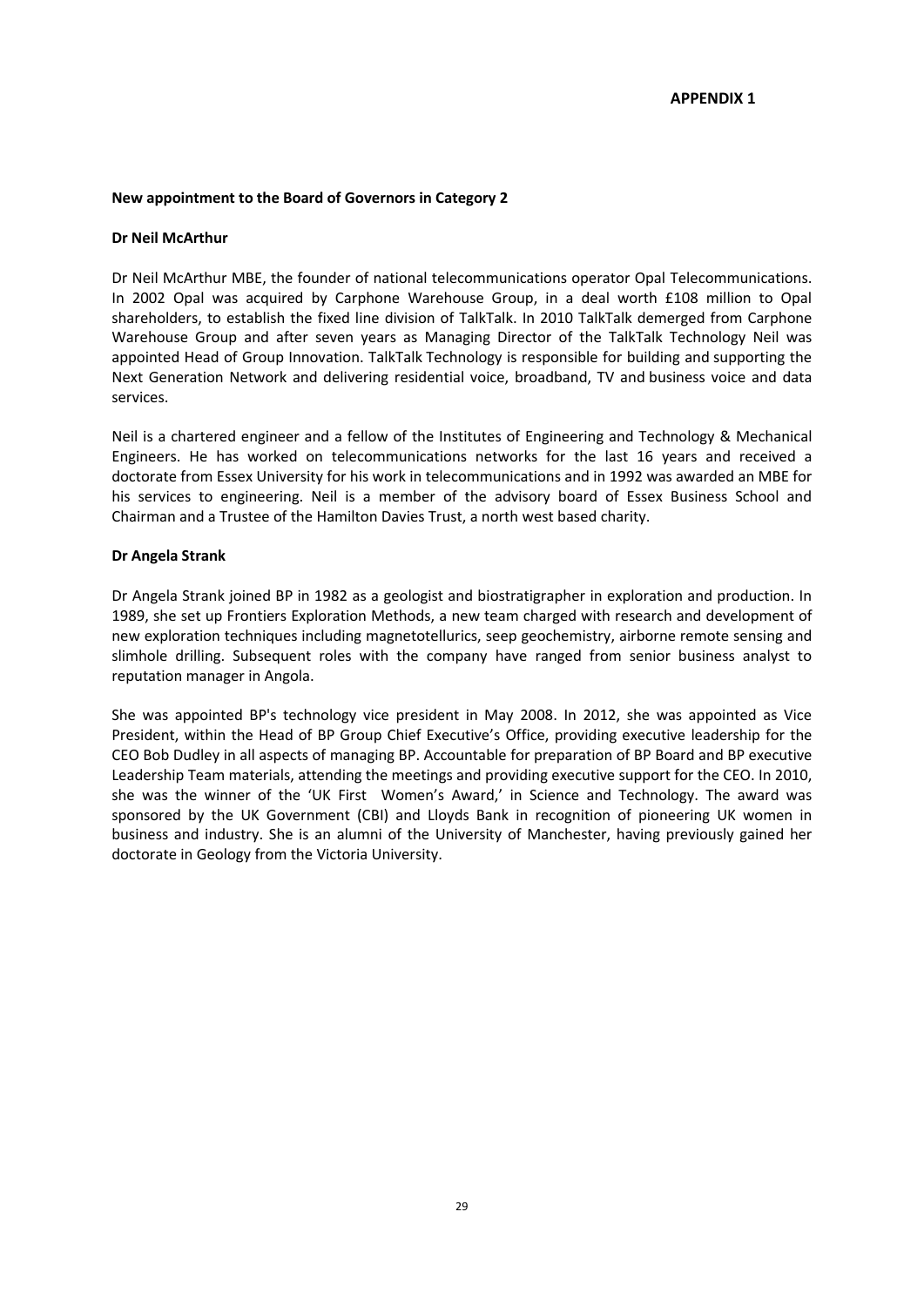**APPENDIX 1**

**New appointment to the Board of Governors in Category 2**

**Dr Neil McArthur**

Dr Neil McArthur MBE, the founder of national telecommunications operator Opal Telecommunications. In 2002 Opal was acquired by Carphone Warehouse Group, in a deal worth £108 million to Opal shareholders, to establish the fixed line division of TalkTalk. In 2010 TalkTalk demerged from Carphone Warehouse Group and after seven years as Managing Director of the TalkTalk Technology Neil was appointed Head of Group Innovation. TalkTalk Technology is responsible for building and supporting the Next Generation Network and delivering residential voice, broadband, TV and business voice and data services.

Neil is a chartered engineer and a fellow of the Institutes of Engineering and Technology & Mechanical Engineers. He has worked on telecommunications networks for the last 16 years and received a doctorate from Essex University for his work in telecommunications and in 1992 was awarded an MBE for his services to engineering. Neil is a member of the advisory board of Essex Business School and Chairman and a Trustee of the Hamilton Davies Trust, a north west based charity.

**Dr Angela Strank**

Dr Angela Strank joined BP in 1982 as a geologist and biostratigrapher in exploration and production. In 1989, she set up Frontiers Exploration Methods, a new team charged with research and development of new exploration techniques including magnetotellurics, seep geochemistry, airborne remote sensing and slimhole drilling. Subsequent roles with the company have ranged from senior business analyst to reputation manager in Angola.

She was appointed BP's technology vice president in May 2008. In 2012, she was appointed as Vice President, within the Head of BP Group Chief Executive's Office, providing executive leadership for the CEO Bob Dudley in all aspects of managing BP. Accountable for preparation of BP Board and BP executive Leadership Team materials, attending the meetings and providing executive support for the CEO. In 2010, she was the winner of the 'UK First Women's Award,' in Science and Technology. The award was sponsored by the UK Government (CBI) and Lloyds Bank in recognition of pioneering UK women in business and industry. She is an alumni of the University of Manchester, having previously gained her doctorate in Geology from the Victoria University.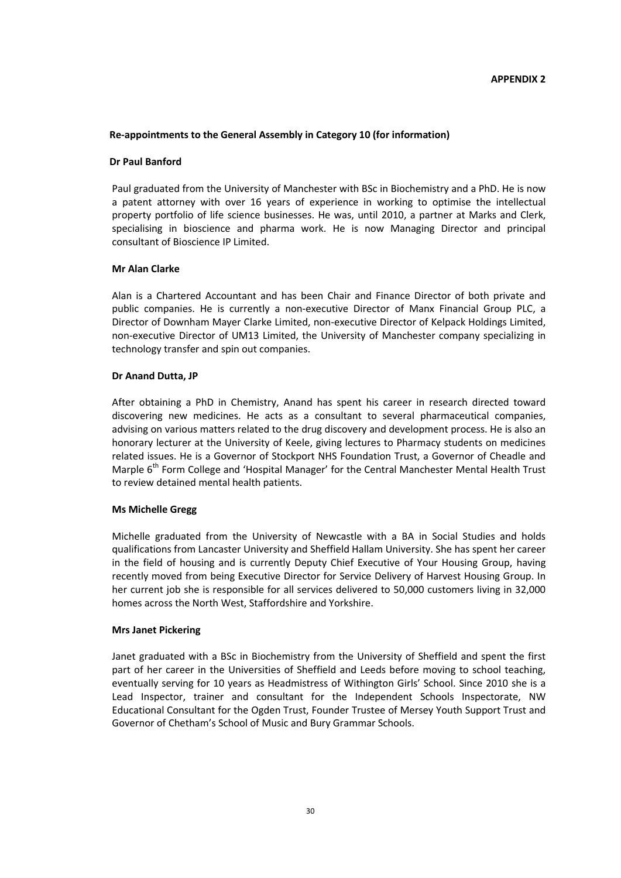**APPENDIX 2**

## Re-appointments to the General Assembly in Category 10 (for information)

### Dr Paul Banford

Paul graduated from the University of Manchester with BSc in Biochemistry and a PhD. He is now a patent attorney with over 16 years of experience in working to optimise the intellectual property portfolio of life science businesses. He was, until 2010, a partner at Marks and Clerk, specialising in bioscience and pharma work. He is now Managing Director and principal consultant of Bioscience IP Limited.

### Mr Alan Clarke

Alan is a Chartered Accountant and has been Chair and Finance Director of both private and public companies. He is currently a non-executive Director of Manx Financial Group PLC, a Director of Downham Mayer Clarke Limited, non-executive Director of Kelpack Holdings Limited, non-executive Director of UM13 Limited, the University of Manchester company specializing in technology transfer and spin out companies.

### Dr Anand Dutta, JP

After obtaining a PhD in Chemistry, Anand has spent his career in research directed toward discovering new medicines. He acts as a consultant to several pharmaceutical companies, advising on various matters related to the drug discovery and development process. He is also an honorary lecturer at the University of Keele, giving lectures to Pharmacy students on medicines related issues. He is a Governor of Stockport NHS Foundation Trust, a Governor of Cheadle and Marple 6th Form College and 'Hospital Manager' for the Central Manchester Mental Health Trust to review detained mental health patients.

### Ms Michelle Gregg

Michelle graduated from the University of Newcastle with a BA in Social Studies and holds qualifications from Lancaster University and Sheffield Hallam University. She has spent her career in the field of housing and is currently Deputy Chief Executive of Your Housing Group, having recently moved from being Executive Director for Service Delivery of Harvest Housing Group. In her current job she is responsible for all services delivered to 50,000 customers living in 32,000 homes across the North West, Staffordshire and Yorkshire.

### Mrs Janet Pickering

Janet graduated with a BSc in Biochemistry from the University of Sheffield and spent the first part of her career in the Universities of Sheffield and Leeds before moving to school teaching, eventually serving for 10 years as Headmistress of Withington Girls' School. Since 2010 she is a Lead Inspector, trainer and consultant for the Independent Schools Inspectorate, NW Educational Consultant for the Ogden Trust, Founder Trustee of Mersey Youth Support Trust and Governor of Chetham's School of Music and Bury Grammar Schools.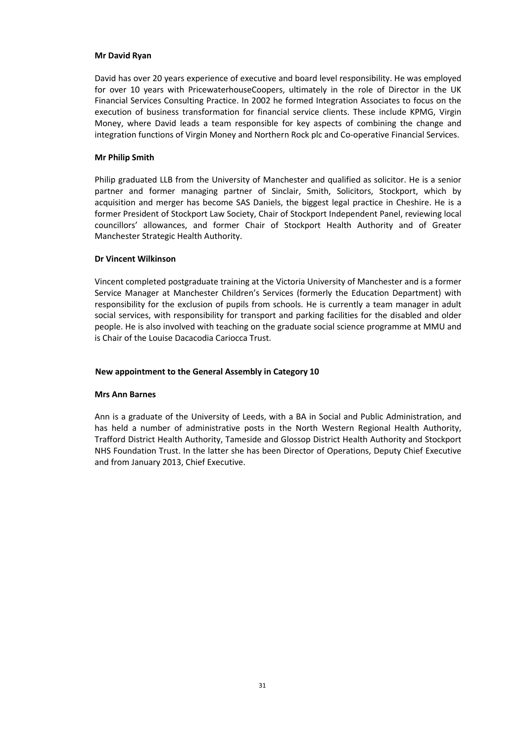**Mr David Ryan**

David has over 20 years experience of executive and board level responsibility. He was employed for over 10 years with PricewaterhouseCoopers, ultimately in the role of Director in the UK Financial Services Consulting Practice. In 2002 he formed Integration Associates to focus on the execution of business transformation for financial service clients. These include KPMG, Virgin Money, where David leads a team responsible for key aspects of combining the change and integration functions of Virgin Money and Northern Rock plc and Co-operative Financial Services.

**Mr Philip Smith**

Philip graduated LLB from the University of Manchester and qualified as solicitor. He is a senior partner and former managing partner of Sinclair, Smith, Solicitors, Stockport, which by acquisition and merger has become SAS Daniels, the biggest legal practice in Cheshire. He is a former President of Stockport Law Society, Chair of Stockport Independent Panel, reviewing local councillors' allowances, and former Chair of Stockport Health Authority and of Greater Manchester Strategic Health Authority.

**Dr Vincent Wilkinson**

Vincent completed postgraduate training at the Victoria University of Manchester and is a former Service Manager at Manchester Children's Services (formerly the Education Department) with responsibility for the exclusion of pupils from schools. He is currently a team manager in adult social services, with responsibility for transport and parking facilities for the disabled and older people. He is also involved with teaching on the graduate social science programme at MMU and is Chair of the Louise Dacacodia Cariocca Trust.

**New appointment to the General Assembly in Category 10**

**Mrs Ann Barnes**

Ann is a graduate of the University of Leeds, with a BA in Social and Public Administration, and has held a number of administrative posts in the North Western Regional Health Authority, Trafford District Health Authority, Tameside and Glossop District Health Authority and Stockport NHS Foundation Trust. In the latter she has been Director of Operations, Deputy Chief Executive and from January 2013, Chief Executive.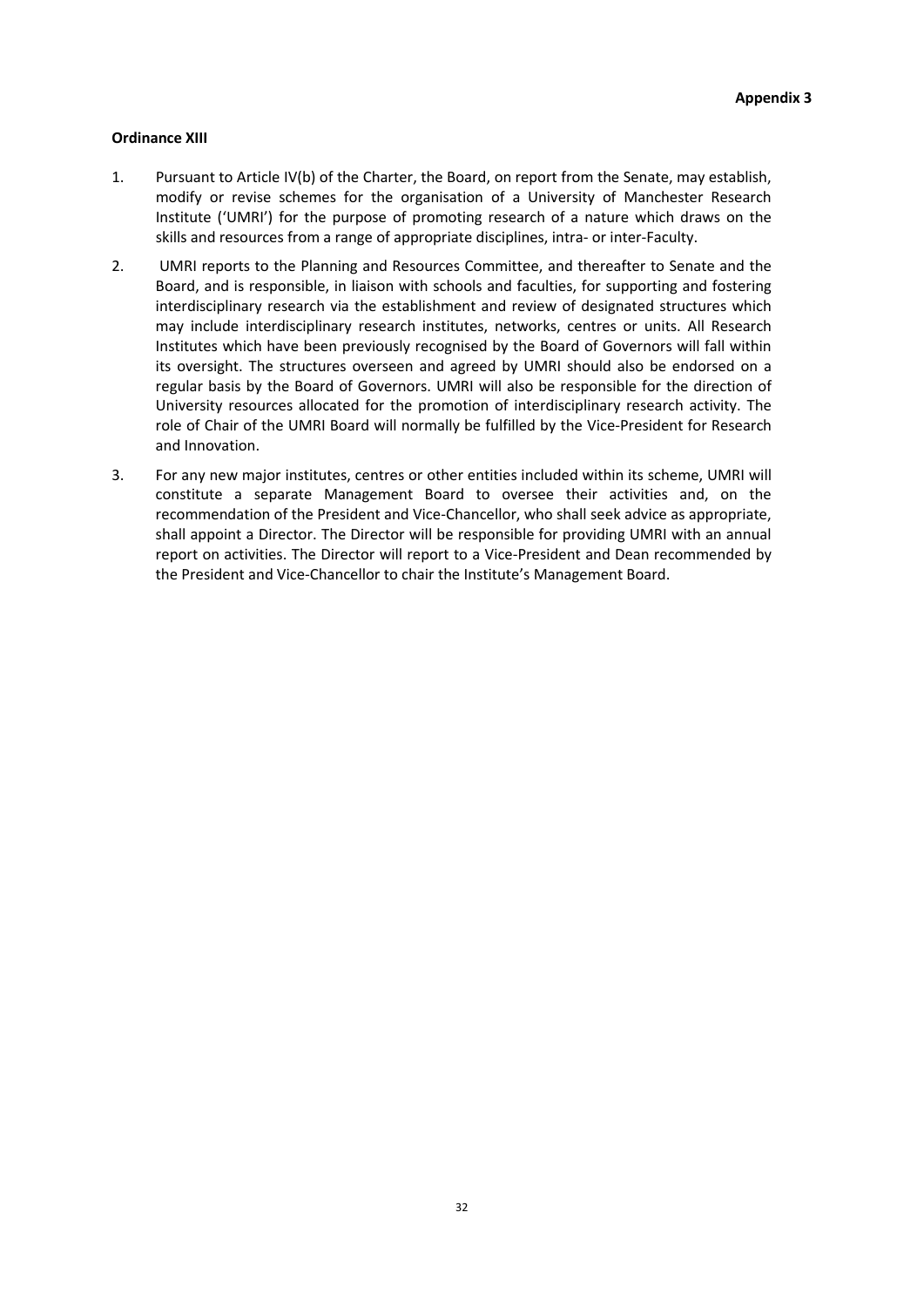**Appendix 3**

**Ordinance XIII**

1. Pursuant to Article IV(b) of the Charter, the Board, on report from the Senate, may establish, modify or revise schemes for the organisation of a University of Manchester Research Institute ('UMRI') for the purpose of promoting research of a nature which draws on the skills and resources from a range of appropriate disciplines, intra- or inter-Faculty.

2. UMRI reports to the Planning and Resources Committee, and thereafter to Senate and the Board, and is responsible, in liaison with schools and faculties, for supporting and fostering interdisciplinary research via the establishment and review of designated structures which may include interdisciplinary research institutes, networks, centres or units. All Research Institutes which have been previously recognised by the Board of Governors will fall within its oversight. The structures overseen and agreed by UMRI should also be endorsed on a regular basis by the Board of Governors. UMRI will also be responsible for the direction of University resources allocated for the promotion of interdisciplinary research activity. The role of Chair of the UMRI Board will normally be fulfilled by the Vice-President for Research and Innovation.

3. For any new major institutes, centres or other entities included within its scheme, UMRI will constitute a separate Management Board to oversee their activities and, on the recommendation of the President and Vice-Chancellor, who shall seek advice as appropriate, shall appoint a Director. The Director will be responsible for providing UMRI with an annual report on activities. The Director will report to a Vice-President and Dean recommended by the President and Vice-Chancellor to chair the Institute's Management Board.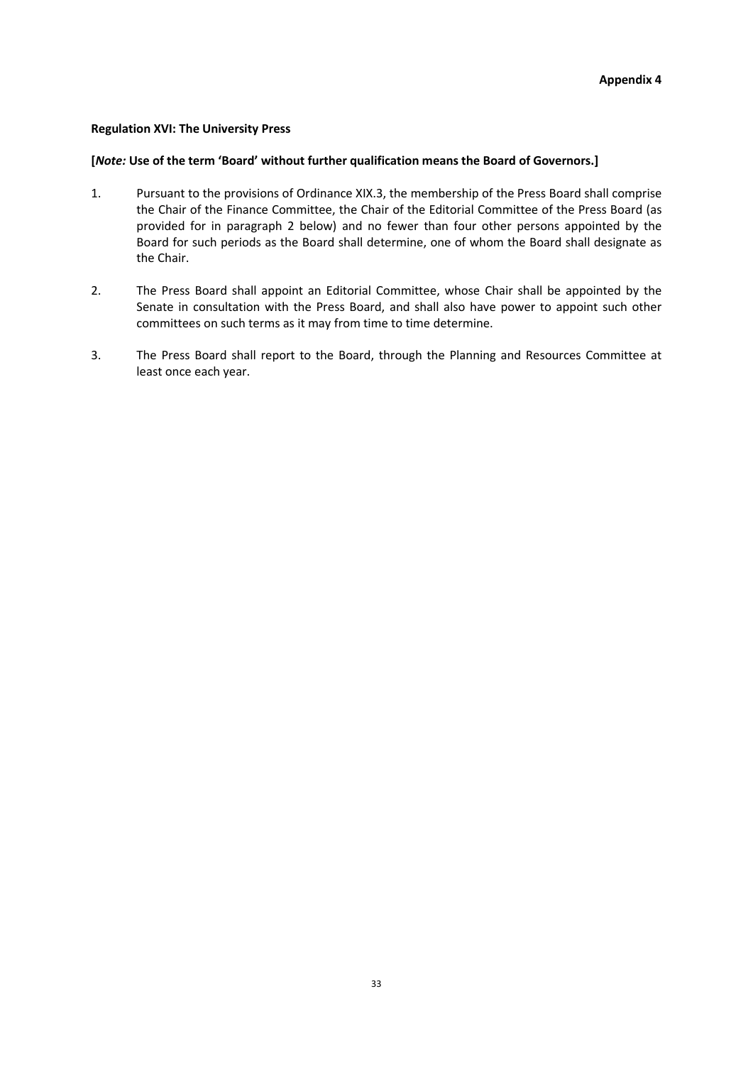**Appendix 4**

**Regulation XVI: The University Press**

**[*Note:* Use of the term 'Board' without further qualification means the Board of Governors.]**

1. Pursuant to the provisions of Ordinance XIX.3, the membership of the Press Board shall comprise the Chair of the Finance Committee, the Chair of the Editorial Committee of the Press Board (as provided for in paragraph 2 below) and no fewer than four other persons appointed by the Board for such periods as the Board shall determine, one of whom the Board shall designate as the Chair.

2. The Press Board shall appoint an Editorial Committee, whose Chair shall be appointed by the Senate in consultation with the Press Board, and shall also have power to appoint such other committees on such terms as it may from time to time determine.

3. The Press Board shall report to the Board, through the Planning and Resources Committee at least once each year.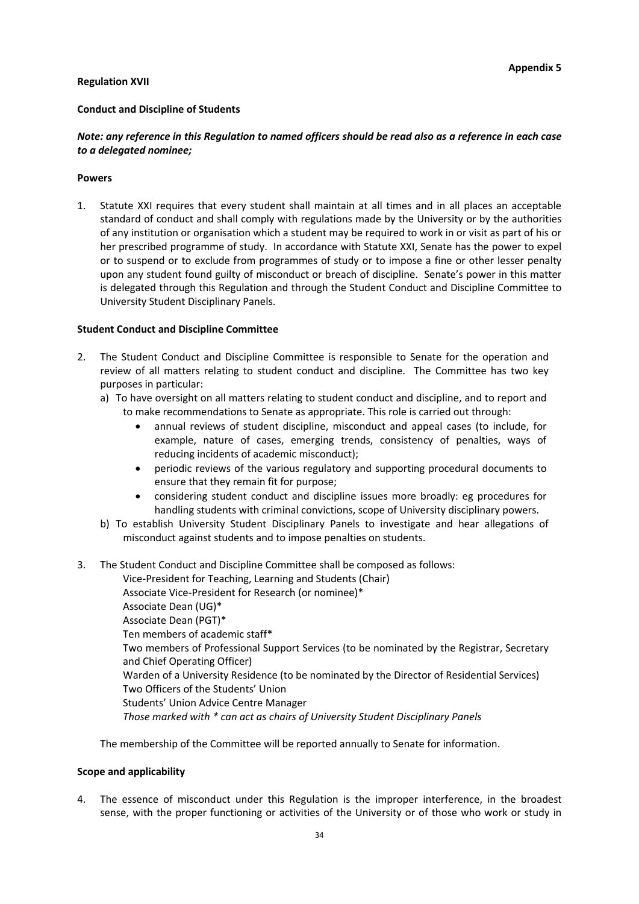**Appendix 5**

**Regulation XVII**

**Conduct and Discipline of Students**

***Note: any reference in this Regulation to named officers should be read also as a reference in each case to a delegated nominee;***

**Powers**

1. Statute XXI requires that every student shall maintain at all times and in all places an acceptable standard of conduct and shall comply with regulations made by the University or by the authorities of any institution or organisation which a student may be required to work in or visit as part of his or her prescribed programme of study. In accordance with Statute XXI, Senate has the power to expel or to suspend or to exclude from programmes of study or to impose a fine or other lesser penalty upon any student found guilty of misconduct or breach of discipline. Senate's power in this matter is delegated through this Regulation and through the Student Conduct and Discipline Committee to University Student Disciplinary Panels.

**Student Conduct and Discipline Committee**

2. The Student Conduct and Discipline Committee is responsible to Senate for the operation and review of all matters relating to student conduct and discipline. The Committee has two key purposes in particular:
   a) To have oversight on all matters relating to student conduct and discipline, and to report and to make recommendations to Senate as appropriate. This role is carried out through:
      - annual reviews of student discipline, misconduct and appeal cases (to include, for example, nature of cases, emerging trends, consistency of penalties, ways of reducing incidents of academic misconduct);
      - periodic reviews of the various regulatory and supporting procedural documents to ensure that they remain fit for purpose;
      - considering student conduct and discipline issues more broadly: eg procedures for handling students with criminal convictions, scope of University disciplinary powers.
   b) To establish University Student Disciplinary Panels to investigate and hear allegations of misconduct against students and to impose penalties on students.

3. The Student Conduct and Discipline Committee shall be composed as follows:

   Vice-President for Teaching, Learning and Students (Chair)
   Associate Vice-President for Research (or nominee)*
   Associate Dean (UG)*
   Associate Dean (PGT)*
   Ten members of academic staff*
   Two members of Professional Support Services (to be nominated by the Registrar, Secretary and Chief Operating Officer)
   Warden of a University Residence (to be nominated by the Director of Residential Services)
   Two Officers of the Students' Union
   Students' Union Advice Centre Manager
   *Those marked with * can act as chairs of University Student Disciplinary Panels*

   The membership of the Committee will be reported annually to Senate for information.

**Scope and applicability**

4. The essence of misconduct under this Regulation is the improper interference, in the broadest sense, with the proper functioning or activities of the University or of those who work or study in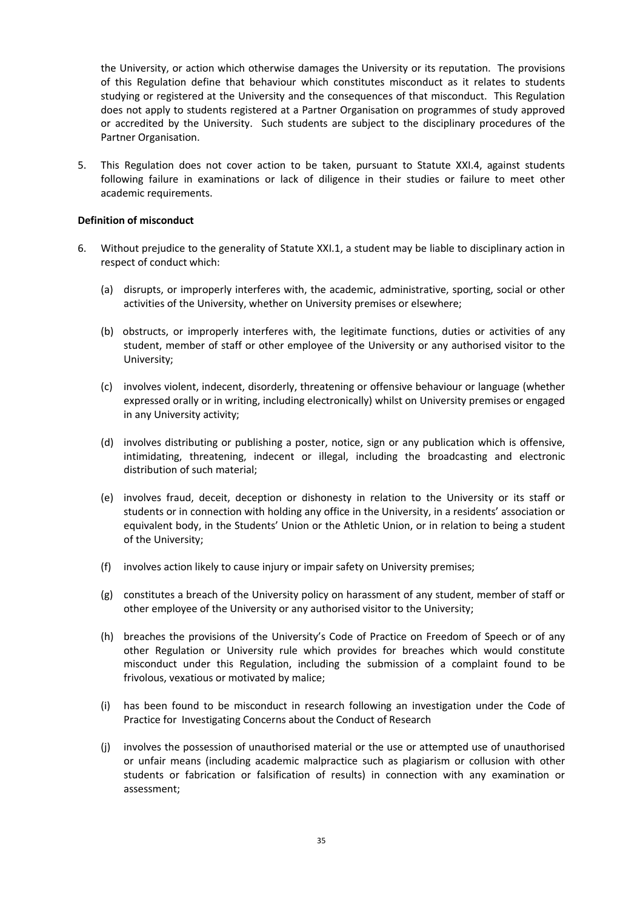the University, or action which otherwise damages the University or its reputation. The provisions of this Regulation define that behaviour which constitutes misconduct as it relates to students studying or registered at the University and the consequences of that misconduct. This Regulation does not apply to students registered at a Partner Organisation on programmes of study approved or accredited by the University. Such students are subject to the disciplinary procedures of the Partner Organisation.

5. This Regulation does not cover action to be taken, pursuant to Statute XXI.4, against students following failure in examinations or lack of diligence in their studies or failure to meet other academic requirements.

**Definition of misconduct**

6. Without prejudice to the generality of Statute XXI.1, a student may be liable to disciplinary action in respect of conduct which:

   (a) disrupts, or improperly interferes with, the academic, administrative, sporting, social or other activities of the University, whether on University premises or elsewhere;

   (b) obstructs, or improperly interferes with, the legitimate functions, duties or activities of any student, member of staff or other employee of the University or any authorised visitor to the University;

   (c) involves violent, indecent, disorderly, threatening or offensive behaviour or language (whether expressed orally or in writing, including electronically) whilst on University premises or engaged in any University activity;

   (d) involves distributing or publishing a poster, notice, sign or any publication which is offensive, intimidating, threatening, indecent or illegal, including the broadcasting and electronic distribution of such material;

   (e) involves fraud, deceit, deception or dishonesty in relation to the University or its staff or students or in connection with holding any office in the University, in a residents' association or equivalent body, in the Students' Union or the Athletic Union, or in relation to being a student of the University;

   (f) involves action likely to cause injury or impair safety on University premises;

   (g) constitutes a breach of the University policy on harassment of any student, member of staff or other employee of the University or any authorised visitor to the University;

   (h) breaches the provisions of the University's Code of Practice on Freedom of Speech or of any other Regulation or University rule which provides for breaches which would constitute misconduct under this Regulation, including the submission of a complaint found to be frivolous, vexatious or motivated by malice;

   (i) has been found to be misconduct in research following an investigation under the Code of Practice for Investigating Concerns about the Conduct of Research

   (j) involves the possession of unauthorised material or the use or attempted use of unauthorised or unfair means (including academic malpractice such as plagiarism or collusion with other students or fabrication or falsification of results) in connection with any examination or assessment;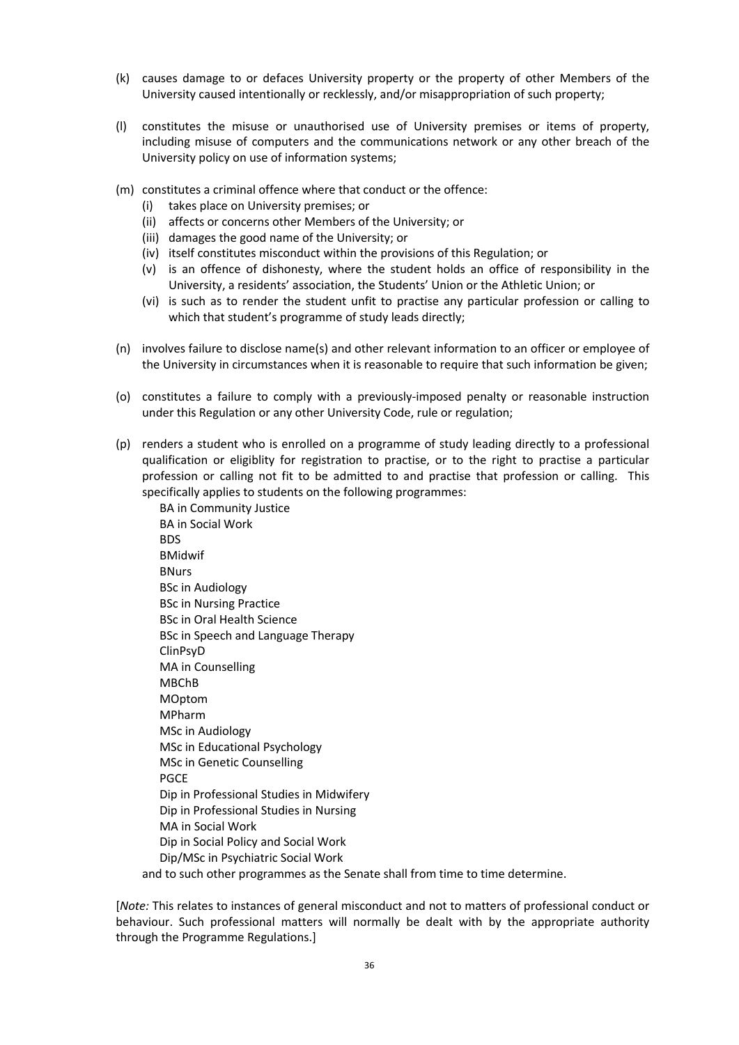(k) causes damage to or defaces University property or the property of other Members of the University caused intentionally or recklessly, and/or misappropriation of such property;

(l) constitutes the misuse or unauthorised use of University premises or items of property, including misuse of computers and the communications network or any other breach of the University policy on use of information systems;

(m) constitutes a criminal offence where that conduct or the offence:
   (i) takes place on University premises; or
   (ii) affects or concerns other Members of the University; or
   (iii) damages the good name of the University; or
   (iv) itself constitutes misconduct within the provisions of this Regulation; or
   (v) is an offence of dishonesty, where the student holds an office of responsibility in the University, a residents' association, the Students' Union or the Athletic Union; or
   (vi) is such as to render the student unfit to practise any particular profession or calling to which that student's programme of study leads directly;

(n) involves failure to disclose name(s) and other relevant information to an officer or employee of the University in circumstances when it is reasonable to require that such information be given;

(o) constitutes a failure to comply with a previously-imposed penalty or reasonable instruction under this Regulation or any other University Code, rule or regulation;

(p) renders a student who is enrolled on a programme of study leading directly to a professional qualification or eligiblity for registration to practise, or to the right to practise a particular profession or calling not fit to be admitted to and practise that profession or calling. This specifically applies to students on the following programmes:

   BA in Community Justice
   BA in Social Work
   BDS
   BMidwif
   BNurs
   BSc in Audiology
   BSc in Nursing Practice
   BSc in Oral Health Science
   BSc in Speech and Language Therapy
   ClinPsyD
   MA in Counselling
   MBChB
   MOptom
   MPharm
   MSc in Audiology
   MSc in Educational Psychology
   MSc in Genetic Counselling
   PGCE
   Dip in Professional Studies in Midwifery
   Dip in Professional Studies in Nursing
   MA in Social Work
   Dip in Social Policy and Social Work
   Dip/MSc in Psychiatric Social Work

   and to such other programmes as the Senate shall from time to time determine.

[*Note:* This relates to instances of general misconduct and not to matters of professional conduct or behaviour. Such professional matters will normally be dealt with by the appropriate authority through the Programme Regulations.]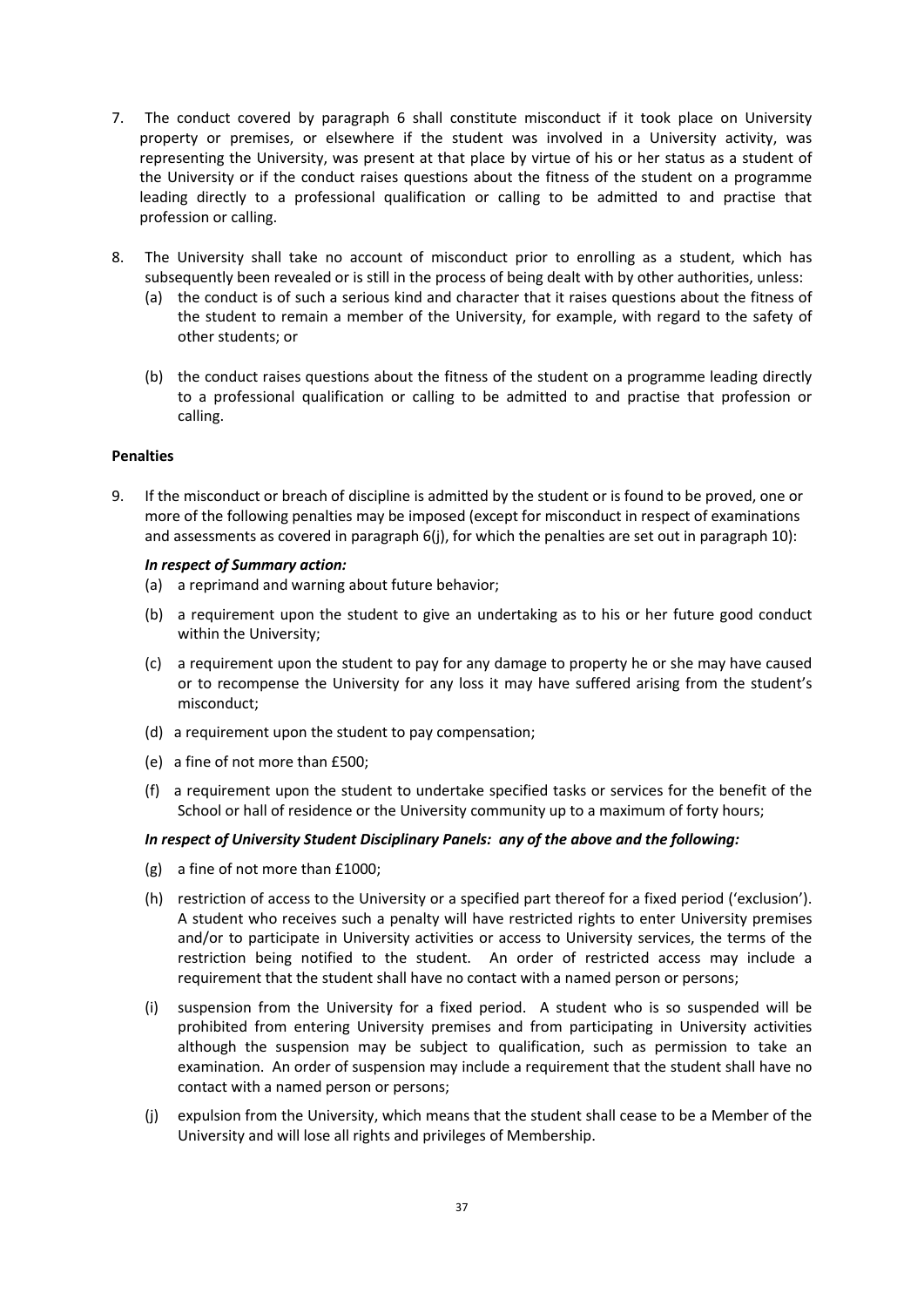7. The conduct covered by paragraph 6 shall constitute misconduct if it took place on University property or premises, or elsewhere if the student was involved in a University activity, was representing the University, was present at that place by virtue of his or her status as a student of the University or if the conduct raises questions about the fitness of the student on a programme leading directly to a professional qualification or calling to be admitted to and practise that profession or calling.

8. The University shall take no account of misconduct prior to enrolling as a student, which has subsequently been revealed or is still in the process of being dealt with by other authorities, unless:
   (a) the conduct is of such a serious kind and character that it raises questions about the fitness of the student to remain a member of the University, for example, with regard to the safety of other students; or

   (b) the conduct raises questions about the fitness of the student on a programme leading directly to a professional qualification or calling to be admitted to and practise that profession or calling.

**Penalties**

9. If the misconduct or breach of discipline is admitted by the student or is found to be proved, one or more of the following penalties may be imposed (except for misconduct in respect of examinations and assessments as covered in paragraph 6(j), for which the penalties are set out in paragraph 10):

   ***In respect of Summary action:***
   (a) a reprimand and warning about future behavior;

   (b) a requirement upon the student to give an undertaking as to his or her future good conduct within the University;

   (c) a requirement upon the student to pay for any damage to property he or she may have caused or to recompense the University for any loss it may have suffered arising from the student's misconduct;

   (d) a requirement upon the student to pay compensation;

   (e) a fine of not more than £500;

   (f) a requirement upon the student to undertake specified tasks or services for the benefit of the School or hall of residence or the University community up to a maximum of forty hours;

   ***In respect of University Student Disciplinary Panels: any of the above and the following:***

   (g) a fine of not more than £1000;

   (h) restriction of access to the University or a specified part thereof for a fixed period ('exclusion'). A student who receives such a penalty will have restricted rights to enter University premises and/or to participate in University activities or access to University services, the terms of the restriction being notified to the student. An order of restricted access may include a requirement that the student shall have no contact with a named person or persons;

   (i) suspension from the University for a fixed period. A student who is so suspended will be prohibited from entering University premises and from participating in University activities although the suspension may be subject to qualification, such as permission to take an examination. An order of suspension may include a requirement that the student shall have no contact with a named person or persons;

   (j) expulsion from the University, which means that the student shall cease to be a Member of the University and will lose all rights and privileges of Membership.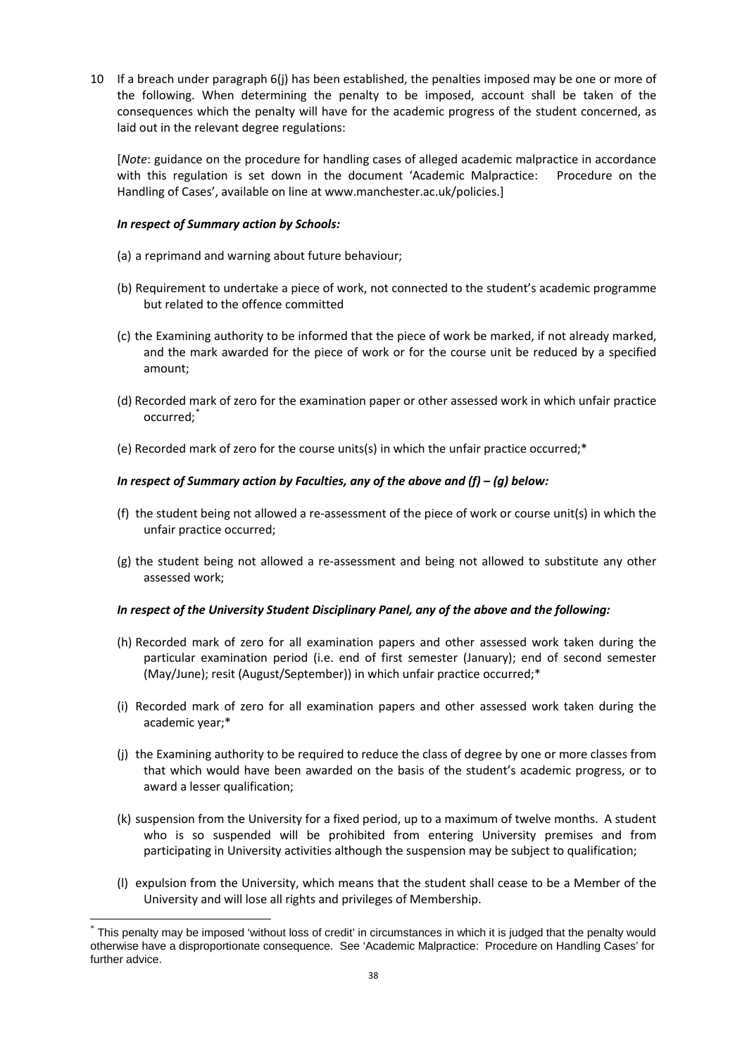10 If a breach under paragraph 6(j) has been established, the penalties imposed may be one or more of the following. When determining the penalty to be imposed, account shall be taken of the consequences which the penalty will have for the academic progress of the student concerned, as laid out in the relevant degree regulations:

[*Note*: guidance on the procedure for handling cases of alleged academic malpractice in accordance with this regulation is set down in the document 'Academic Malpractice: Procedure on the Handling of Cases', available on line at www.manchester.ac.uk/policies.]

***In respect of Summary action by Schools:***

(a) a reprimand and warning about future behaviour;

(b) Requirement to undertake a piece of work, not connected to the student's academic programme but related to the offence committed

(c) the Examining authority to be informed that the piece of work be marked, if not already marked, and the mark awarded for the piece of work or for the course unit be reduced by a specified amount;

(d) Recorded mark of zero for the examination paper or other assessed work in which unfair practice occurred;*

(e) Recorded mark of zero for the course units(s) in which the unfair practice occurred;*

***In respect of Summary action by Faculties, any of the above and (f) – (g) below:***

(f) the student being not allowed a re-assessment of the piece of work or course unit(s) in which the unfair practice occurred;

(g) the student being not allowed a re-assessment and being not allowed to substitute any other assessed work;

***In respect of the University Student Disciplinary Panel, any of the above and the following:***

(h) Recorded mark of zero for all examination papers and other assessed work taken during the particular examination period (i.e. end of first semester (January); end of second semester (May/June); resit (August/September)) in which unfair practice occurred;*

(i) Recorded mark of zero for all examination papers and other assessed work taken during the academic year;*

(j) the Examining authority to be required to reduce the class of degree by one or more classes from that which would have been awarded on the basis of the student's academic progress, or to award a lesser qualification;

(k) suspension from the University for a fixed period, up to a maximum of twelve months. A student who is so suspended will be prohibited from entering University premises and from participating in University activities although the suspension may be subject to qualification;

(l) expulsion from the University, which means that the student shall cease to be a Member of the University and will lose all rights and privileges of Membership.

---

* This penalty may be imposed 'without loss of credit' in circumstances in which it is judged that the penalty would otherwise have a disproportionate consequence. See 'Academic Malpractice: Procedure on Handling Cases' for further advice.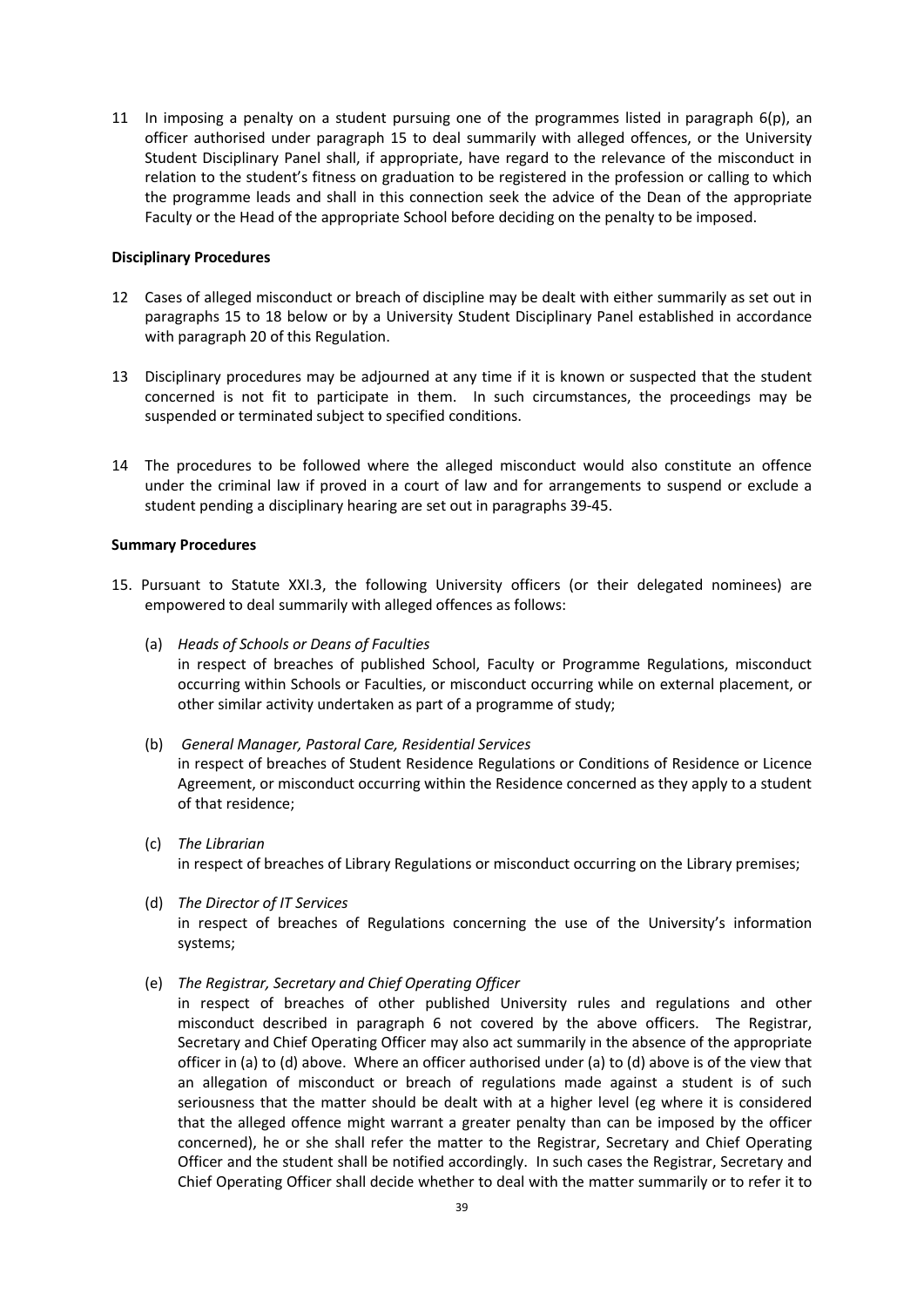11 In imposing a penalty on a student pursuing one of the programmes listed in paragraph 6(p), an officer authorised under paragraph 15 to deal summarily with alleged offences, or the University Student Disciplinary Panel shall, if appropriate, have regard to the relevance of the misconduct in relation to the student's fitness on graduation to be registered in the profession or calling to which the programme leads and shall in this connection seek the advice of the Dean of the appropriate Faculty or the Head of the appropriate School before deciding on the penalty to be imposed.

**Disciplinary Procedures**

12 Cases of alleged misconduct or breach of discipline may be dealt with either summarily as set out in paragraphs 15 to 18 below or by a University Student Disciplinary Panel established in accordance with paragraph 20 of this Regulation.

13 Disciplinary procedures may be adjourned at any time if it is known or suspected that the student concerned is not fit to participate in them. In such circumstances, the proceedings may be suspended or terminated subject to specified conditions.

14 The procedures to be followed where the alleged misconduct would also constitute an offence under the criminal law if proved in a court of law and for arrangements to suspend or exclude a student pending a disciplinary hearing are set out in paragraphs 39-45.

**Summary Procedures**

15. Pursuant to Statute XXI.3, the following University officers (or their delegated nominees) are empowered to deal summarily with alleged offences as follows:

    (a) *Heads of Schools or Deans of Faculties*
    in respect of breaches of published School, Faculty or Programme Regulations, misconduct occurring within Schools or Faculties, or misconduct occurring while on external placement, or other similar activity undertaken as part of a programme of study;

    (b) *General Manager, Pastoral Care, Residential Services*
    in respect of breaches of Student Residence Regulations or Conditions of Residence or Licence Agreement, or misconduct occurring within the Residence concerned as they apply to a student of that residence;

    (c) *The Librarian*
    in respect of breaches of Library Regulations or misconduct occurring on the Library premises;

    (d) *The Director of IT Services*
    in respect of breaches of Regulations concerning the use of the University's information systems;

    (e) *The Registrar, Secretary and Chief Operating Officer*
    in respect of breaches of other published University rules and regulations and other misconduct described in paragraph 6 not covered by the above officers. The Registrar, Secretary and Chief Operating Officer may also act summarily in the absence of the appropriate officer in (a) to (d) above. Where an officer authorised under (a) to (d) above is of the view that an allegation of misconduct or breach of regulations made against a student is of such seriousness that the matter should be dealt with at a higher level (eg where it is considered that the alleged offence might warrant a greater penalty than can be imposed by the officer concerned), he or she shall refer the matter to the Registrar, Secretary and Chief Operating Officer and the student shall be notified accordingly. In such cases the Registrar, Secretary and Chief Operating Officer shall decide whether to deal with the matter summarily or to refer it to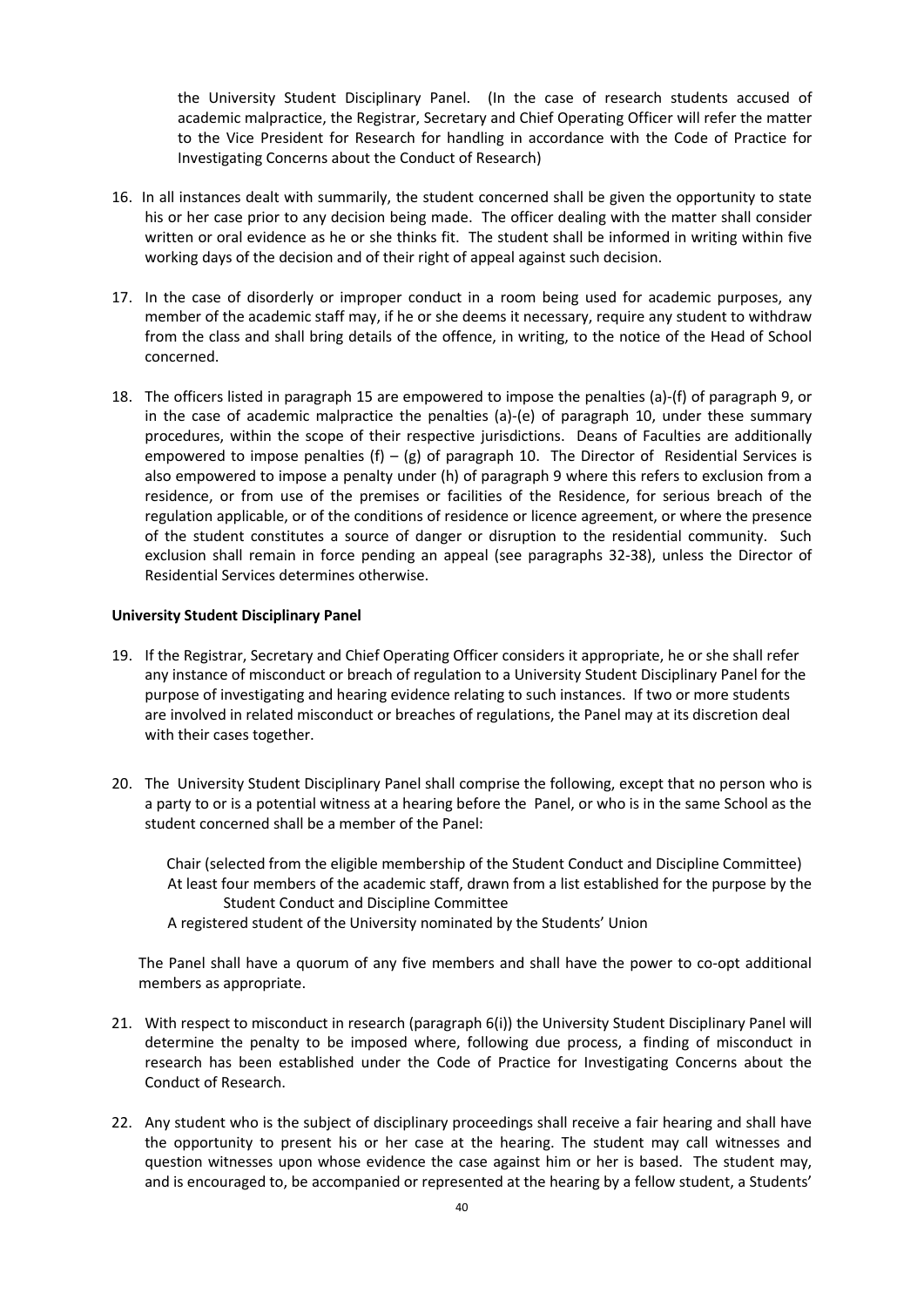the University Student Disciplinary Panel. (In the case of research students accused of academic malpractice, the Registrar, Secretary and Chief Operating Officer will refer the matter to the Vice President for Research for handling in accordance with the Code of Practice for Investigating Concerns about the Conduct of Research)

16. In all instances dealt with summarily, the student concerned shall be given the opportunity to state his or her case prior to any decision being made. The officer dealing with the matter shall consider written or oral evidence as he or she thinks fit. The student shall be informed in writing within five working days of the decision and of their right of appeal against such decision.

17. In the case of disorderly or improper conduct in a room being used for academic purposes, any member of the academic staff may, if he or she deems it necessary, require any student to withdraw from the class and shall bring details of the offence, in writing, to the notice of the Head of School concerned.

18. The officers listed in paragraph 15 are empowered to impose the penalties (a)-(f) of paragraph 9, or in the case of academic malpractice the penalties (a)-(e) of paragraph 10, under these summary procedures, within the scope of their respective jurisdictions. Deans of Faculties are additionally empowered to impose penalties (f) – (g) of paragraph 10. The Director of Residential Services is also empowered to impose a penalty under (h) of paragraph 9 where this refers to exclusion from a residence, or from use of the premises or facilities of the Residence, for serious breach of the regulation applicable, or of the conditions of residence or licence agreement, or where the presence of the student constitutes a source of danger or disruption to the residential community. Such exclusion shall remain in force pending an appeal (see paragraphs 32-38), unless the Director of Residential Services determines otherwise.

**University Student Disciplinary Panel**

19. If the Registrar, Secretary and Chief Operating Officer considers it appropriate, he or she shall refer any instance of misconduct or breach of regulation to a University Student Disciplinary Panel for the purpose of investigating and hearing evidence relating to such instances. If two or more students are involved in related misconduct or breaches of regulations, the Panel may at its discretion deal with their cases together.

20. The University Student Disciplinary Panel shall comprise the following, except that no person who is a party to or is a potential witness at a hearing before the Panel, or who is in the same School as the student concerned shall be a member of the Panel:

    Chair (selected from the eligible membership of the Student Conduct and Discipline Committee)
    At least four members of the academic staff, drawn from a list established for the purpose by the Student Conduct and Discipline Committee
    A registered student of the University nominated by the Students' Union

    The Panel shall have a quorum of any five members and shall have the power to co-opt additional members as appropriate.

21. With respect to misconduct in research (paragraph 6(i)) the University Student Disciplinary Panel will determine the penalty to be imposed where, following due process, a finding of misconduct in research has been established under the Code of Practice for Investigating Concerns about the Conduct of Research.

22. Any student who is the subject of disciplinary proceedings shall receive a fair hearing and shall have the opportunity to present his or her case at the hearing. The student may call witnesses and question witnesses upon whose evidence the case against him or her is based. The student may, and is encouraged to, be accompanied or represented at the hearing by a fellow student, a Students'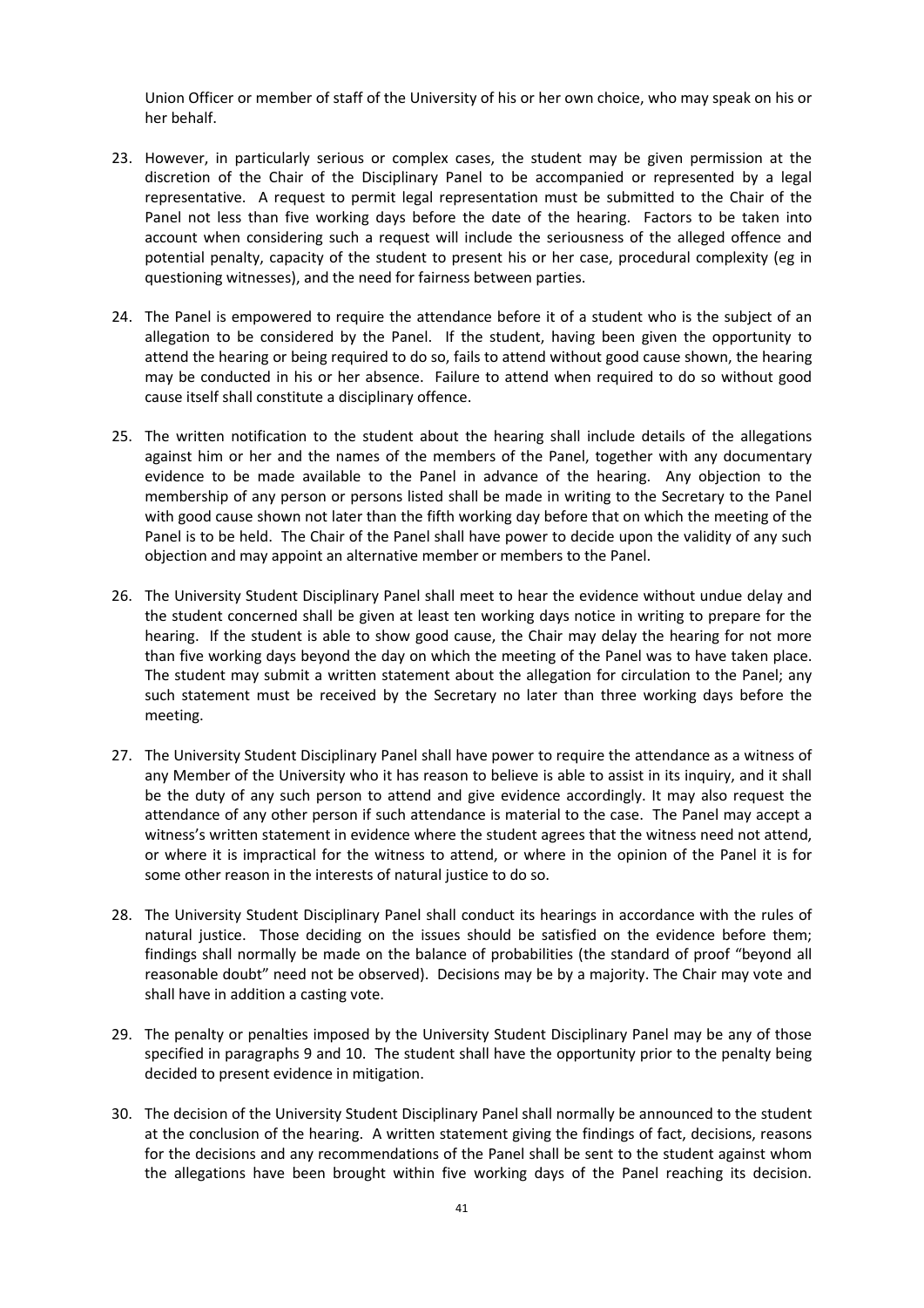Union Officer or member of staff of the University of his or her own choice, who may speak on his or her behalf.

23. However, in particularly serious or complex cases, the student may be given permission at the discretion of the Chair of the Disciplinary Panel to be accompanied or represented by a legal representative. A request to permit legal representation must be submitted to the Chair of the Panel not less than five working days before the date of the hearing. Factors to be taken into account when considering such a request will include the seriousness of the alleged offence and potential penalty, capacity of the student to present his or her case, procedural complexity (eg in questioning witnesses), and the need for fairness between parties.

24. The Panel is empowered to require the attendance before it of a student who is the subject of an allegation to be considered by the Panel. If the student, having been given the opportunity to attend the hearing or being required to do so, fails to attend without good cause shown, the hearing may be conducted in his or her absence. Failure to attend when required to do so without good cause itself shall constitute a disciplinary offence.

25. The written notification to the student about the hearing shall include details of the allegations against him or her and the names of the members of the Panel, together with any documentary evidence to be made available to the Panel in advance of the hearing. Any objection to the membership of any person or persons listed shall be made in writing to the Secretary to the Panel with good cause shown not later than the fifth working day before that on which the meeting of the Panel is to be held. The Chair of the Panel shall have power to decide upon the validity of any such objection and may appoint an alternative member or members to the Panel.

26. The University Student Disciplinary Panel shall meet to hear the evidence without undue delay and the student concerned shall be given at least ten working days notice in writing to prepare for the hearing. If the student is able to show good cause, the Chair may delay the hearing for not more than five working days beyond the day on which the meeting of the Panel was to have taken place. The student may submit a written statement about the allegation for circulation to the Panel; any such statement must be received by the Secretary no later than three working days before the meeting.

27. The University Student Disciplinary Panel shall have power to require the attendance as a witness of any Member of the University who it has reason to believe is able to assist in its inquiry, and it shall be the duty of any such person to attend and give evidence accordingly. It may also request the attendance of any other person if such attendance is material to the case. The Panel may accept a witness's written statement in evidence where the student agrees that the witness need not attend, or where it is impractical for the witness to attend, or where in the opinion of the Panel it is for some other reason in the interests of natural justice to do so.

28. The University Student Disciplinary Panel shall conduct its hearings in accordance with the rules of natural justice. Those deciding on the issues should be satisfied on the evidence before them; findings shall normally be made on the balance of probabilities (the standard of proof "beyond all reasonable doubt" need not be observed). Decisions may be by a majority. The Chair may vote and shall have in addition a casting vote.

29. The penalty or penalties imposed by the University Student Disciplinary Panel may be any of those specified in paragraphs 9 and 10. The student shall have the opportunity prior to the penalty being decided to present evidence in mitigation.

30. The decision of the University Student Disciplinary Panel shall normally be announced to the student at the conclusion of the hearing. A written statement giving the findings of fact, decisions, reasons for the decisions and any recommendations of the Panel shall be sent to the student against whom the allegations have been brought within five working days of the Panel reaching its decision.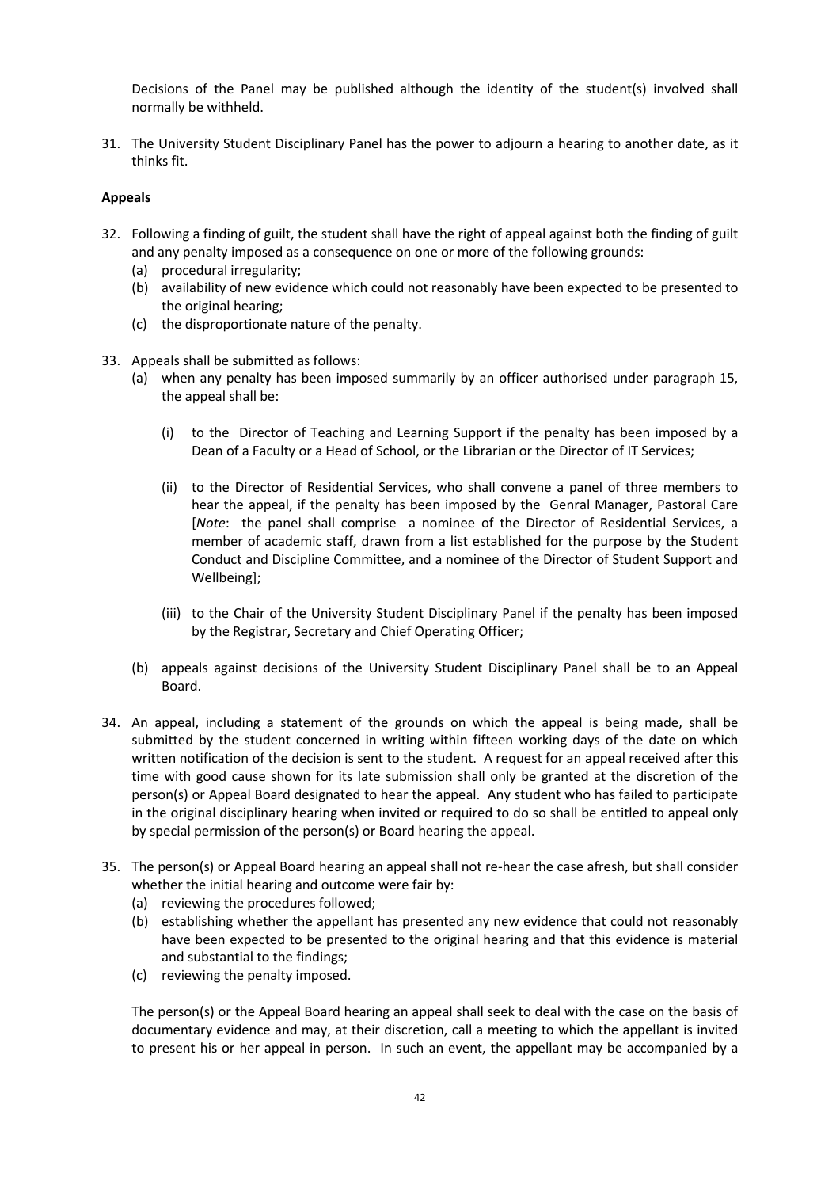Decisions of the Panel may be published although the identity of the student(s) involved shall normally be withheld.

31. The University Student Disciplinary Panel has the power to adjourn a hearing to another date, as it thinks fit.

**Appeals**

32. Following a finding of guilt, the student shall have the right of appeal against both the finding of guilt and any penalty imposed as a consequence on one or more of the following grounds:
    (a) procedural irregularity;
    (b) availability of new evidence which could not reasonably have been expected to be presented to the original hearing;
    (c) the disproportionate nature of the penalty.

33. Appeals shall be submitted as follows:
    (a) when any penalty has been imposed summarily by an officer authorised under paragraph 15, the appeal shall be:

    (i) to the Director of Teaching and Learning Support if the penalty has been imposed by a Dean of a Faculty or a Head of School, or the Librarian or the Director of IT Services;

    (ii) to the Director of Residential Services, who shall convene a panel of three members to hear the appeal, if the penalty has been imposed by the Genral Manager, Pastoral Care [*Note*: the panel shall comprise a nominee of the Director of Residential Services, a member of academic staff, drawn from a list established for the purpose by the Student Conduct and Discipline Committee, and a nominee of the Director of Student Support and Wellbeing];

    (iii) to the Chair of the University Student Disciplinary Panel if the penalty has been imposed by the Registrar, Secretary and Chief Operating Officer;

    (b) appeals against decisions of the University Student Disciplinary Panel shall be to an Appeal Board.

34. An appeal, including a statement of the grounds on which the appeal is being made, shall be submitted by the student concerned in writing within fifteen working days of the date on which written notification of the decision is sent to the student. A request for an appeal received after this time with good cause shown for its late submission shall only be granted at the discretion of the person(s) or Appeal Board designated to hear the appeal. Any student who has failed to participate in the original disciplinary hearing when invited or required to do so shall be entitled to appeal only by special permission of the person(s) or Board hearing the appeal.

35. The person(s) or Appeal Board hearing an appeal shall not re-hear the case afresh, but shall consider whether the initial hearing and outcome were fair by:
    (a) reviewing the procedures followed;
    (b) establishing whether the appellant has presented any new evidence that could not reasonably have been expected to be presented to the original hearing and that this evidence is material and substantial to the findings;
    (c) reviewing the penalty imposed.

    The person(s) or the Appeal Board hearing an appeal shall seek to deal with the case on the basis of documentary evidence and may, at their discretion, call a meeting to which the appellant is invited to present his or her appeal in person. In such an event, the appellant may be accompanied by a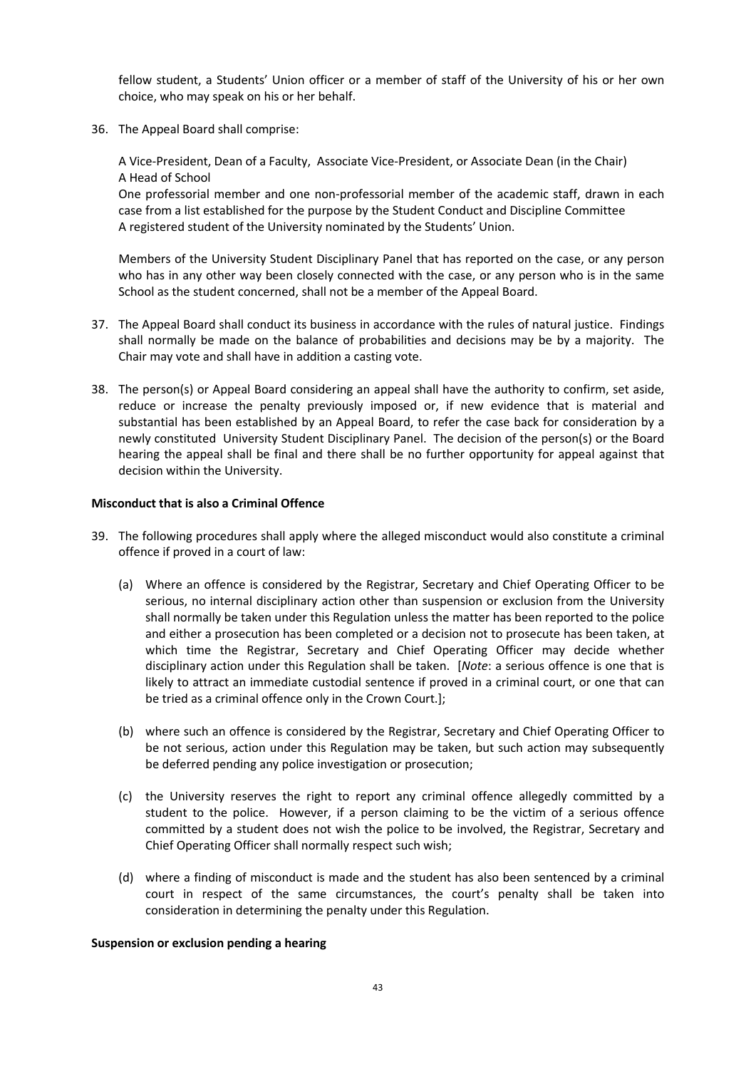fellow student, a Students' Union officer or a member of staff of the University of his or her own choice, who may speak on his or her behalf.

36. The Appeal Board shall comprise:

    A Vice-President, Dean of a Faculty, Associate Vice-President, or Associate Dean (in the Chair)
    A Head of School
    One professorial member and one non-professorial member of the academic staff, drawn in each case from a list established for the purpose by the Student Conduct and Discipline Committee
    A registered student of the University nominated by the Students' Union.

    Members of the University Student Disciplinary Panel that has reported on the case, or any person who has in any other way been closely connected with the case, or any person who is in the same School as the student concerned, shall not be a member of the Appeal Board.

37. The Appeal Board shall conduct its business in accordance with the rules of natural justice. Findings shall normally be made on the balance of probabilities and decisions may be by a majority. The Chair may vote and shall have in addition a casting vote.

38. The person(s) or Appeal Board considering an appeal shall have the authority to confirm, set aside, reduce or increase the penalty previously imposed or, if new evidence that is material and substantial has been established by an Appeal Board, to refer the case back for consideration by a newly constituted University Student Disciplinary Panel. The decision of the person(s) or the Board hearing the appeal shall be final and there shall be no further opportunity for appeal against that decision within the University.

**Misconduct that is also a Criminal Offence**

39. The following procedures shall apply where the alleged misconduct would also constitute a criminal offence if proved in a court of law:

    (a) Where an offence is considered by the Registrar, Secretary and Chief Operating Officer to be serious, no internal disciplinary action other than suspension or exclusion from the University shall normally be taken under this Regulation unless the matter has been reported to the police and either a prosecution has been completed or a decision not to prosecute has been taken, at which time the Registrar, Secretary and Chief Operating Officer may decide whether disciplinary action under this Regulation shall be taken. [*Note*: a serious offence is one that is likely to attract an immediate custodial sentence if proved in a criminal court, or one that can be tried as a criminal offence only in the Crown Court.];

    (b) where such an offence is considered by the Registrar, Secretary and Chief Operating Officer to be not serious, action under this Regulation may be taken, but such action may subsequently be deferred pending any police investigation or prosecution;

    (c) the University reserves the right to report any criminal offence allegedly committed by a student to the police. However, if a person claiming to be the victim of a serious offence committed by a student does not wish the police to be involved, the Registrar, Secretary and Chief Operating Officer shall normally respect such wish;

    (d) where a finding of misconduct is made and the student has also been sentenced by a criminal court in respect of the same circumstances, the court's penalty shall be taken into consideration in determining the penalty under this Regulation.

**Suspension or exclusion pending a hearing**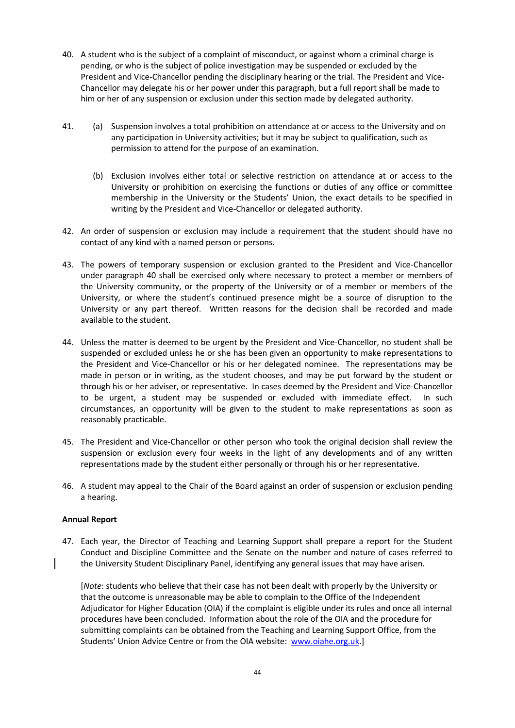40. A student who is the subject of a complaint of misconduct, or against whom a criminal charge is pending, or who is the subject of police investigation may be suspended or excluded by the President and Vice-Chancellor pending the disciplinary hearing or the trial. The President and Vice-Chancellor may delegate his or her power under this paragraph, but a full report shall be made to him or her of any suspension or exclusion under this section made by delegated authority.

41. (a) Suspension involves a total prohibition on attendance at or access to the University and on any participation in University activities; but it may be subject to qualification, such as permission to attend for the purpose of an examination.

    (b) Exclusion involves either total or selective restriction on attendance at or access to the University or prohibition on exercising the functions or duties of any office or committee membership in the University or the Students' Union, the exact details to be specified in writing by the President and Vice-Chancellor or delegated authority.

42. An order of suspension or exclusion may include a requirement that the student should have no contact of any kind with a named person or persons.

43. The powers of temporary suspension or exclusion granted to the President and Vice-Chancellor under paragraph 40 shall be exercised only where necessary to protect a member or members of the University community, or the property of the University or of a member or members of the University, or where the student's continued presence might be a source of disruption to the University or any part thereof. Written reasons for the decision shall be recorded and made available to the student.

44. Unless the matter is deemed to be urgent by the President and Vice-Chancellor, no student shall be suspended or excluded unless he or she has been given an opportunity to make representations to the President and Vice-Chancellor or his or her delegated nominee. The representations may be made in person or in writing, as the student chooses, and may be put forward by the student or through his or her adviser, or representative. In cases deemed by the President and Vice-Chancellor to be urgent, a student may be suspended or excluded with immediate effect. In such circumstances, an opportunity will be given to the student to make representations as soon as reasonably practicable.

45. The President and Vice-Chancellor or other person who took the original decision shall review the suspension or exclusion every four weeks in the light of any developments and of any written representations made by the student either personally or through his or her representative.

46. A student may appeal to the Chair of the Board against an order of suspension or exclusion pending a hearing.

**Annual Report**

47. Each year, the Director of Teaching and Learning Support shall prepare a report for the Student Conduct and Discipline Committee and the Senate on the number and nature of cases referred to the University Student Disciplinary Panel, identifying any general issues that may have arisen.

    [*Note*: students who believe that their case has not been dealt with properly by the University or that the outcome is unreasonable may be able to complain to the Office of the Independent Adjudicator for Higher Education (OIA) if the complaint is eligible under its rules and once all internal procedures have been concluded. Information about the role of the OIA and the procedure for submitting complaints can be obtained from the Teaching and Learning Support Office, from the Students' Union Advice Centre or from the OIA website: www.oiahe.org.uk.]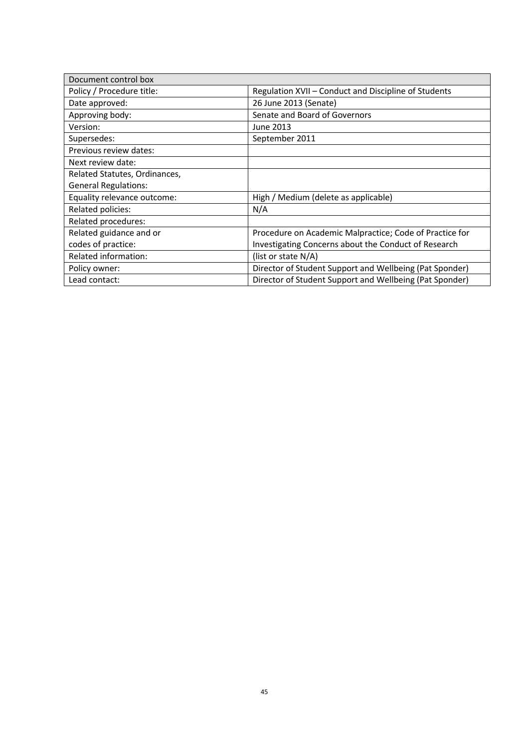| Document control box | |
|---|---|
| Policy / Procedure title: | Regulation XVII – Conduct and Discipline of Students |
| Date approved: | 26 June 2013 (Senate) |
| Approving body: | Senate and Board of Governors |
| Version: | June 2013 |
| Supersedes: | September 2011 |
| Previous review dates: | |
| Next review date: | |
| Related Statutes, Ordinances, General Regulations: | |
| Equality relevance outcome: | High / Medium (delete as applicable) |
| Related policies: | N/A |
| Related procedures: | |
| Related guidance and or codes of practice: | Procedure on Academic Malpractice; Code of Practice for Investigating Concerns about the Conduct of Research |
| Related information: | (list or state N/A) |
| Policy owner: | Director of Student Support and Wellbeing (Pat Sponder) |
| Lead contact: | Director of Student Support and Wellbeing (Pat Sponder) |